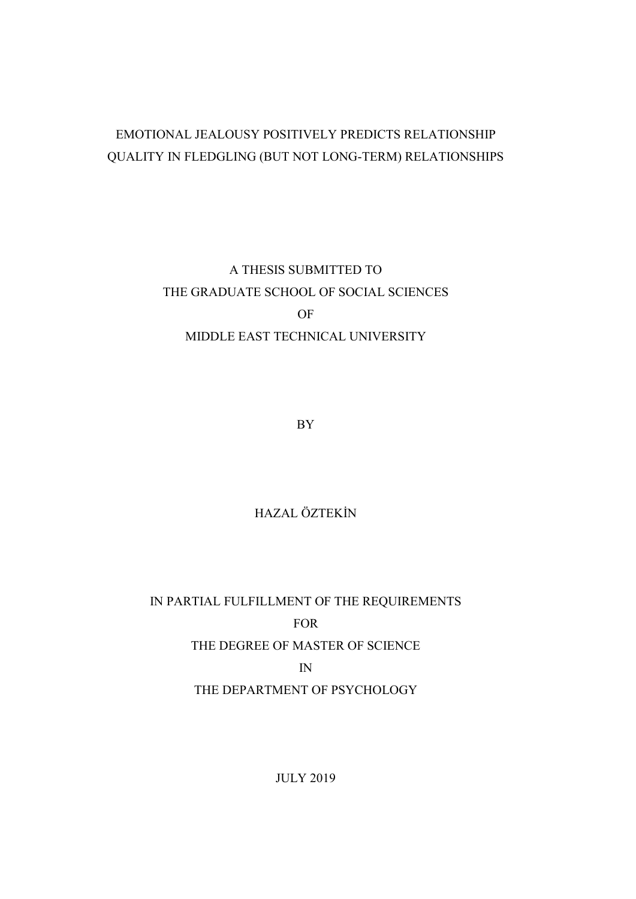# EMOTIONAL JEALOUSY POSITIVELY PREDICTS RELATIONSHIP QUALITY IN FLEDGLING (BUT NOT LONG-TERM) RELATIONSHIPS

A THESIS SUBMITTED TO
THE GRADUATE SCHOOL OF SOCIAL SCIENCES
OF
MIDDLE EAST TECHNICAL UNIVERSITY

BY

HAZAL ÖZTEKİN

IN PARTIAL FULFILLMENT OF THE REQUIREMENTS
FOR
THE DEGREE OF MASTER OF SCIENCE
IN
THE DEPARTMENT OF PSYCHOLOGY

JULY 2019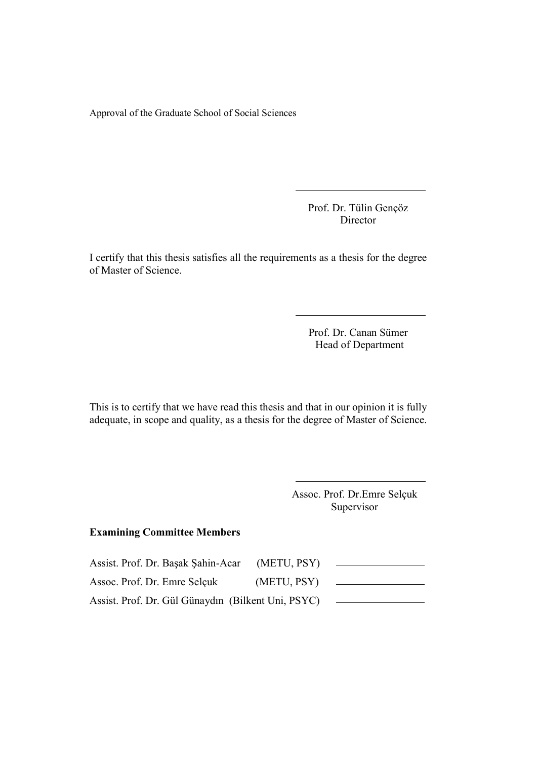Approval of the Graduate School of Social Sciences

Prof. Dr. Tülin Gençöz
Director

I certify that this thesis satisfies all the requirements as a thesis for the degree of Master of Science.

Prof. Dr. Canan Sümer
Head of Department

This is to certify that we have read this thesis and that in our opinion it is fully adequate, in scope and quality, as a thesis for the degree of Master of Science.

Assoc. Prof. Dr.Emre Selçuk
Supervisor

**Examining Committee Members**

| | | |
|---|---|---|
| Assist. Prof. Dr. Başak Şahin-Acar | (METU, PSY) | |
| Assoc. Prof. Dr. Emre Selçuk | (METU, PSY) | |
| Assist. Prof. Dr. Gül Günaydın | (Bilkent Uni, PSYC) | |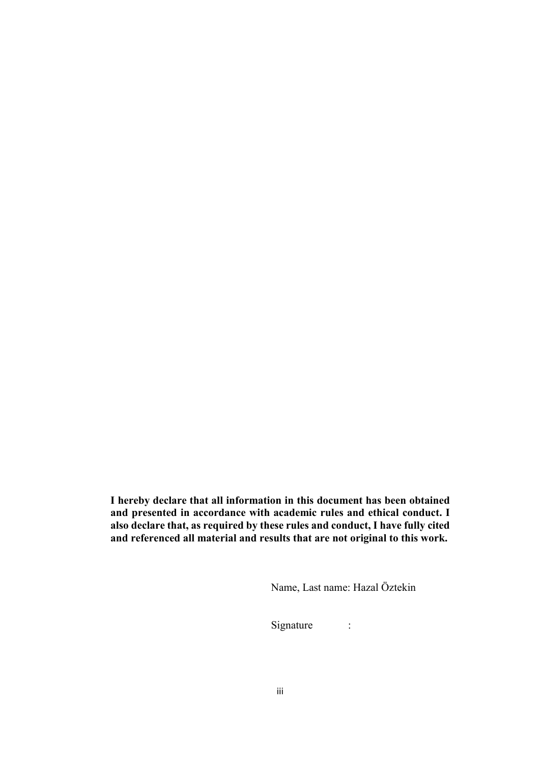**I hereby declare that all information in this document has been obtained and presented in accordance with academic rules and ethical conduct. I also declare that, as required by these rules and conduct, I have fully cited and referenced all material and results that are not original to this work.**

Name, Last name: Hazal Öztekin

Signature :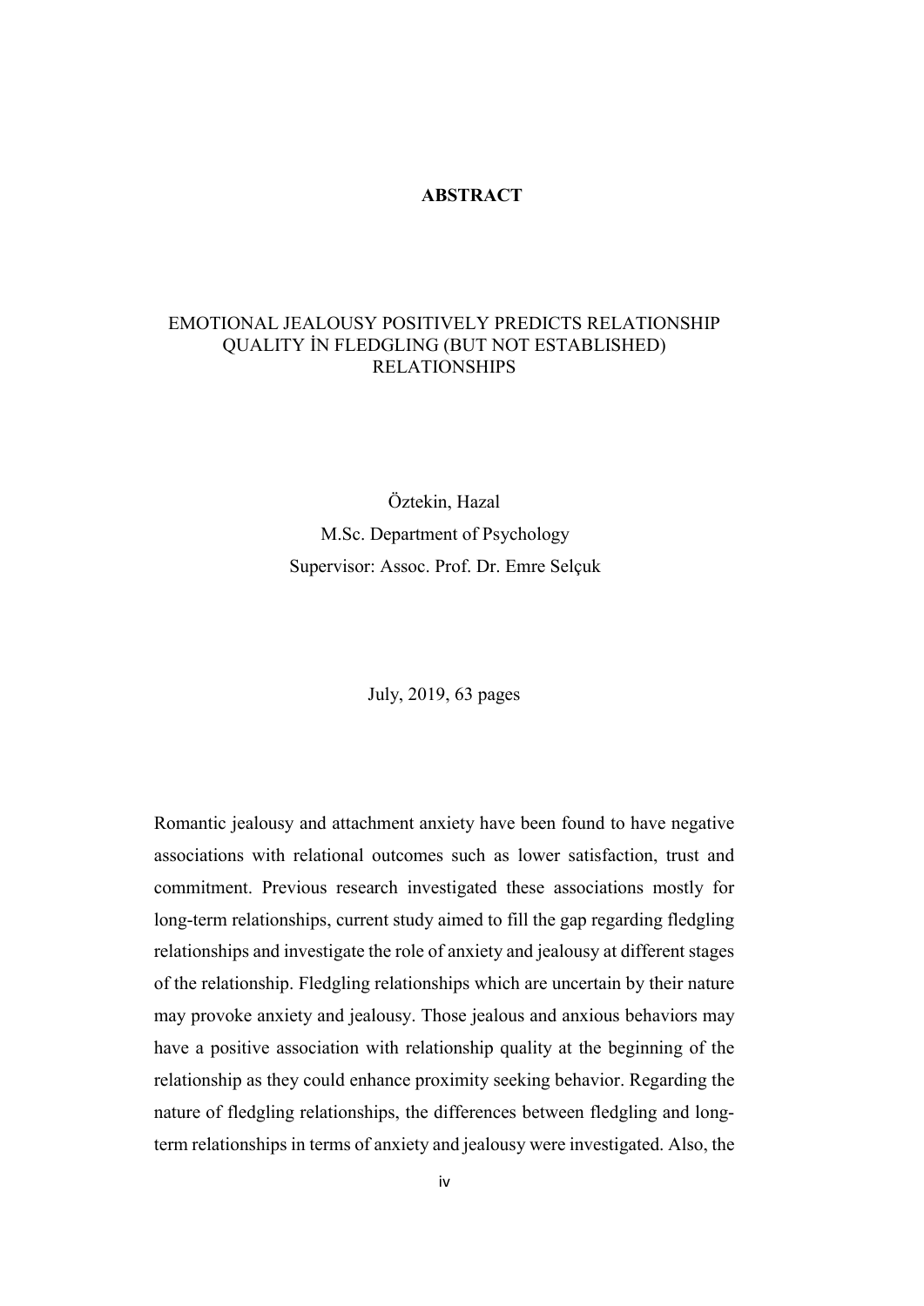# ABSTRACT

## EMOTIONAL JEALOUSY POSITIVELY PREDICTS RELATIONSHIP QUALITY İN FLEDGLING (BUT NOT ESTABLISHED) RELATIONSHIPS

Öztekin, Hazal

M.Sc. Department of Psychology

Supervisor: Assoc. Prof. Dr. Emre Selçuk

July, 2019, 63 pages

Romantic jealousy and attachment anxiety have been found to have negative associations with relational outcomes such as lower satisfaction, trust and commitment. Previous research investigated these associations mostly for long-term relationships, current study aimed to fill the gap regarding fledgling relationships and investigate the role of anxiety and jealousy at different stages of the relationship. Fledgling relationships which are uncertain by their nature may provoke anxiety and jealousy. Those jealous and anxious behaviors may have a positive association with relationship quality at the beginning of the relationship as they could enhance proximity seeking behavior. Regarding the nature of fledgling relationships, the differences between fledgling and long-term relationships in terms of anxiety and jealousy were investigated. Also, the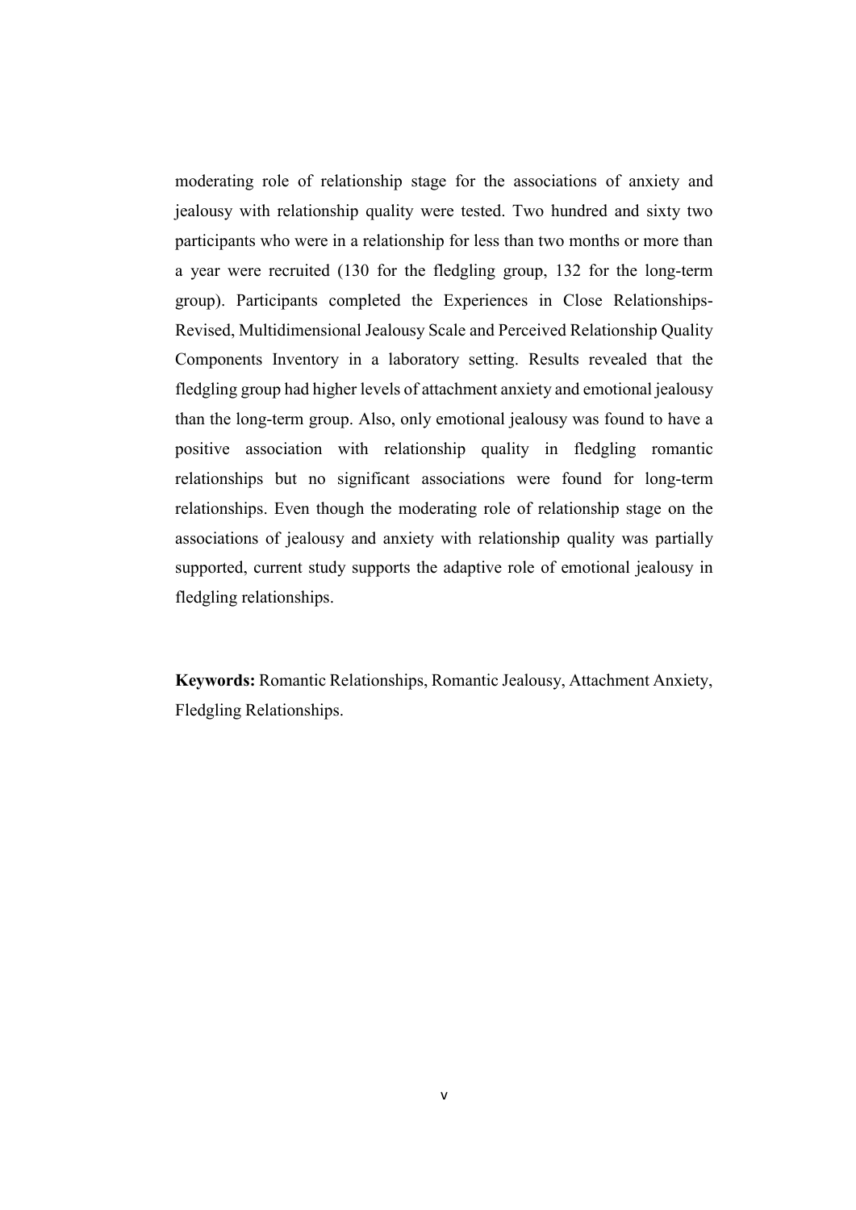moderating role of relationship stage for the associations of anxiety and jealousy with relationship quality were tested. Two hundred and sixty two participants who were in a relationship for less than two months or more than a year were recruited (130 for the fledgling group, 132 for the long-term group). Participants completed the Experiences in Close Relationships-Revised, Multidimensional Jealousy Scale and Perceived Relationship Quality Components Inventory in a laboratory setting. Results revealed that the fledgling group had higher levels of attachment anxiety and emotional jealousy than the long-term group. Also, only emotional jealousy was found to have a positive association with relationship quality in fledgling romantic relationships but no significant associations were found for long-term relationships. Even though the moderating role of relationship stage on the associations of jealousy and anxiety with relationship quality was partially supported, current study supports the adaptive role of emotional jealousy in fledgling relationships.

**Keywords:** Romantic Relationships, Romantic Jealousy, Attachment Anxiety, Fledgling Relationships.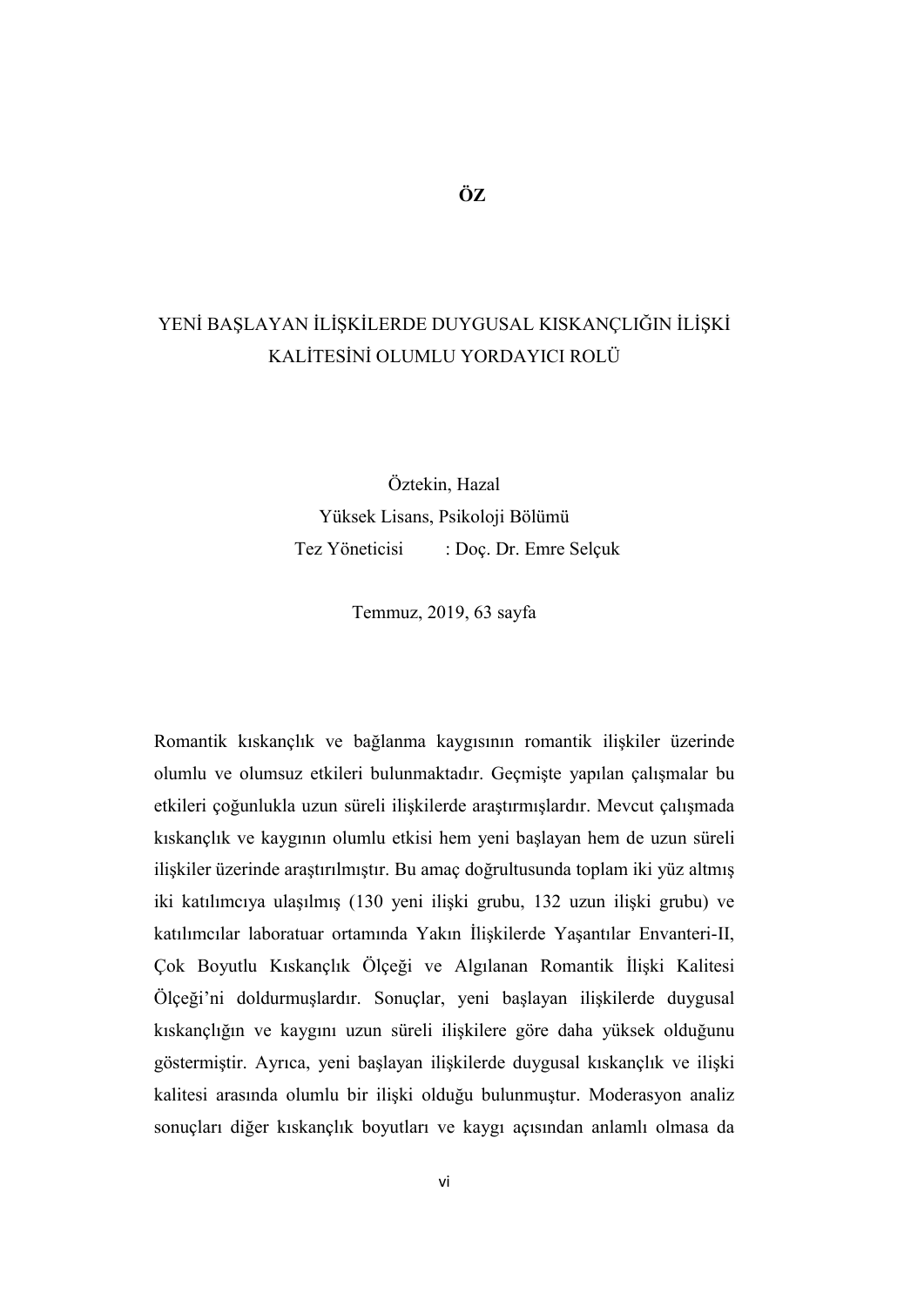# ÖZ

YENİ BAŞLAYAN İLİŞKİLERDE DUYGUSAL KISKANÇLIĞIN İLİŞKİ KALİTESİNİ OLUMLU YORDAYICI ROLÜ

Öztekin, Hazal
Yüksek Lisans, Psikoloji Bölümü
Tez Yöneticisi : Doç. Dr. Emre Selçuk

Temmuz, 2019, 63 sayfa

Romantik kıskançlık ve bağlanma kaygısının romantik ilişkiler üzerinde olumlu ve olumsuz etkileri bulunmaktadır. Geçmişte yapılan çalışmalar bu etkileri çoğunlukla uzun süreli ilişkilerde araştırmışlardır. Mevcut çalışmada kıskançlık ve kaygının olumlu etkisi hem yeni başlayan hem de uzun süreli ilişkiler üzerinde araştırılmıştır. Bu amaç doğrultusunda toplam iki yüz altmış iki katılımcıya ulaşılmış (130 yeni ilişki grubu, 132 uzun ilişki grubu) ve katılımcılar laboratuar ortamında Yakın İlişkilerde Yaşantılar Envanteri-II, Çok Boyutlu Kıskançlık Ölçeği ve Algılanan Romantik İlişki Kalitesi Ölçeği'ni doldurmuşlardır. Sonuçlar, yeni başlayan ilişkilerde duygusal kıskançlığın ve kaygını uzun süreli ilişkilere göre daha yüksek olduğunu göstermiştir. Ayrıca, yeni başlayan ilişkilerde duygusal kıskançlık ve ilişki kalitesi arasında olumlu bir ilişki olduğu bulunmuştur. Moderasyon analiz sonuçları diğer kıskançlık boyutları ve kaygı açısından anlamlı olmasa da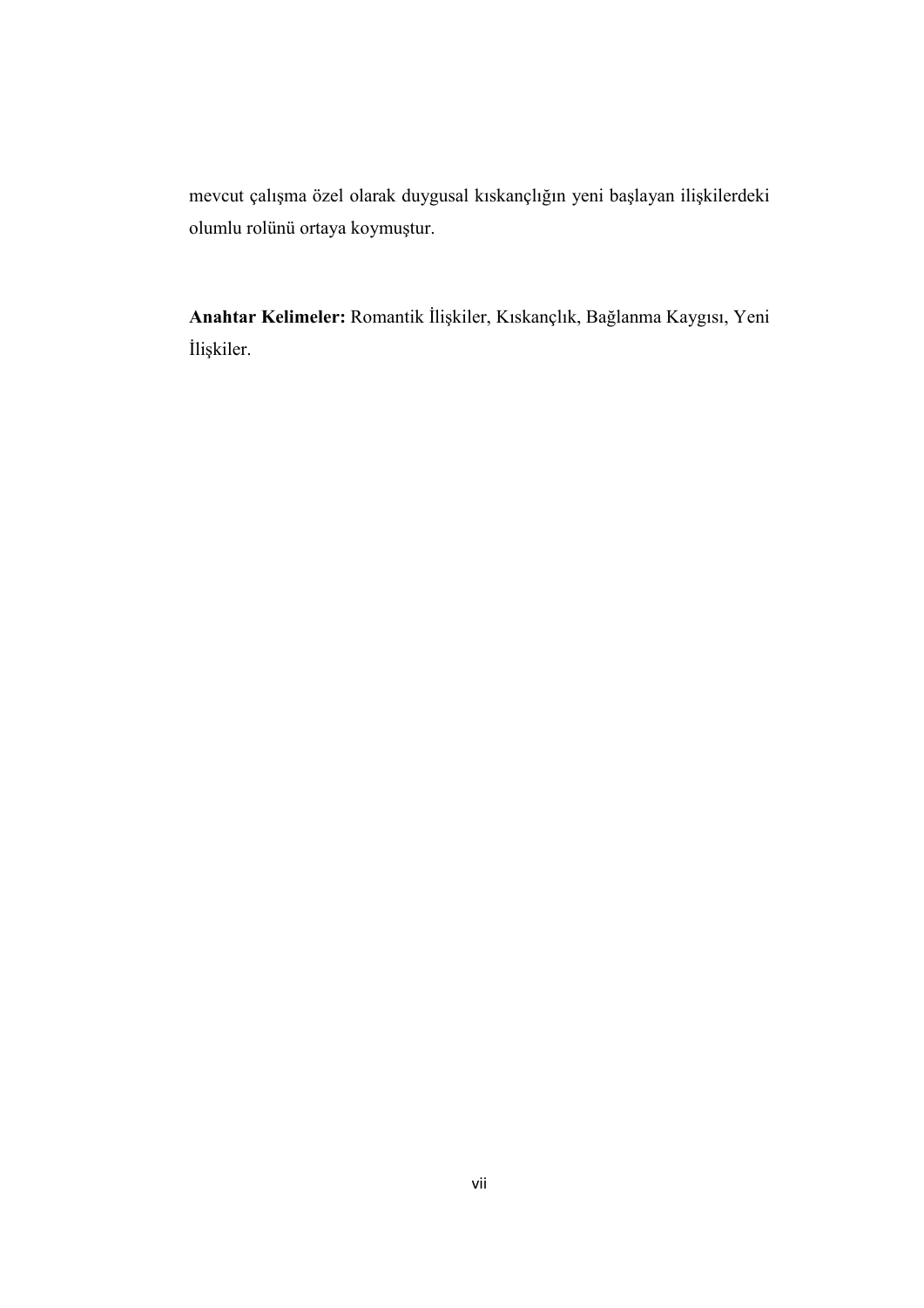mevcut çalışma özel olarak duygusal kıskançlığın yeni başlayan ilişkilerdeki olumlu rolünü ortaya koymuştur.

**Anahtar Kelimeler:** Romantik İlişkiler, Kıskançlık, Bağlanma Kaygısı, Yeni İlişkiler.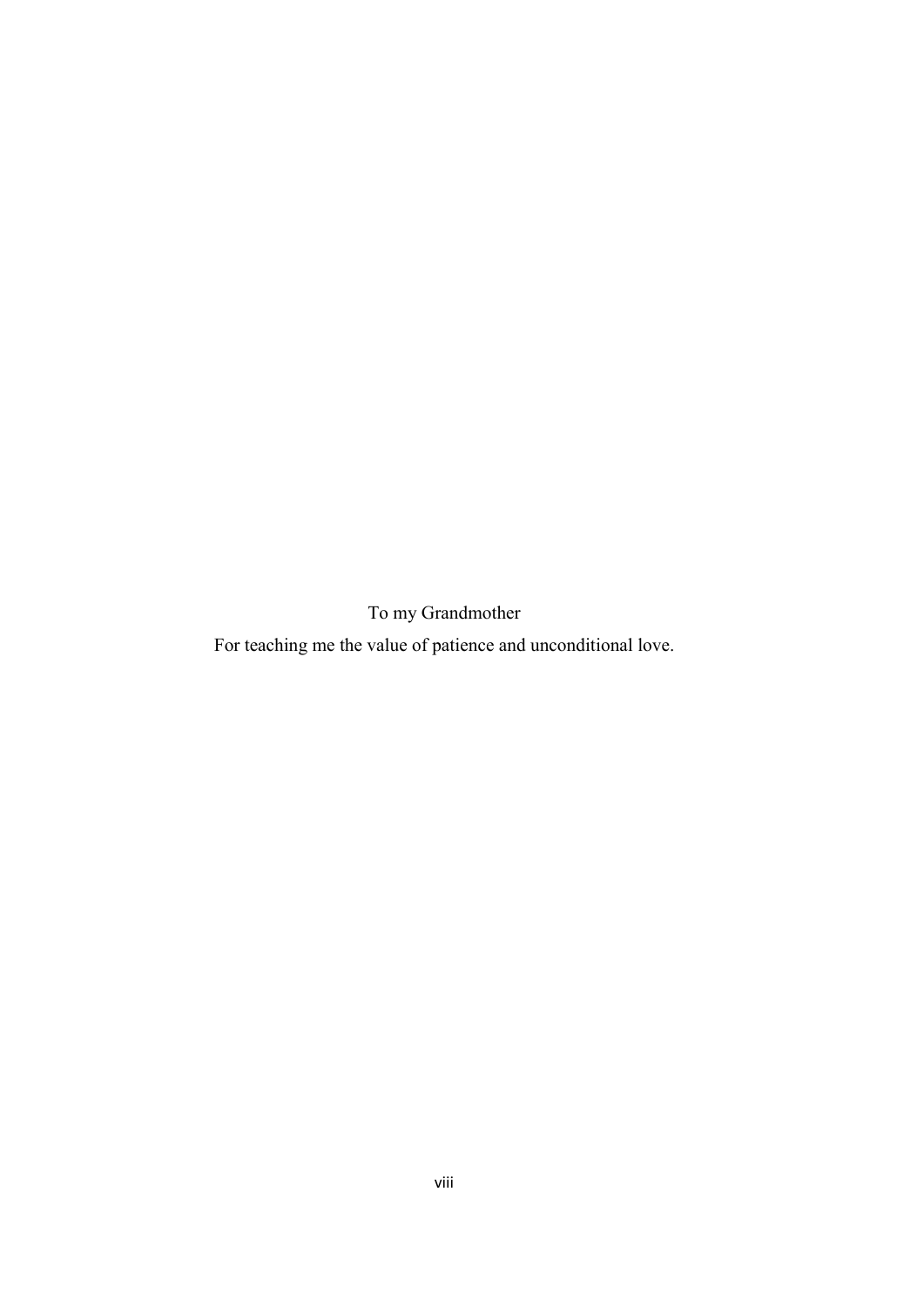To my Grandmother

For teaching me the value of patience and unconditional love.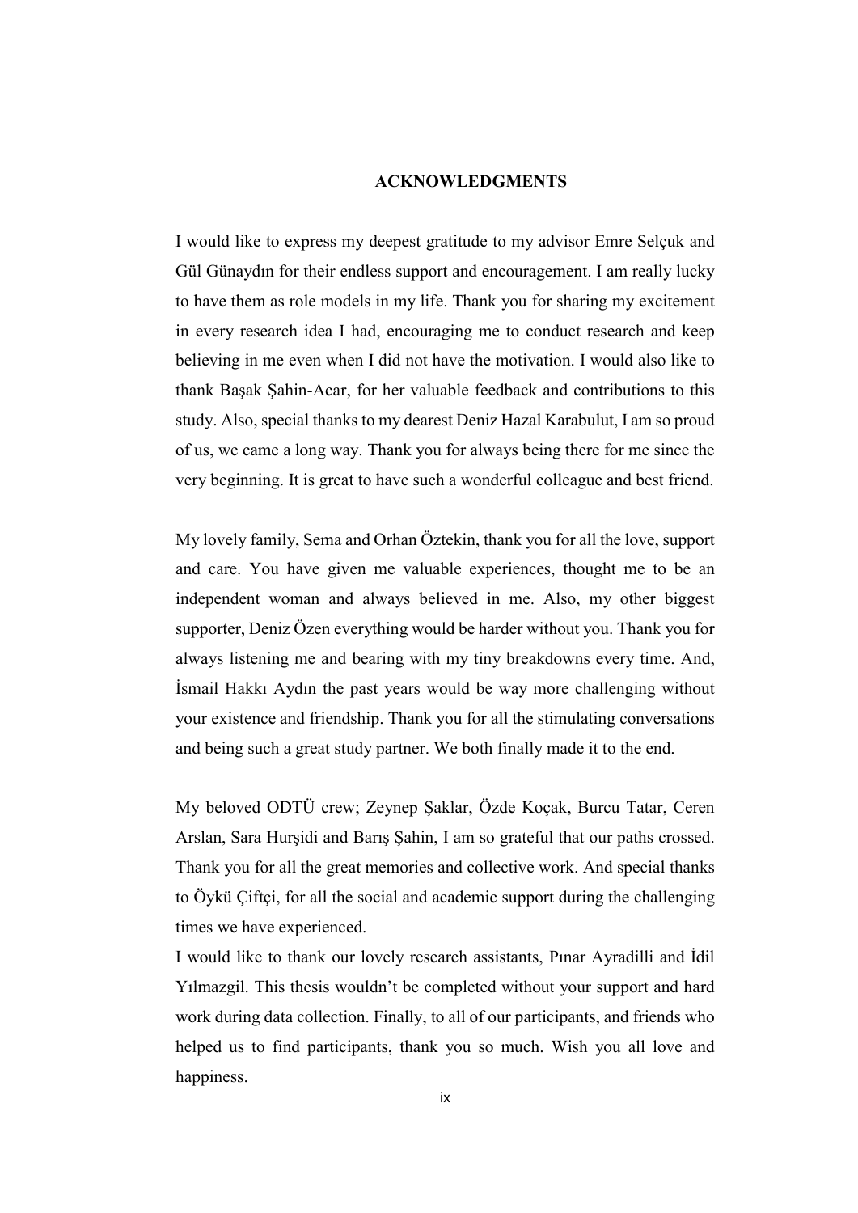# ACKNOWLEDGMENTS

I would like to express my deepest gratitude to my advisor Emre Selçuk and Gül Günaydın for their endless support and encouragement. I am really lucky to have them as role models in my life. Thank you for sharing my excitement in every research idea I had, encouraging me to conduct research and keep believing in me even when I did not have the motivation. I would also like to thank Başak Şahin-Acar, for her valuable feedback and contributions to this study. Also, special thanks to my dearest Deniz Hazal Karabulut, I am so proud of us, we came a long way. Thank you for always being there for me since the very beginning. It is great to have such a wonderful colleague and best friend.

My lovely family, Sema and Orhan Öztekin, thank you for all the love, support and care. You have given me valuable experiences, thought me to be an independent woman and always believed in me. Also, my other biggest supporter, Deniz Özen everything would be harder without you. Thank you for always listening me and bearing with my tiny breakdowns every time. And, İsmail Hakkı Aydın the past years would be way more challenging without your existence and friendship. Thank you for all the stimulating conversations and being such a great study partner. We both finally made it to the end.

My beloved ODTÜ crew; Zeynep Şaklar, Özde Koçak, Burcu Tatar, Ceren Arslan, Sara Hurşidi and Barış Şahin, I am so grateful that our paths crossed. Thank you for all the great memories and collective work. And special thanks to Öykü Çiftçi, for all the social and academic support during the challenging times we have experienced.

I would like to thank our lovely research assistants, Pınar Ayradilli and İdil Yılmazgil. This thesis wouldn't be completed without your support and hard work during data collection. Finally, to all of our participants, and friends who helped us to find participants, thank you so much. Wish you all love and happiness.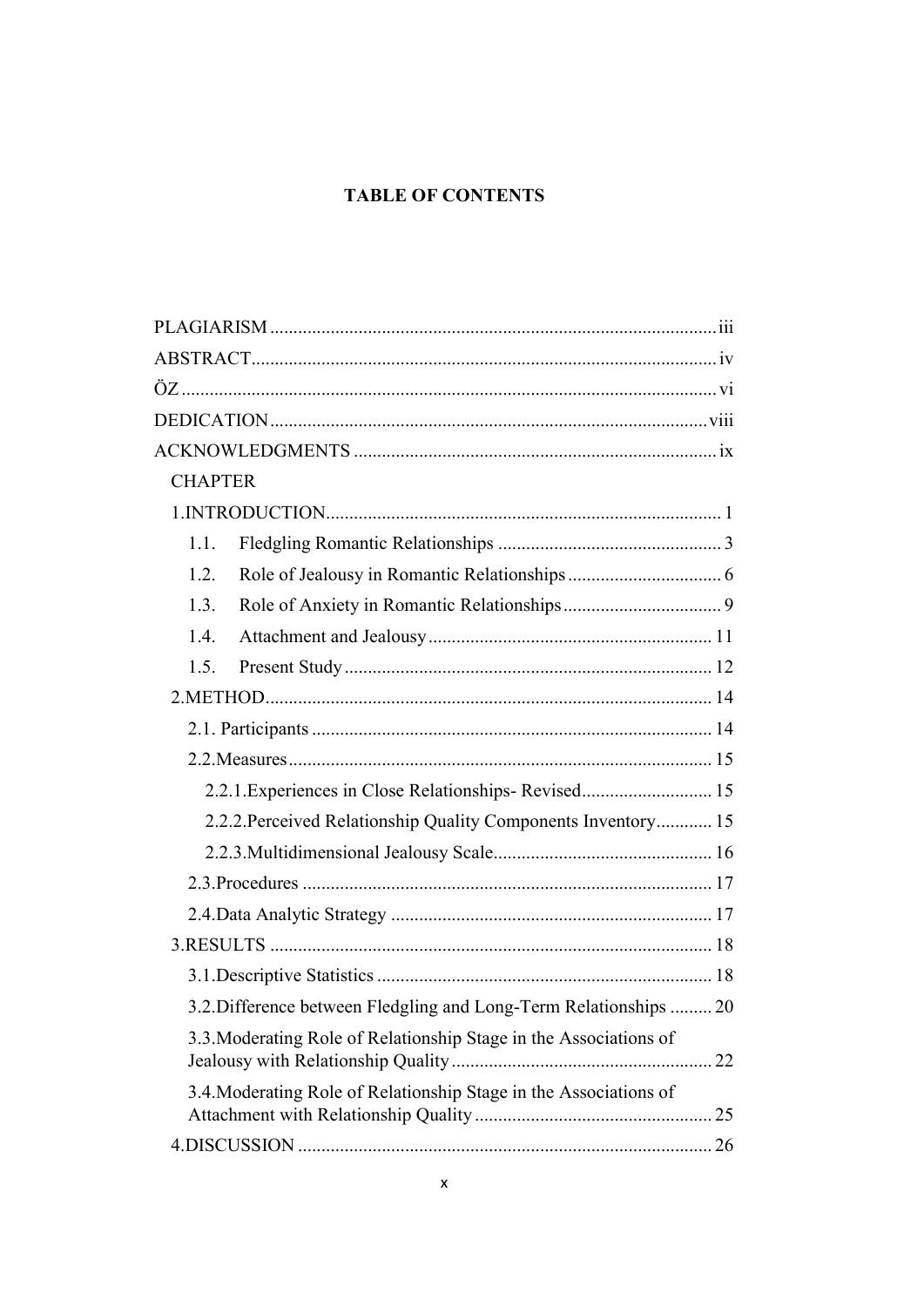**TABLE OF CONTENTS**

PLAGIARISM ........................................................................................ iii

ABSTRACT........................................................................................... iv

ÖZ ........................................................................................................ vi

DEDICATION ...................................................................................... viii

ACKNOWLEDGMENTS ....................................................................... ix

CHAPTER

- 1.INTRODUCTION.............................................................................. 1
  - 1.1. Fledgling Romantic Relationships ............................................ 3
  - 1.2. Role of Jealousy in Romantic Relationships ............................. 6
  - 1.3. Role of Anxiety in Romantic Relationships .............................. 9
  - 1.4. Attachment and Jealousy ......................................................... 11
  - 1.5. Present Study ........................................................................... 12
- 2.METHOD........................................................................................... 14
  - 2.1. Participants ............................................................................... 14
  - 2.2.Measures.................................................................................... 15
    - 2.2.1.Experiences in Close Relationships- Revised........................ 15
    - 2.2.2.Perceived Relationship Quality Components Inventory......... 15
    - 2.2.3.Multidimensional Jealousy Scale........................................... 16
  - 2.3.Procedures ................................................................................. 17
  - 2.4.Data Analytic Strategy .............................................................. 17
- 3.RESULTS .......................................................................................... 18
  - 3.1.Descriptive Statistics ................................................................. 18
  - 3.2.Difference between Fledgling and Long-Term Relationships ......... 20
  - 3.3.Moderating Role of Relationship Stage in the Associations of Jealousy with Relationship Quality ................................................ 22
  - 3.4.Moderating Role of Relationship Stage in the Associations of Attachment with Relationship Quality ............................................ 25
- 4.DISCUSSION ..................................................................................... 26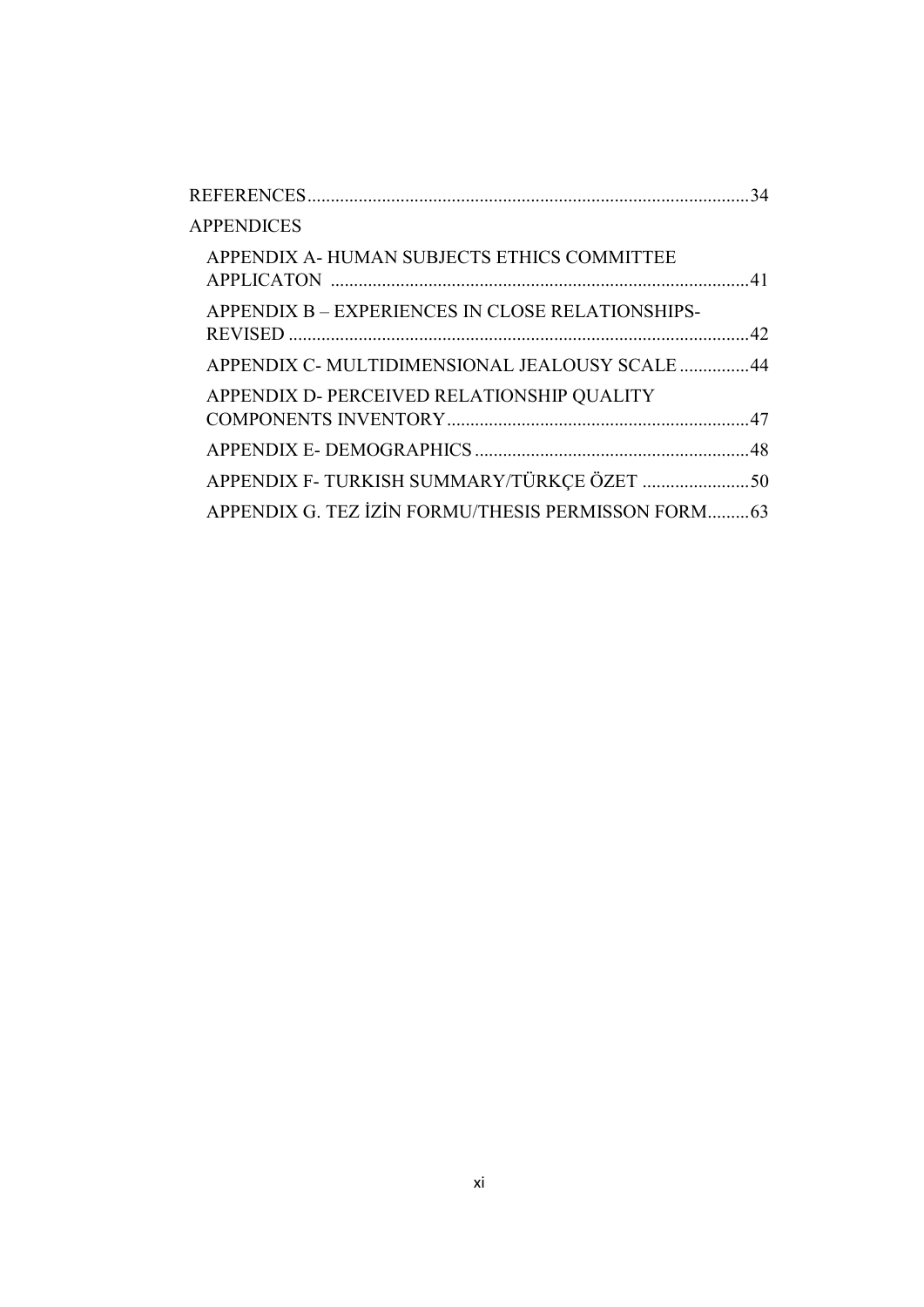REFERENCES .......................................................................................... 34

APPENDICES

- APPENDIX A- HUMAN SUBJECTS ETHICS COMMITTEE APPLICATON ........................................................................................ 41
- APPENDIX B – EXPERIENCES IN CLOSE RELATIONSHIPS-REVISED ................................................................................................. 42
- APPENDIX C- MULTIDIMENSIONAL JEALOUSY SCALE ............... 44
- APPENDIX D- PERCEIVED RELATIONSHIP QUALITY COMPONENTS INVENTORY ............................................................... 47
- APPENDIX E- DEMOGRAPHICS .......................................................... 48
- APPENDIX F- TURKISH SUMMARY/TÜRKÇE ÖZET ....................... 50
- APPENDIX G. TEZ İZİN FORMU/THESIS PERMISSON FORM ......... 63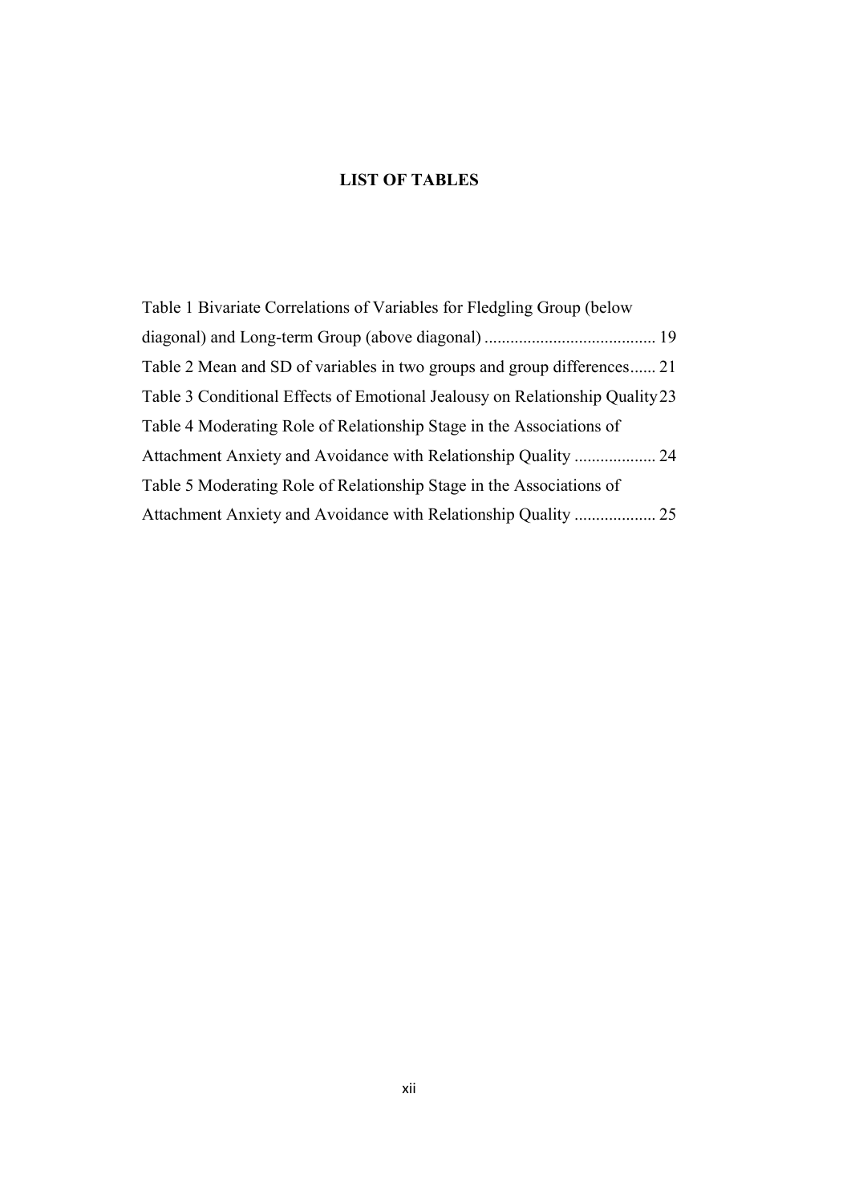# LIST OF TABLES

Table 1 Bivariate Correlations of Variables for Fledgling Group (below diagonal) and Long-term Group (above diagonal) ........................................ 19

Table 2 Mean and SD of variables in two groups and group differences...... 21

Table 3 Conditional Effects of Emotional Jealousy on Relationship Quality 23

Table 4 Moderating Role of Relationship Stage in the Associations of Attachment Anxiety and Avoidance with Relationship Quality ................... 24

Table 5 Moderating Role of Relationship Stage in the Associations of Attachment Anxiety and Avoidance with Relationship Quality ................... 25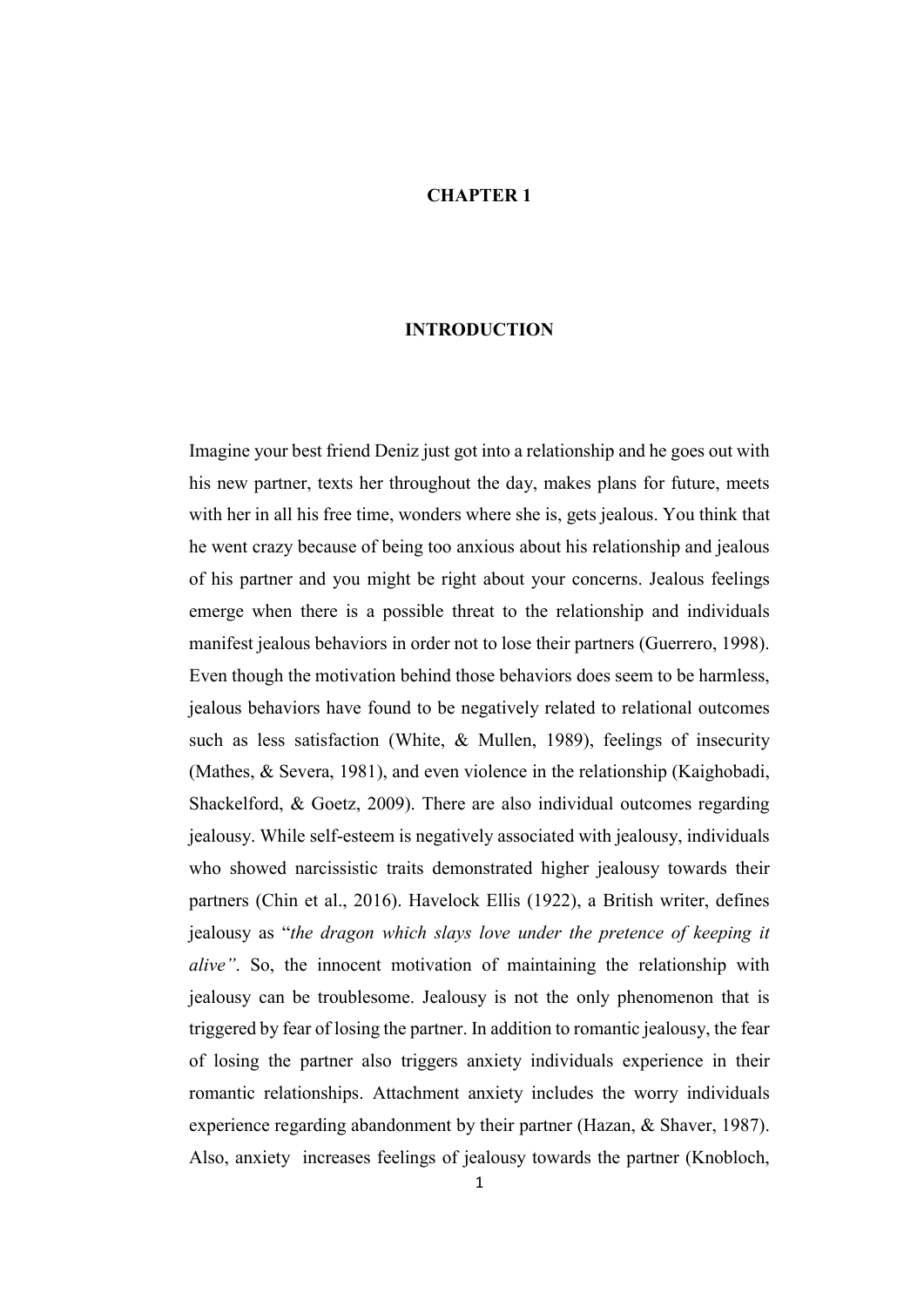# CHAPTER 1

# INTRODUCTION

Imagine your best friend Deniz just got into a relationship and he goes out with his new partner, texts her throughout the day, makes plans for future, meets with her in all his free time, wonders where she is, gets jealous. You think that he went crazy because of being too anxious about his relationship and jealous of his partner and you might be right about your concerns. Jealous feelings emerge when there is a possible threat to the relationship and individuals manifest jealous behaviors in order not to lose their partners (Guerrero, 1998). Even though the motivation behind those behaviors does seem to be harmless, jealous behaviors have found to be negatively related to relational outcomes such as less satisfaction (White, & Mullen, 1989), feelings of insecurity (Mathes, & Severa, 1981), and even violence in the relationship (Kaighobadi, Shackelford, & Goetz, 2009). There are also individual outcomes regarding jealousy. While self-esteem is negatively associated with jealousy, individuals who showed narcissistic traits demonstrated higher jealousy towards their partners (Chin et al., 2016). Havelock Ellis (1922), a British writer, defines jealousy as "*the dragon which slays love under the pretence of keeping it alive"*. So, the innocent motivation of maintaining the relationship with jealousy can be troublesome. Jealousy is not the only phenomenon that is triggered by fear of losing the partner. In addition to romantic jealousy, the fear of losing the partner also triggers anxiety individuals experience in their romantic relationships. Attachment anxiety includes the worry individuals experience regarding abandonment by their partner (Hazan, & Shaver, 1987). Also, anxiety increases feelings of jealousy towards the partner (Knobloch,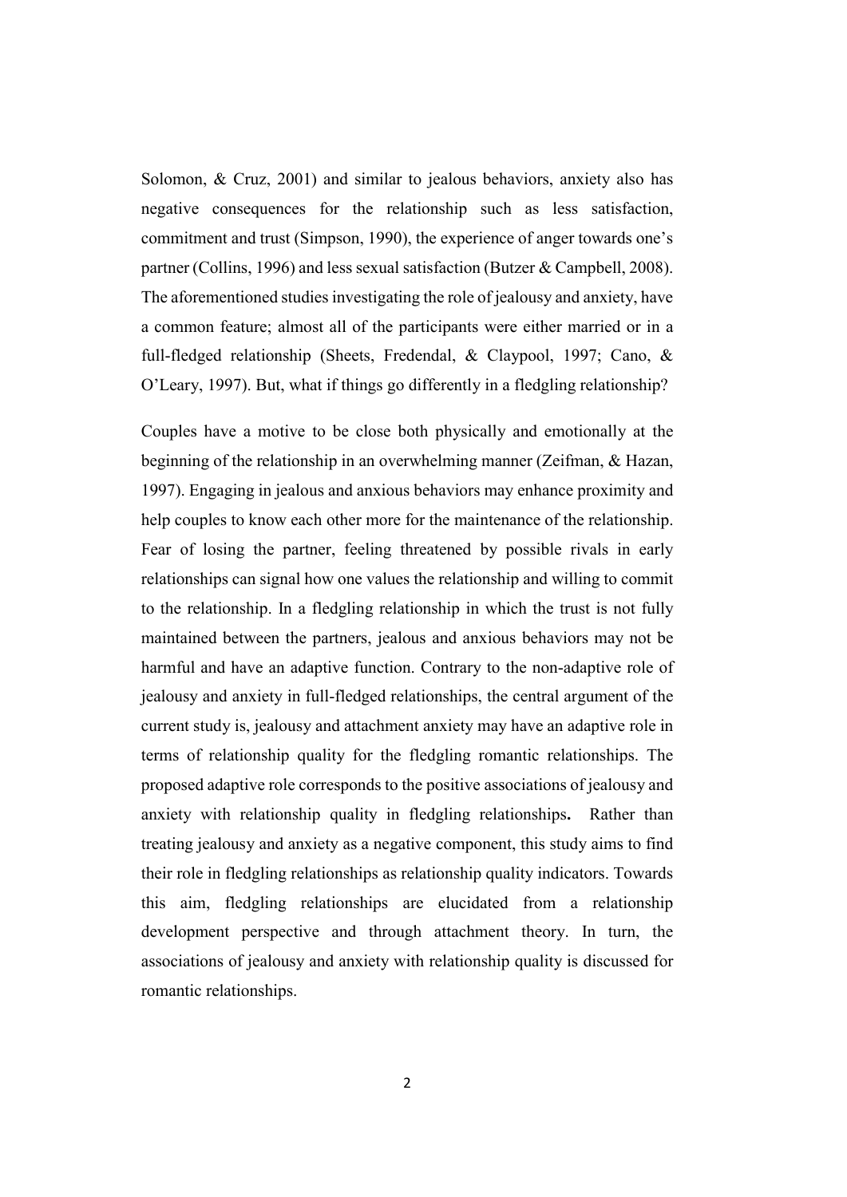Solomon, & Cruz, 2001) and similar to jealous behaviors, anxiety also has negative consequences for the relationship such as less satisfaction, commitment and trust (Simpson, 1990), the experience of anger towards one's partner (Collins, 1996) and less sexual satisfaction (Butzer & Campbell, 2008). The aforementioned studies investigating the role of jealousy and anxiety, have a common feature; almost all of the participants were either married or in a full-fledged relationship (Sheets, Fredendal, & Claypool, 1997; Cano, & O'Leary, 1997). But, what if things go differently in a fledgling relationship?

Couples have a motive to be close both physically and emotionally at the beginning of the relationship in an overwhelming manner (Zeifman, & Hazan, 1997). Engaging in jealous and anxious behaviors may enhance proximity and help couples to know each other more for the maintenance of the relationship. Fear of losing the partner, feeling threatened by possible rivals in early relationships can signal how one values the relationship and willing to commit to the relationship. In a fledgling relationship in which the trust is not fully maintained between the partners, jealous and anxious behaviors may not be harmful and have an adaptive function. Contrary to the non-adaptive role of jealousy and anxiety in full-fledged relationships, the central argument of the current study is, jealousy and attachment anxiety may have an adaptive role in terms of relationship quality for the fledgling romantic relationships. The proposed adaptive role corresponds to the positive associations of jealousy and anxiety with relationship quality in fledgling relationships**.** Rather than treating jealousy and anxiety as a negative component, this study aims to find their role in fledgling relationships as relationship quality indicators. Towards this aim, fledgling relationships are elucidated from a relationship development perspective and through attachment theory. In turn, the associations of jealousy and anxiety with relationship quality is discussed for romantic relationships.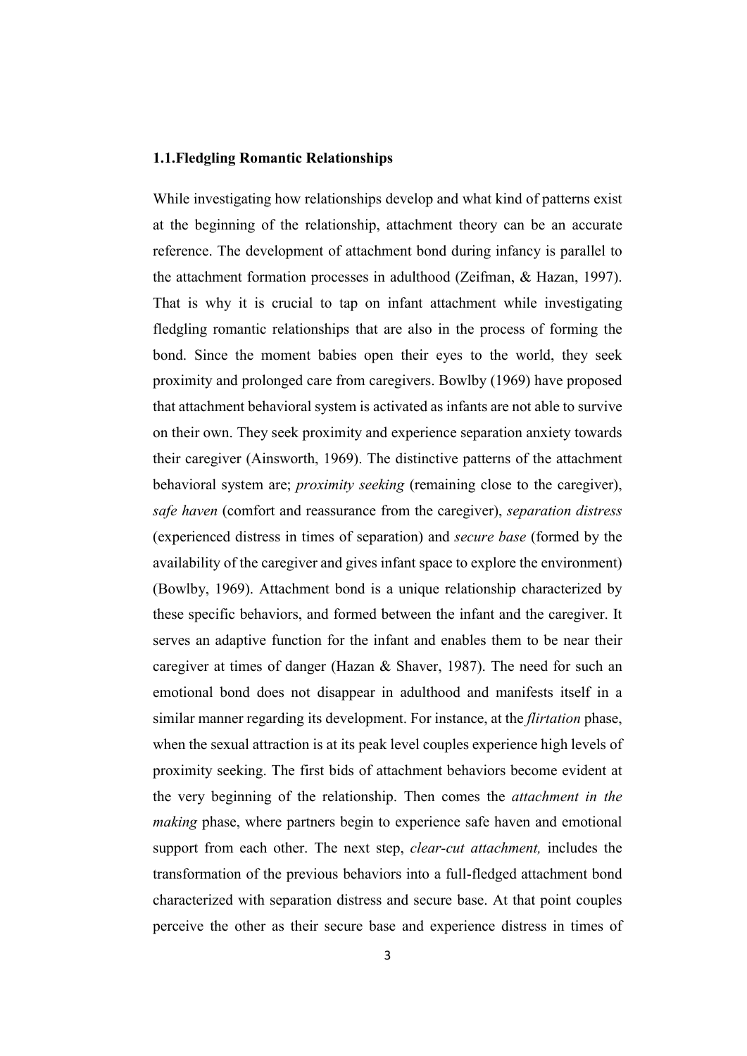## 1.1.Fledgling Romantic Relationships

While investigating how relationships develop and what kind of patterns exist at the beginning of the relationship, attachment theory can be an accurate reference. The development of attachment bond during infancy is parallel to the attachment formation processes in adulthood (Zeifman, & Hazan, 1997). That is why it is crucial to tap on infant attachment while investigating fledgling romantic relationships that are also in the process of forming the bond. Since the moment babies open their eyes to the world, they seek proximity and prolonged care from caregivers. Bowlby (1969) have proposed that attachment behavioral system is activated as infants are not able to survive on their own. They seek proximity and experience separation anxiety towards their caregiver (Ainsworth, 1969). The distinctive patterns of the attachment behavioral system are; *proximity seeking* (remaining close to the caregiver), *safe haven* (comfort and reassurance from the caregiver), *separation distress* (experienced distress in times of separation) and *secure base* (formed by the availability of the caregiver and gives infant space to explore the environment) (Bowlby, 1969). Attachment bond is a unique relationship characterized by these specific behaviors, and formed between the infant and the caregiver. It serves an adaptive function for the infant and enables them to be near their caregiver at times of danger (Hazan & Shaver, 1987). The need for such an emotional bond does not disappear in adulthood and manifests itself in a similar manner regarding its development. For instance, at the *flirtation* phase, when the sexual attraction is at its peak level couples experience high levels of proximity seeking. The first bids of attachment behaviors become evident at the very beginning of the relationship. Then comes the *attachment in the making* phase, where partners begin to experience safe haven and emotional support from each other. The next step, *clear-cut attachment,* includes the transformation of the previous behaviors into a full-fledged attachment bond characterized with separation distress and secure base. At that point couples perceive the other as their secure base and experience distress in times of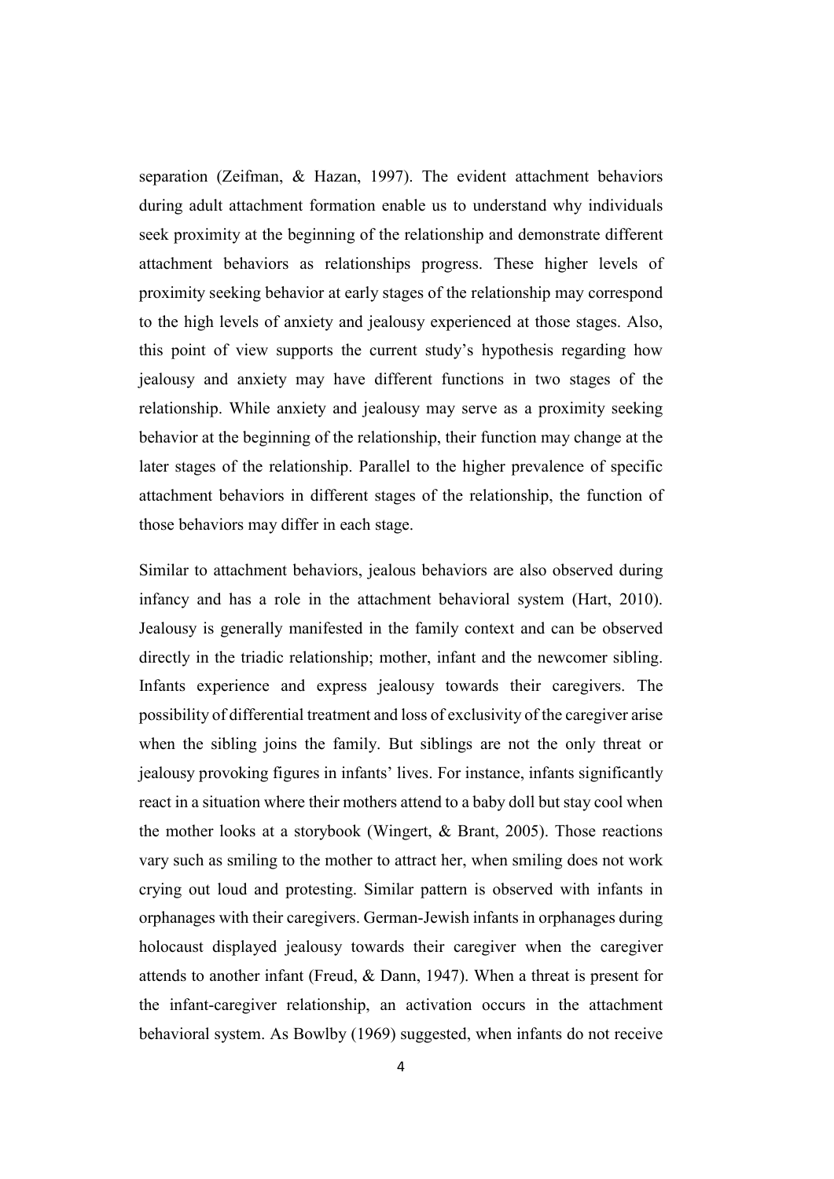separation (Zeifman, & Hazan, 1997). The evident attachment behaviors during adult attachment formation enable us to understand why individuals seek proximity at the beginning of the relationship and demonstrate different attachment behaviors as relationships progress. These higher levels of proximity seeking behavior at early stages of the relationship may correspond to the high levels of anxiety and jealousy experienced at those stages. Also, this point of view supports the current study's hypothesis regarding how jealousy and anxiety may have different functions in two stages of the relationship. While anxiety and jealousy may serve as a proximity seeking behavior at the beginning of the relationship, their function may change at the later stages of the relationship. Parallel to the higher prevalence of specific attachment behaviors in different stages of the relationship, the function of those behaviors may differ in each stage.

Similar to attachment behaviors, jealous behaviors are also observed during infancy and has a role in the attachment behavioral system (Hart, 2010). Jealousy is generally manifested in the family context and can be observed directly in the triadic relationship; mother, infant and the newcomer sibling. Infants experience and express jealousy towards their caregivers. The possibility of differential treatment and loss of exclusivity of the caregiver arise when the sibling joins the family. But siblings are not the only threat or jealousy provoking figures in infants' lives. For instance, infants significantly react in a situation where their mothers attend to a baby doll but stay cool when the mother looks at a storybook (Wingert, & Brant, 2005). Those reactions vary such as smiling to the mother to attract her, when smiling does not work crying out loud and protesting. Similar pattern is observed with infants in orphanages with their caregivers. German-Jewish infants in orphanages during holocaust displayed jealousy towards their caregiver when the caregiver attends to another infant (Freud, & Dann, 1947). When a threat is present for the infant-caregiver relationship, an activation occurs in the attachment behavioral system. As Bowlby (1969) suggested, when infants do not receive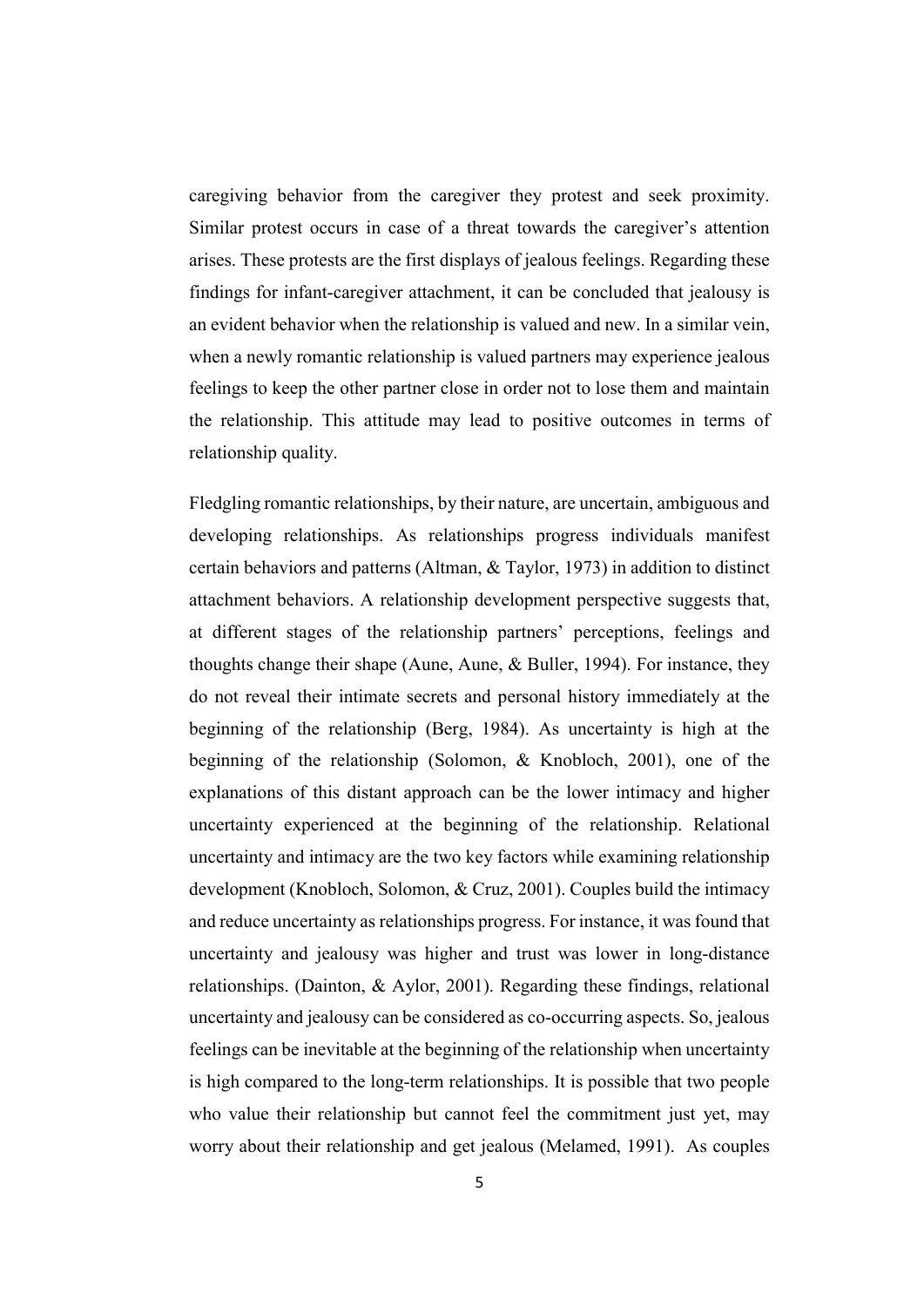caregiving behavior from the caregiver they protest and seek proximity. Similar protest occurs in case of a threat towards the caregiver's attention arises. These protests are the first displays of jealous feelings. Regarding these findings for infant-caregiver attachment, it can be concluded that jealousy is an evident behavior when the relationship is valued and new. In a similar vein, when a newly romantic relationship is valued partners may experience jealous feelings to keep the other partner close in order not to lose them and maintain the relationship. This attitude may lead to positive outcomes in terms of relationship quality.

Fledgling romantic relationships, by their nature, are uncertain, ambiguous and developing relationships. As relationships progress individuals manifest certain behaviors and patterns (Altman, & Taylor, 1973) in addition to distinct attachment behaviors. A relationship development perspective suggests that, at different stages of the relationship partners' perceptions, feelings and thoughts change their shape (Aune, Aune, & Buller, 1994). For instance, they do not reveal their intimate secrets and personal history immediately at the beginning of the relationship (Berg, 1984). As uncertainty is high at the beginning of the relationship (Solomon, & Knobloch, 2001), one of the explanations of this distant approach can be the lower intimacy and higher uncertainty experienced at the beginning of the relationship. Relational uncertainty and intimacy are the two key factors while examining relationship development (Knobloch, Solomon, & Cruz, 2001). Couples build the intimacy and reduce uncertainty as relationships progress. For instance, it was found that uncertainty and jealousy was higher and trust was lower in long-distance relationships. (Dainton, & Aylor, 2001). Regarding these findings, relational uncertainty and jealousy can be considered as co-occurring aspects. So, jealous feelings can be inevitable at the beginning of the relationship when uncertainty is high compared to the long-term relationships. It is possible that two people who value their relationship but cannot feel the commitment just yet, may worry about their relationship and get jealous (Melamed, 1991). As couples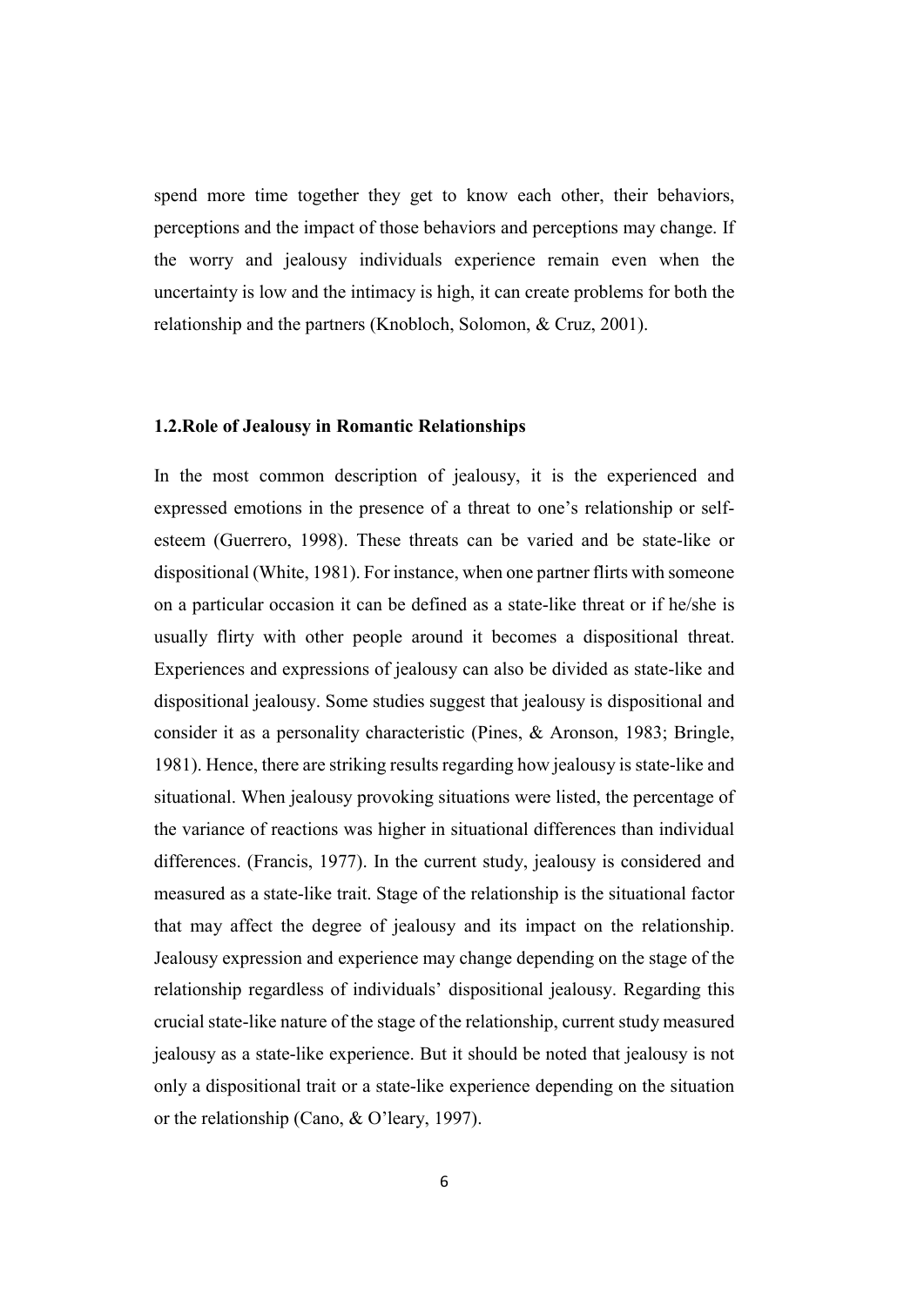spend more time together they get to know each other, their behaviors, perceptions and the impact of those behaviors and perceptions may change. If the worry and jealousy individuals experience remain even when the uncertainty is low and the intimacy is high, it can create problems for both the relationship and the partners (Knobloch, Solomon, & Cruz, 2001).

### 1.2. Role of Jealousy in Romantic Relationships

In the most common description of jealousy, it is the experienced and expressed emotions in the presence of a threat to one's relationship or self-esteem (Guerrero, 1998). These threats can be varied and be state-like or dispositional (White, 1981). For instance, when one partner flirts with someone on a particular occasion it can be defined as a state-like threat or if he/she is usually flirty with other people around it becomes a dispositional threat. Experiences and expressions of jealousy can also be divided as state-like and dispositional jealousy. Some studies suggest that jealousy is dispositional and consider it as a personality characteristic (Pines, & Aronson, 1983; Bringle, 1981). Hence, there are striking results regarding how jealousy is state-like and situational. When jealousy provoking situations were listed, the percentage of the variance of reactions was higher in situational differences than individual differences. (Francis, 1977). In the current study, jealousy is considered and measured as a state-like trait. Stage of the relationship is the situational factor that may affect the degree of jealousy and its impact on the relationship. Jealousy expression and experience may change depending on the stage of the relationship regardless of individuals' dispositional jealousy. Regarding this crucial state-like nature of the stage of the relationship, current study measured jealousy as a state-like experience. But it should be noted that jealousy is not only a dispositional trait or a state-like experience depending on the situation or the relationship (Cano, & O'leary, 1997).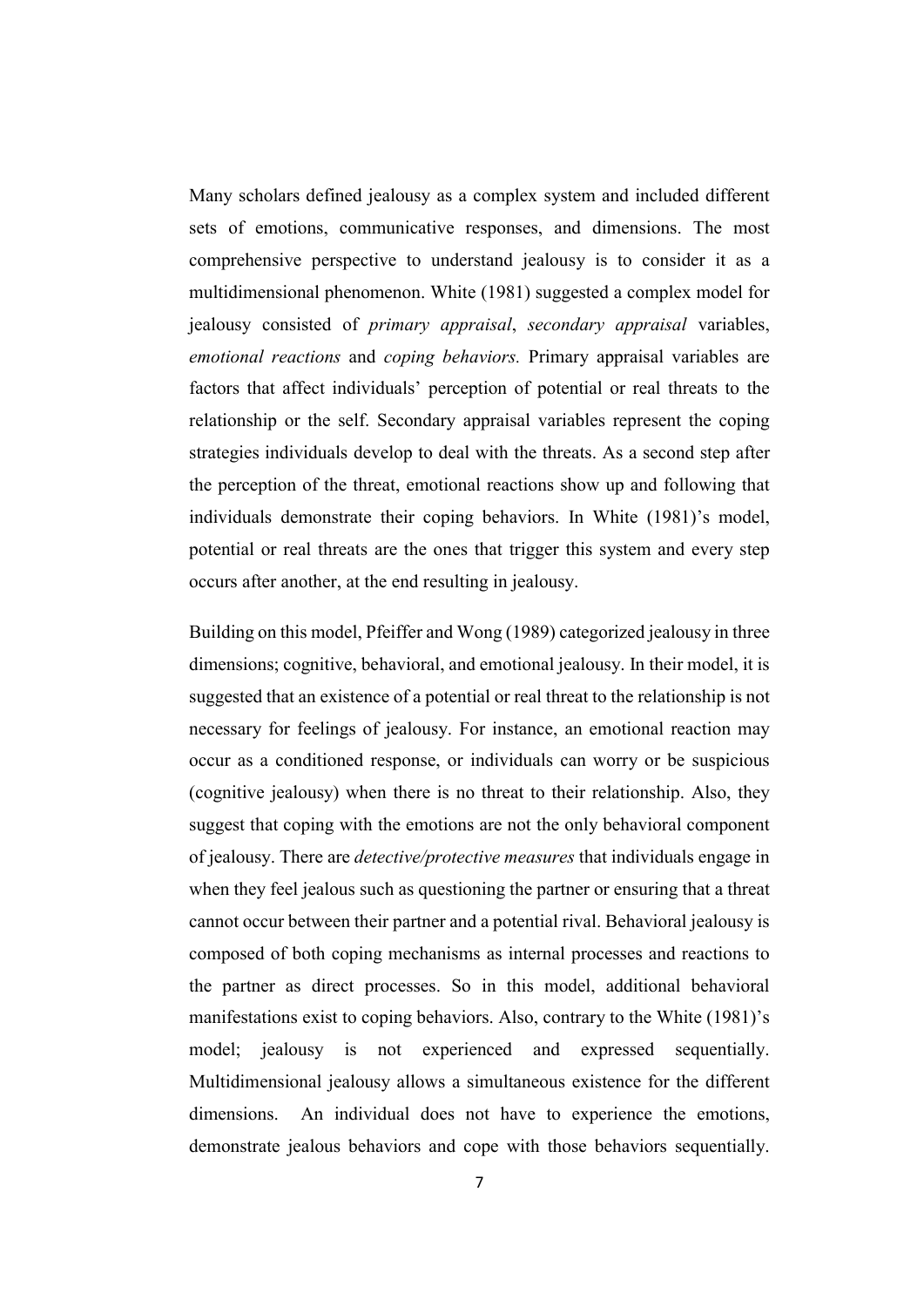Many scholars defined jealousy as a complex system and included different sets of emotions, communicative responses, and dimensions. The most comprehensive perspective to understand jealousy is to consider it as a multidimensional phenomenon. White (1981) suggested a complex model for jealousy consisted of *primary appraisal*, *secondary appraisal* variables, *emotional reactions* and *coping behaviors.* Primary appraisal variables are factors that affect individuals' perception of potential or real threats to the relationship or the self. Secondary appraisal variables represent the coping strategies individuals develop to deal with the threats. As a second step after the perception of the threat, emotional reactions show up and following that individuals demonstrate their coping behaviors. In White (1981)'s model, potential or real threats are the ones that trigger this system and every step occurs after another, at the end resulting in jealousy.

Building on this model, Pfeiffer and Wong (1989) categorized jealousy in three dimensions; cognitive, behavioral, and emotional jealousy. In their model, it is suggested that an existence of a potential or real threat to the relationship is not necessary for feelings of jealousy. For instance, an emotional reaction may occur as a conditioned response, or individuals can worry or be suspicious (cognitive jealousy) when there is no threat to their relationship. Also, they suggest that coping with the emotions are not the only behavioral component of jealousy. There are *detective/protective measures* that individuals engage in when they feel jealous such as questioning the partner or ensuring that a threat cannot occur between their partner and a potential rival. Behavioral jealousy is composed of both coping mechanisms as internal processes and reactions to the partner as direct processes. So in this model, additional behavioral manifestations exist to coping behaviors. Also, contrary to the White (1981)'s model; jealousy is not experienced and expressed sequentially. Multidimensional jealousy allows a simultaneous existence for the different dimensions. An individual does not have to experience the emotions, demonstrate jealous behaviors and cope with those behaviors sequentially.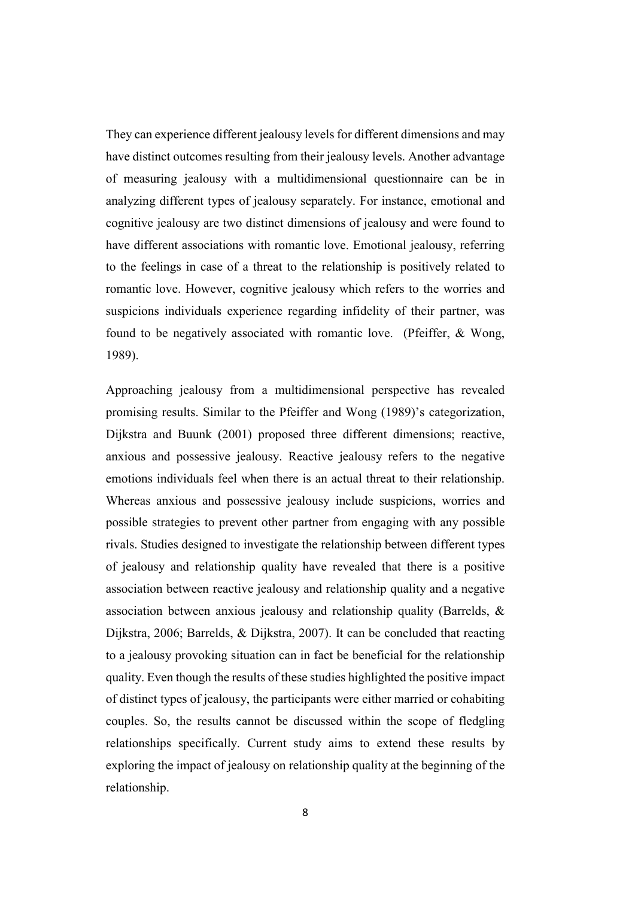They can experience different jealousy levels for different dimensions and may have distinct outcomes resulting from their jealousy levels. Another advantage of measuring jealousy with a multidimensional questionnaire can be in analyzing different types of jealousy separately. For instance, emotional and cognitive jealousy are two distinct dimensions of jealousy and were found to have different associations with romantic love. Emotional jealousy, referring to the feelings in case of a threat to the relationship is positively related to romantic love. However, cognitive jealousy which refers to the worries and suspicions individuals experience regarding infidelity of their partner, was found to be negatively associated with romantic love. (Pfeiffer, & Wong, 1989).

Approaching jealousy from a multidimensional perspective has revealed promising results. Similar to the Pfeiffer and Wong (1989)'s categorization, Dijkstra and Buunk (2001) proposed three different dimensions; reactive, anxious and possessive jealousy. Reactive jealousy refers to the negative emotions individuals feel when there is an actual threat to their relationship. Whereas anxious and possessive jealousy include suspicions, worries and possible strategies to prevent other partner from engaging with any possible rivals. Studies designed to investigate the relationship between different types of jealousy and relationship quality have revealed that there is a positive association between reactive jealousy and relationship quality and a negative association between anxious jealousy and relationship quality (Barrelds, & Dijkstra, 2006; Barrelds, & Dijkstra, 2007). It can be concluded that reacting to a jealousy provoking situation can in fact be beneficial for the relationship quality. Even though the results of these studies highlighted the positive impact of distinct types of jealousy, the participants were either married or cohabiting couples. So, the results cannot be discussed within the scope of fledgling relationships specifically. Current study aims to extend these results by exploring the impact of jealousy on relationship quality at the beginning of the relationship.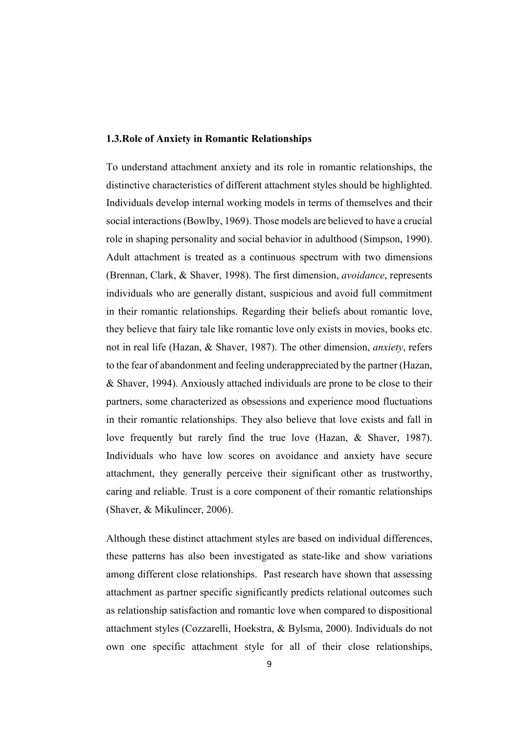## 1.3.Role of Anxiety in Romantic Relationships

To understand attachment anxiety and its role in romantic relationships, the distinctive characteristics of different attachment styles should be highlighted. Individuals develop internal working models in terms of themselves and their social interactions (Bowlby, 1969). Those models are believed to have a crucial role in shaping personality and social behavior in adulthood (Simpson, 1990). Adult attachment is treated as a continuous spectrum with two dimensions (Brennan, Clark, & Shaver, 1998). The first dimension, *avoidance*, represents individuals who are generally distant, suspicious and avoid full commitment in their romantic relationships. Regarding their beliefs about romantic love, they believe that fairy tale like romantic love only exists in movies, books etc. not in real life (Hazan, & Shaver, 1987). The other dimension, *anxiety*, refers to the fear of abandonment and feeling underappreciated by the partner (Hazan, & Shaver, 1994). Anxiously attached individuals are prone to be close to their partners, some characterized as obsessions and experience mood fluctuations in their romantic relationships. They also believe that love exists and fall in love frequently but rarely find the true love (Hazan, & Shaver, 1987). Individuals who have low scores on avoidance and anxiety have secure attachment, they generally perceive their significant other as trustworthy, caring and reliable. Trust is a core component of their romantic relationships (Shaver, & Mikulincer, 2006).

Although these distinct attachment styles are based on individual differences, these patterns has also been investigated as state-like and show variations among different close relationships. Past research have shown that assessing attachment as partner specific significantly predicts relational outcomes such as relationship satisfaction and romantic love when compared to dispositional attachment styles (Cozzarelli, Hoekstra, & Bylsma, 2000). Individuals do not own one specific attachment style for all of their close relationships,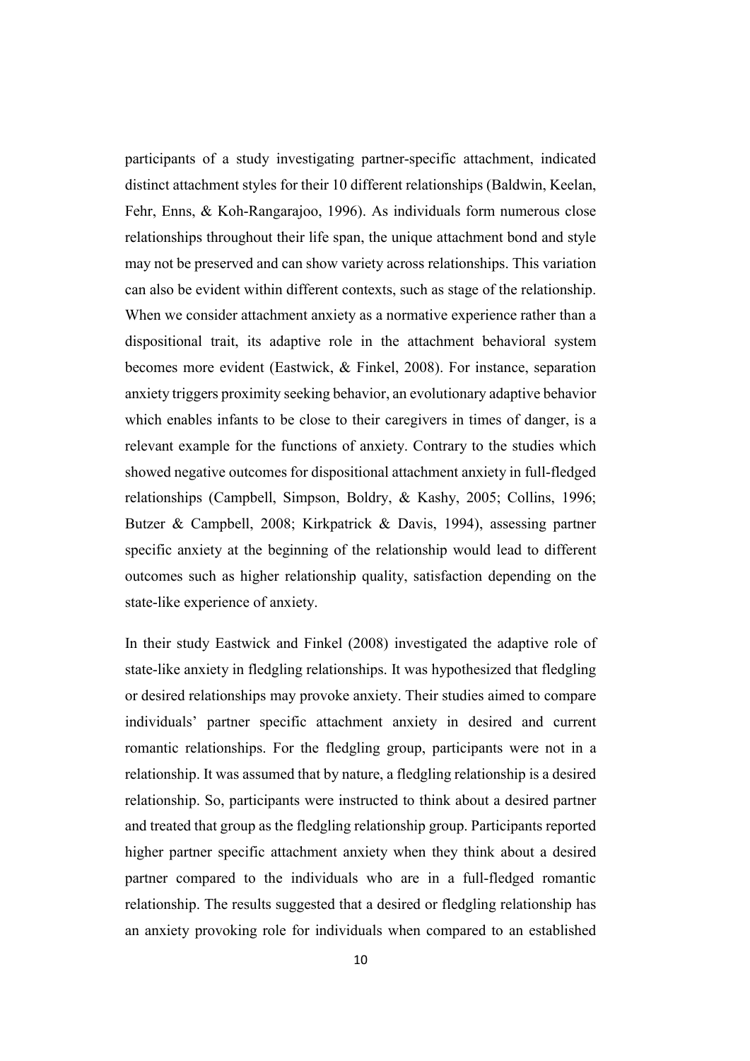participants of a study investigating partner-specific attachment, indicated distinct attachment styles for their 10 different relationships (Baldwin, Keelan, Fehr, Enns, & Koh-Rangarajoo, 1996). As individuals form numerous close relationships throughout their life span, the unique attachment bond and style may not be preserved and can show variety across relationships. This variation can also be evident within different contexts, such as stage of the relationship. When we consider attachment anxiety as a normative experience rather than a dispositional trait, its adaptive role in the attachment behavioral system becomes more evident (Eastwick, & Finkel, 2008). For instance, separation anxiety triggers proximity seeking behavior, an evolutionary adaptive behavior which enables infants to be close to their caregivers in times of danger, is a relevant example for the functions of anxiety. Contrary to the studies which showed negative outcomes for dispositional attachment anxiety in full-fledged relationships (Campbell, Simpson, Boldry, & Kashy, 2005; Collins, 1996; Butzer & Campbell, 2008; Kirkpatrick & Davis, 1994), assessing partner specific anxiety at the beginning of the relationship would lead to different outcomes such as higher relationship quality, satisfaction depending on the state-like experience of anxiety.

In their study Eastwick and Finkel (2008) investigated the adaptive role of state-like anxiety in fledgling relationships. It was hypothesized that fledgling or desired relationships may provoke anxiety. Their studies aimed to compare individuals' partner specific attachment anxiety in desired and current romantic relationships. For the fledgling group, participants were not in a relationship. It was assumed that by nature, a fledgling relationship is a desired relationship. So, participants were instructed to think about a desired partner and treated that group as the fledgling relationship group. Participants reported higher partner specific attachment anxiety when they think about a desired partner compared to the individuals who are in a full-fledged romantic relationship. The results suggested that a desired or fledgling relationship has an anxiety provoking role for individuals when compared to an established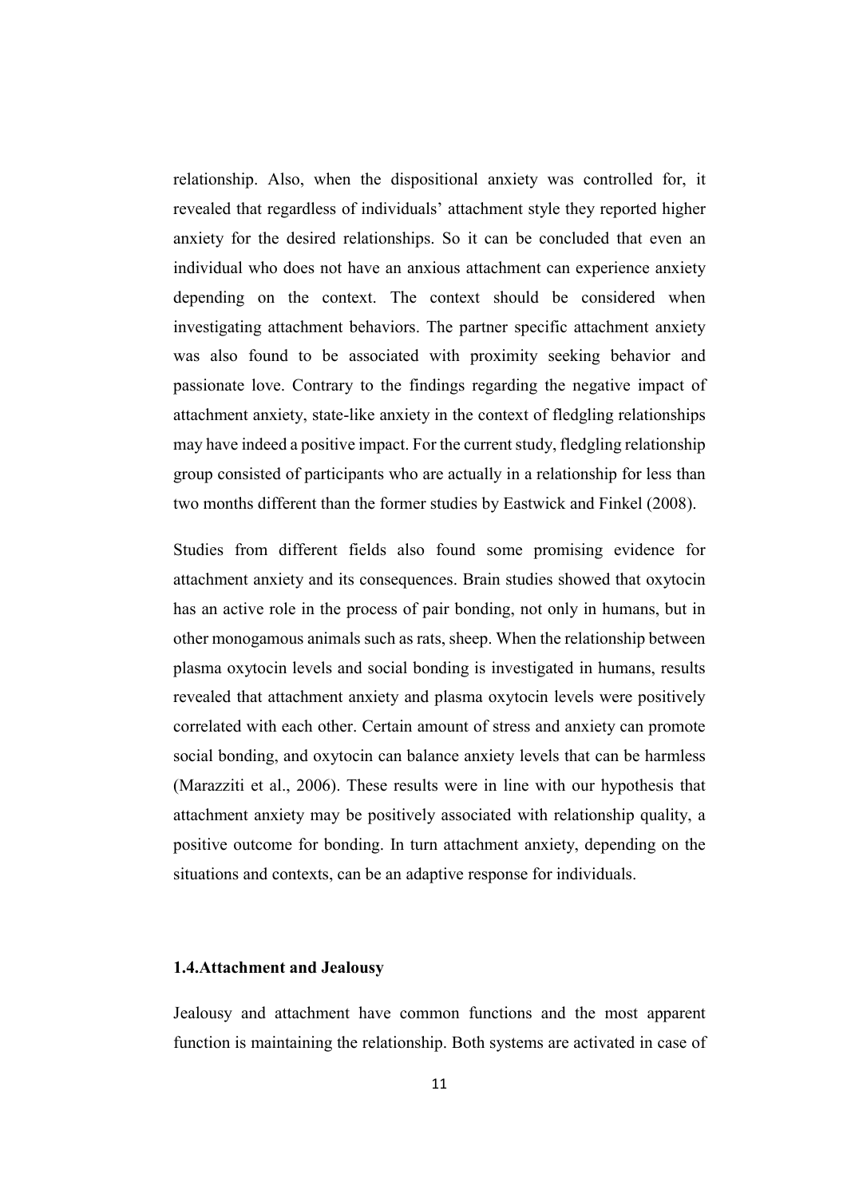relationship. Also, when the dispositional anxiety was controlled for, it revealed that regardless of individuals' attachment style they reported higher anxiety for the desired relationships. So it can be concluded that even an individual who does not have an anxious attachment can experience anxiety depending on the context. The context should be considered when investigating attachment behaviors. The partner specific attachment anxiety was also found to be associated with proximity seeking behavior and passionate love. Contrary to the findings regarding the negative impact of attachment anxiety, state-like anxiety in the context of fledgling relationships may have indeed a positive impact. For the current study, fledgling relationship group consisted of participants who are actually in a relationship for less than two months different than the former studies by Eastwick and Finkel (2008).

Studies from different fields also found some promising evidence for attachment anxiety and its consequences. Brain studies showed that oxytocin has an active role in the process of pair bonding, not only in humans, but in other monogamous animals such as rats, sheep. When the relationship between plasma oxytocin levels and social bonding is investigated in humans, results revealed that attachment anxiety and plasma oxytocin levels were positively correlated with each other. Certain amount of stress and anxiety can promote social bonding, and oxytocin can balance anxiety levels that can be harmless (Marazziti et al., 2006). These results were in line with our hypothesis that attachment anxiety may be positively associated with relationship quality, a positive outcome for bonding. In turn attachment anxiety, depending on the situations and contexts, can be an adaptive response for individuals.

### 1.4. Attachment and Jealousy

Jealousy and attachment have common functions and the most apparent function is maintaining the relationship. Both systems are activated in case of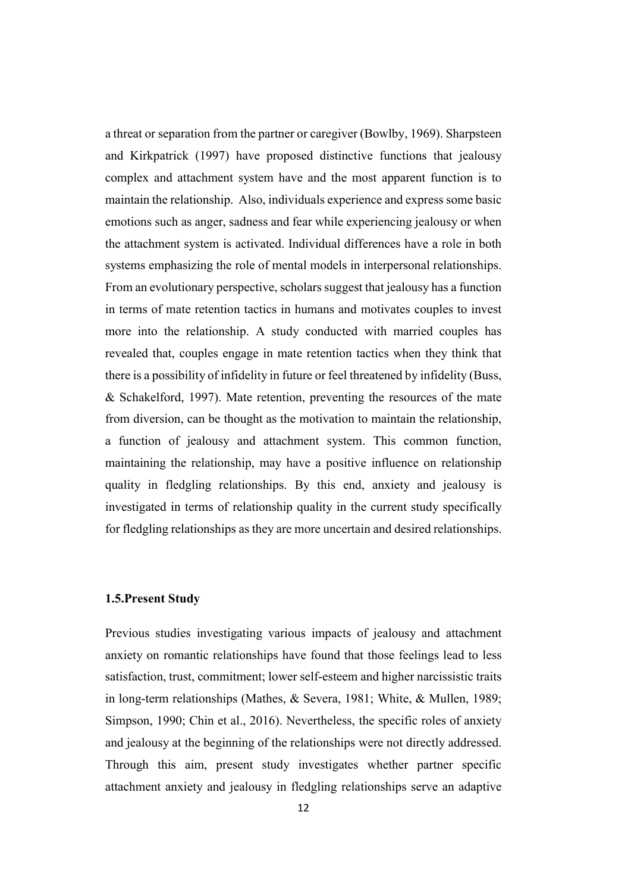a threat or separation from the partner or caregiver (Bowlby, 1969). Sharpsteen and Kirkpatrick (1997) have proposed distinctive functions that jealousy complex and attachment system have and the most apparent function is to maintain the relationship. Also, individuals experience and express some basic emotions such as anger, sadness and fear while experiencing jealousy or when the attachment system is activated. Individual differences have a role in both systems emphasizing the role of mental models in interpersonal relationships. From an evolutionary perspective, scholars suggest that jealousy has a function in terms of mate retention tactics in humans and motivates couples to invest more into the relationship. A study conducted with married couples has revealed that, couples engage in mate retention tactics when they think that there is a possibility of infidelity in future or feel threatened by infidelity (Buss, & Schakelford, 1997). Mate retention, preventing the resources of the mate from diversion, can be thought as the motivation to maintain the relationship, a function of jealousy and attachment system. This common function, maintaining the relationship, may have a positive influence on relationship quality in fledgling relationships. By this end, anxiety and jealousy is investigated in terms of relationship quality in the current study specifically for fledgling relationships as they are more uncertain and desired relationships.

### 1.5.Present Study

Previous studies investigating various impacts of jealousy and attachment anxiety on romantic relationships have found that those feelings lead to less satisfaction, trust, commitment; lower self-esteem and higher narcissistic traits in long-term relationships (Mathes, & Severa, 1981; White, & Mullen, 1989; Simpson, 1990; Chin et al., 2016). Nevertheless, the specific roles of anxiety and jealousy at the beginning of the relationships were not directly addressed. Through this aim, present study investigates whether partner specific attachment anxiety and jealousy in fledgling relationships serve an adaptive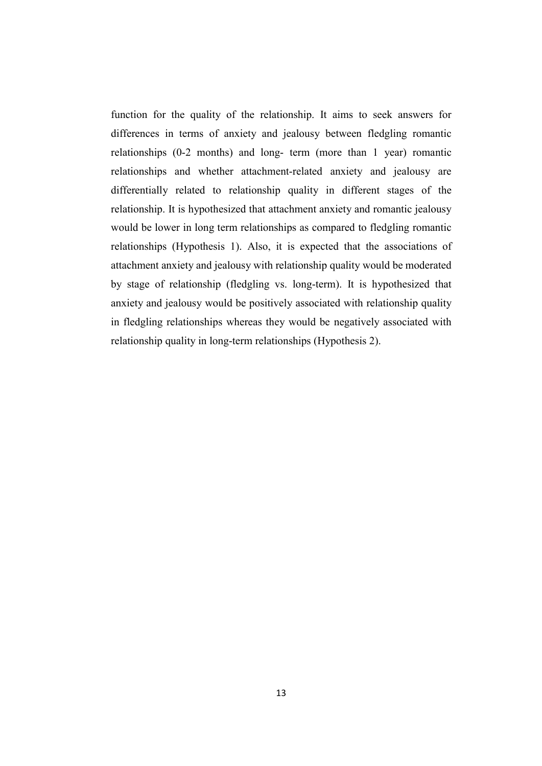function for the quality of the relationship. It aims to seek answers for differences in terms of anxiety and jealousy between fledgling romantic relationships (0-2 months) and long- term (more than 1 year) romantic relationships and whether attachment-related anxiety and jealousy are differentially related to relationship quality in different stages of the relationship. It is hypothesized that attachment anxiety and romantic jealousy would be lower in long term relationships as compared to fledgling romantic relationships (Hypothesis 1). Also, it is expected that the associations of attachment anxiety and jealousy with relationship quality would be moderated by stage of relationship (fledgling vs. long-term). It is hypothesized that anxiety and jealousy would be positively associated with relationship quality in fledgling relationships whereas they would be negatively associated with relationship quality in long-term relationships (Hypothesis 2).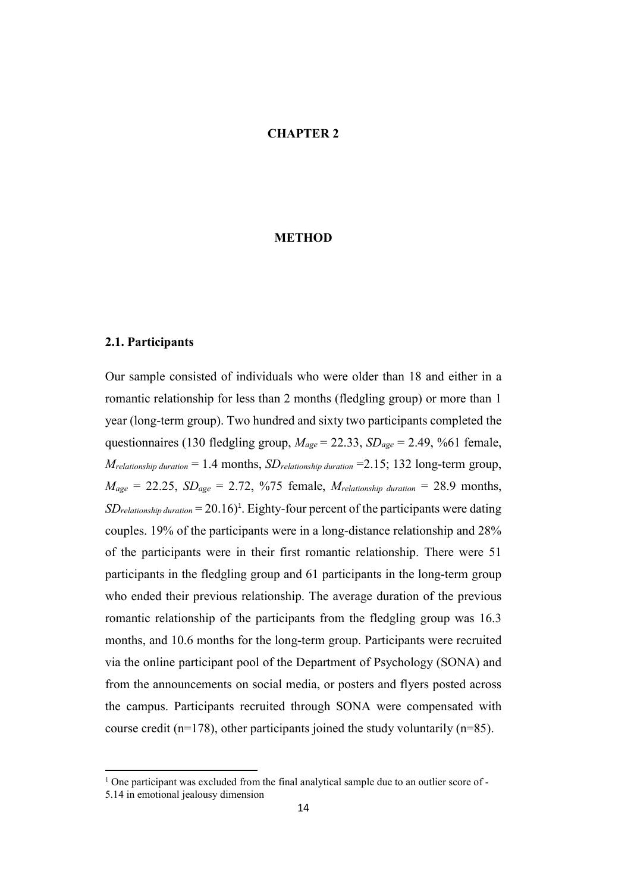# CHAPTER 2

# METHOD

## 2.1. Participants

Our sample consisted of individuals who were older than 18 and either in a romantic relationship for less than 2 months (fledgling group) or more than 1 year (long-term group). Two hundred and sixty two participants completed the questionnaires (130 fledgling group, $M_{age}$ = 22.33, $SD_{age}$ = 2.49, %61 female, $M_{relationship\ duration}$ = 1.4 months, $SD_{relationship\ duration}$ =2.15; 132 long-term group, $M_{age}$ = 22.25, $SD_{age}$ = 2.72, %75 female, $M_{relationship\ duration}$ = 28.9 months, $SD_{relationship\ duration}$ = 20.16)[1]. Eighty-four percent of the participants were dating couples. 19% of the participants were in a long-distance relationship and 28% of the participants were in their first romantic relationship. There were 51 participants in the fledgling group and 61 participants in the long-term group who ended their previous relationship. The average duration of the previous romantic relationship of the participants from the fledgling group was 16.3 months, and 10.6 months for the long-term group. Participants were recruited via the online participant pool of the Department of Psychology (SONA) and from the announcements on social media, or posters and flyers posted across the campus. Participants recruited through SONA were compensated with course credit (n=178), other participants joined the study voluntarily (n=85).

---

[1] One participant was excluded from the final analytical sample due to an outlier score of -5.14 in emotional jealousy dimension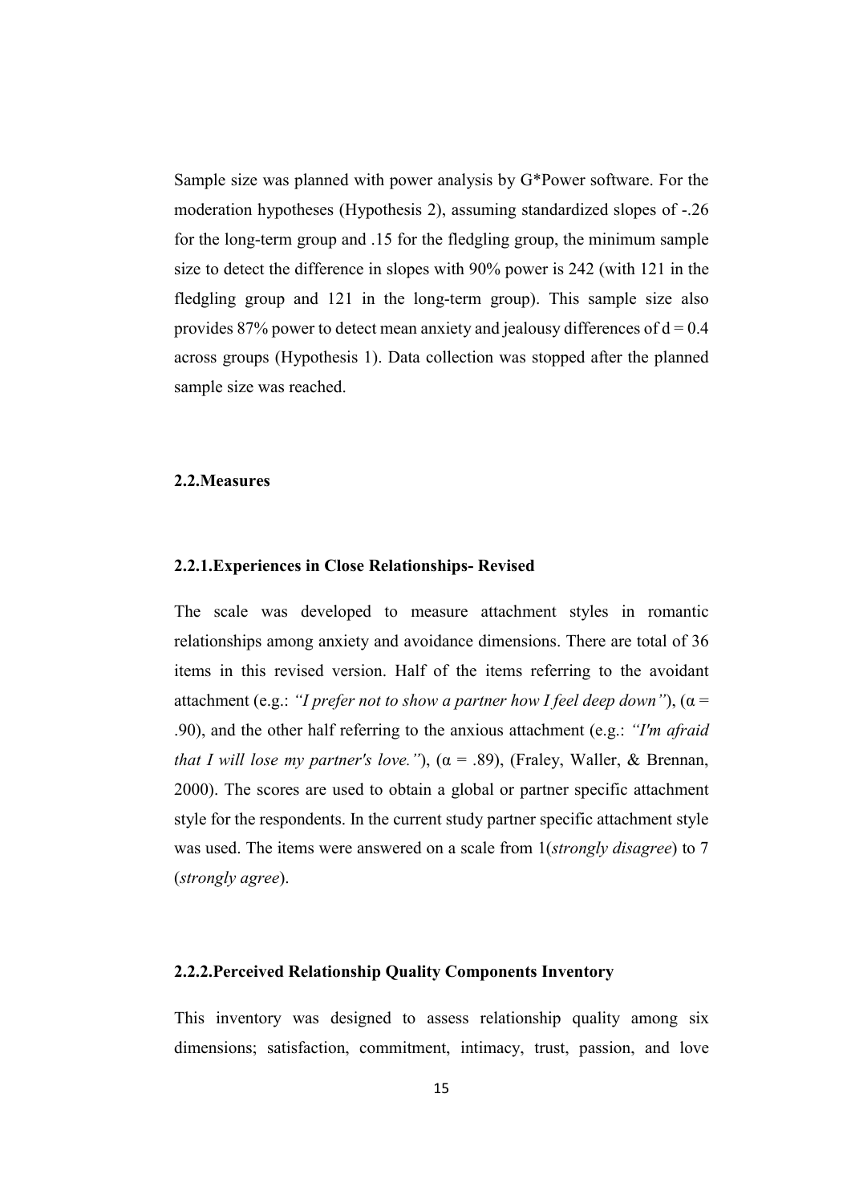Sample size was planned with power analysis by G*Power software. For the moderation hypotheses (Hypothesis 2), assuming standardized slopes of -.26 for the long-term group and .15 for the fledgling group, the minimum sample size to detect the difference in slopes with 90% power is 242 (with 121 in the fledgling group and 121 in the long-term group). This sample size also provides 87% power to detect mean anxiety and jealousy differences of $d = 0.4$ across groups (Hypothesis 1). Data collection was stopped after the planned sample size was reached.

### 2.2.Measures

#### 2.2.1.Experiences in Close Relationships- Revised

The scale was developed to measure attachment styles in romantic relationships among anxiety and avoidance dimensions. There are total of 36 items in this revised version. Half of the items referring to the avoidant attachment (e.g.: *"I prefer not to show a partner how I feel deep down"*), ($\alpha = .90$), and the other half referring to the anxious attachment (e.g.: *"I'm afraid that I will lose my partner's love."*), ($\alpha = .89$), (Fraley, Waller, & Brennan, 2000). The scores are used to obtain a global or partner specific attachment style for the respondents. In the current study partner specific attachment style was used. The items were answered on a scale from 1(*strongly disagree*) to 7 (*strongly agree*).

#### 2.2.2.Perceived Relationship Quality Components Inventory

This inventory was designed to assess relationship quality among six dimensions; satisfaction, commitment, intimacy, trust, passion, and love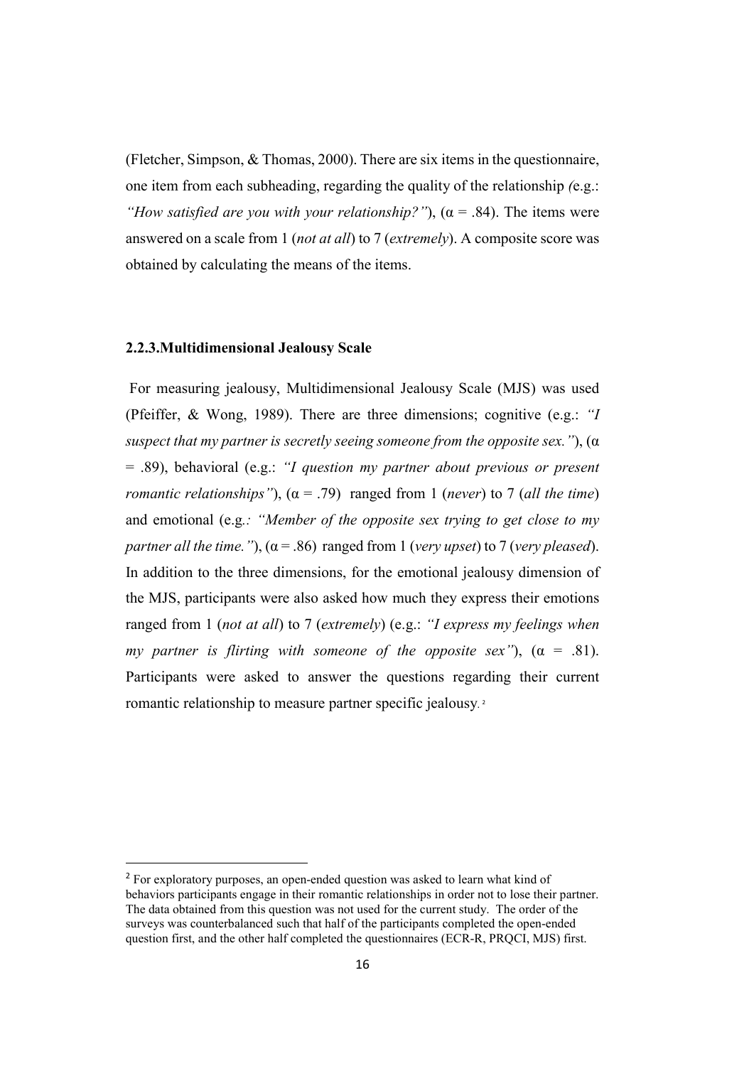(Fletcher, Simpson, & Thomas, 2000). There are six items in the questionnaire, one item from each subheading, regarding the quality of the relationship *(*e.g.: *"How satisfied are you with your relationship?"*), (α = .84). The items were answered on a scale from 1 (*not at all*) to 7 (*extremely*). A composite score was obtained by calculating the means of the items.

### 2.2.3.Multidimensional Jealousy Scale

For measuring jealousy, Multidimensional Jealousy Scale (MJS) was used (Pfeiffer, & Wong, 1989). There are three dimensions; cognitive (e.g.: *"I suspect that my partner is secretly seeing someone from the opposite sex."*), (α = .89), behavioral (e.g.: *"I question my partner about previous or present romantic relationships"*), (α = .79) ranged from 1 (*never*) to 7 (*all the time*) and emotional (e.g*.: "Member of the opposite sex trying to get close to my partner all the time."*), (α = .86) ranged from 1 (*very upset*) to 7 (*very pleased*). In addition to the three dimensions, for the emotional jealousy dimension of the MJS, participants were also asked how much they express their emotions ranged from 1 (*not at all*) to 7 (*extremely*) (e.g.: *"I express my feelings when my partner is flirting with someone of the opposite sex"*), (α = .81). Participants were asked to answer the questions regarding their current romantic relationship to measure partner specific jealousy.[2]

---

[2] For exploratory purposes, an open-ended question was asked to learn what kind of behaviors participants engage in their romantic relationships in order not to lose their partner. The data obtained from this question was not used for the current study. The order of the surveys was counterbalanced such that half of the participants completed the open-ended question first, and the other half completed the questionnaires (ECR-R, PRQCI, MJS) first.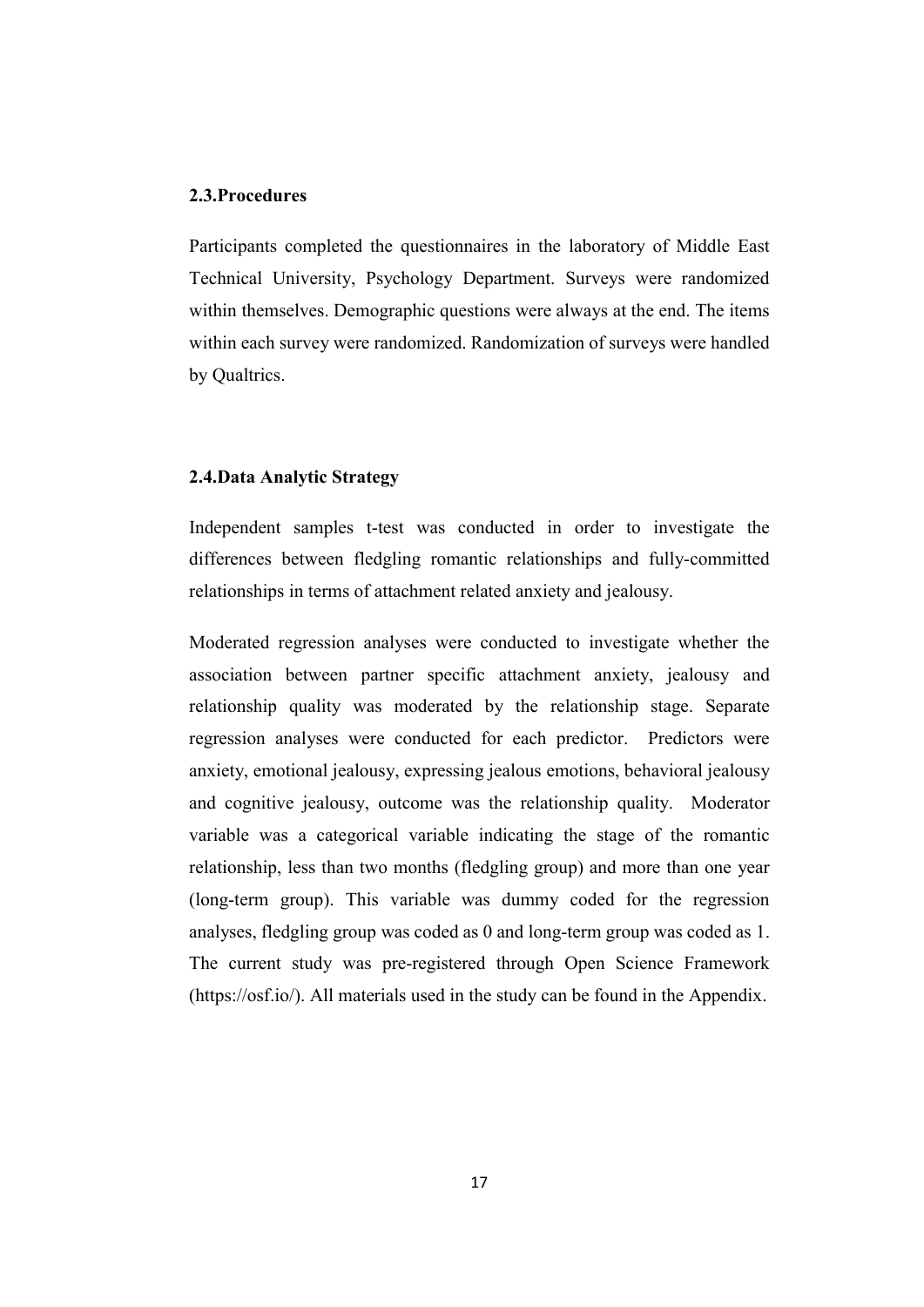### 2.3. Procedures

Participants completed the questionnaires in the laboratory of Middle East Technical University, Psychology Department. Surveys were randomized within themselves. Demographic questions were always at the end. The items within each survey were randomized. Randomization of surveys were handled by Qualtrics.

### 2.4. Data Analytic Strategy

Independent samples t-test was conducted in order to investigate the differences between fledgling romantic relationships and fully-committed relationships in terms of attachment related anxiety and jealousy.

Moderated regression analyses were conducted to investigate whether the association between partner specific attachment anxiety, jealousy and relationship quality was moderated by the relationship stage. Separate regression analyses were conducted for each predictor. Predictors were anxiety, emotional jealousy, expressing jealous emotions, behavioral jealousy and cognitive jealousy, outcome was the relationship quality. Moderator variable was a categorical variable indicating the stage of the romantic relationship, less than two months (fledgling group) and more than one year (long-term group). This variable was dummy coded for the regression analyses, fledgling group was coded as 0 and long-term group was coded as 1. The current study was pre-registered through Open Science Framework (https://osf.io/). All materials used in the study can be found in the Appendix.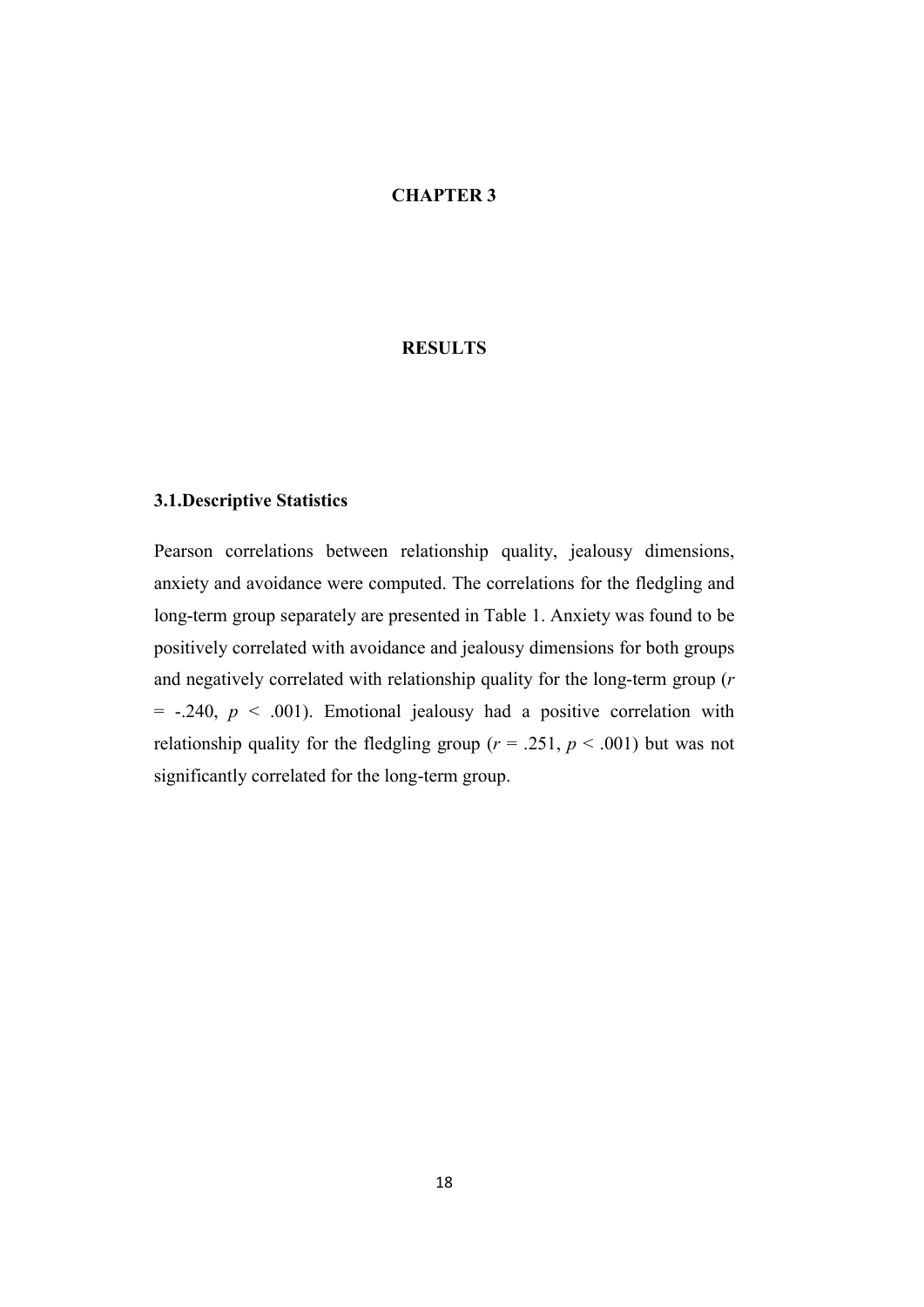# CHAPTER 3

# RESULTS

## 3.1.Descriptive Statistics

Pearson correlations between relationship quality, jealousy dimensions, anxiety and avoidance were computed. The correlations for the fledgling and long-term group separately are presented in Table 1. Anxiety was found to be positively correlated with avoidance and jealousy dimensions for both groups and negatively correlated with relationship quality for the long-term group ($r = -.240$, $p < .001$). Emotional jealousy had a positive correlation with relationship quality for the fledgling group ($r = .251$, $p < .001$) but was not significantly correlated for the long-term group.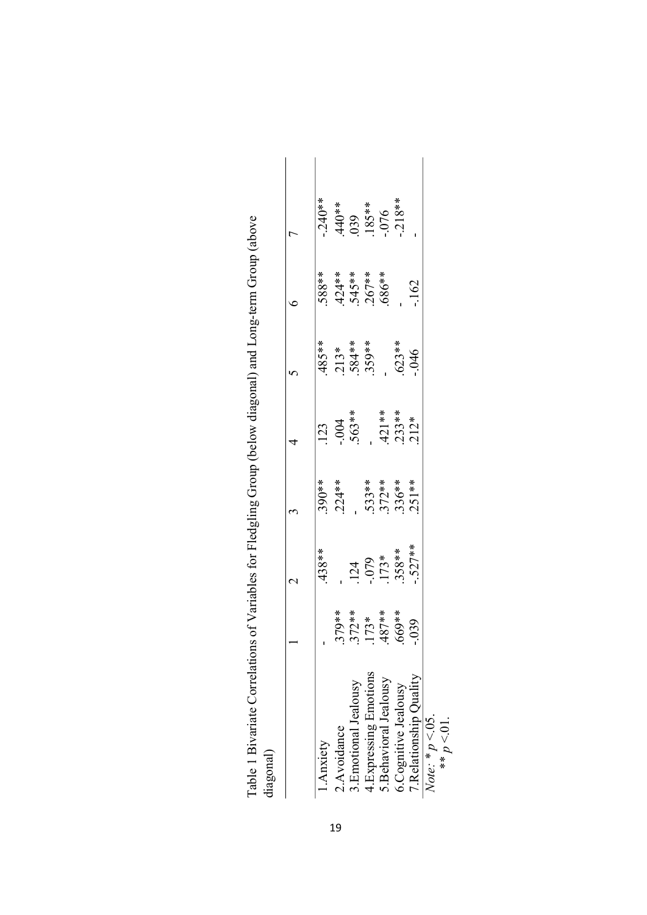Table 1 Bivariate Correlations of Variables for Fledgling Group (below diagonal) and Long-term Group (above diagonal)

| | 1 | 2 | 3 | 4 | 5 | 6 | 7 |
|---|---|---|---|---|---|---|---|
| 1.Anxiety | - | .438** | .390** | .123 | .485** | .588** | -.240** |
| 2.Avoidance | .379** | - | .224** | -.004 | .213* | .424** | .440** |
| 3.Emotional Jealousy | .372** | .124 | - | .563** | .584** | .545** | .039 |
| 4.Expressing Emotions | .173* | -.079 | .533** | - | .359** | .267** | .185** |
| 5.Behavioral Jealousy | .487** | .173* | .372** | .421** | - | .686** | -.076 |
| 6.Cognitive Jealousy | .669** | .358** | .336** | .233** | .623** | - | -.218** |
| 7.Relationship Quality | -.039 | -.527** | .251** | .212* | -.046 | -.162 | - |

*Note:* * $p < .05$.
** $p < .01$.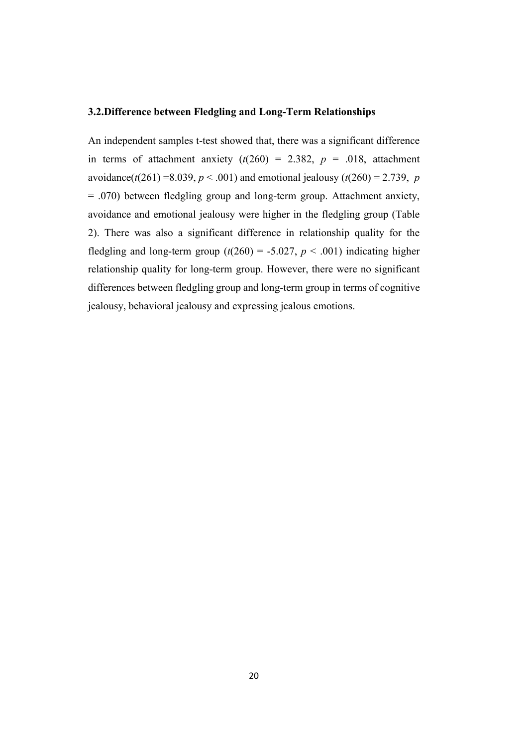### 3.2.Difference between Fledgling and Long-Term Relationships

An independent samples t-test showed that, there was a significant difference in terms of attachment anxiety ($t(260) = 2.382$, $p = .018$, attachment avoidance($t(261) =8.039$, $p < .001$) and emotional jealousy ($t(260) = 2.739$, $p = .070$) between fledgling group and long-term group. Attachment anxiety, avoidance and emotional jealousy were higher in the fledgling group (Table 2). There was also a significant difference in relationship quality for the fledgling and long-term group ($t(260) = -5.027$, $p < .001$) indicating higher relationship quality for long-term group. However, there were no significant differences between fledgling group and long-term group in terms of cognitive jealousy, behavioral jealousy and expressing jealous emotions.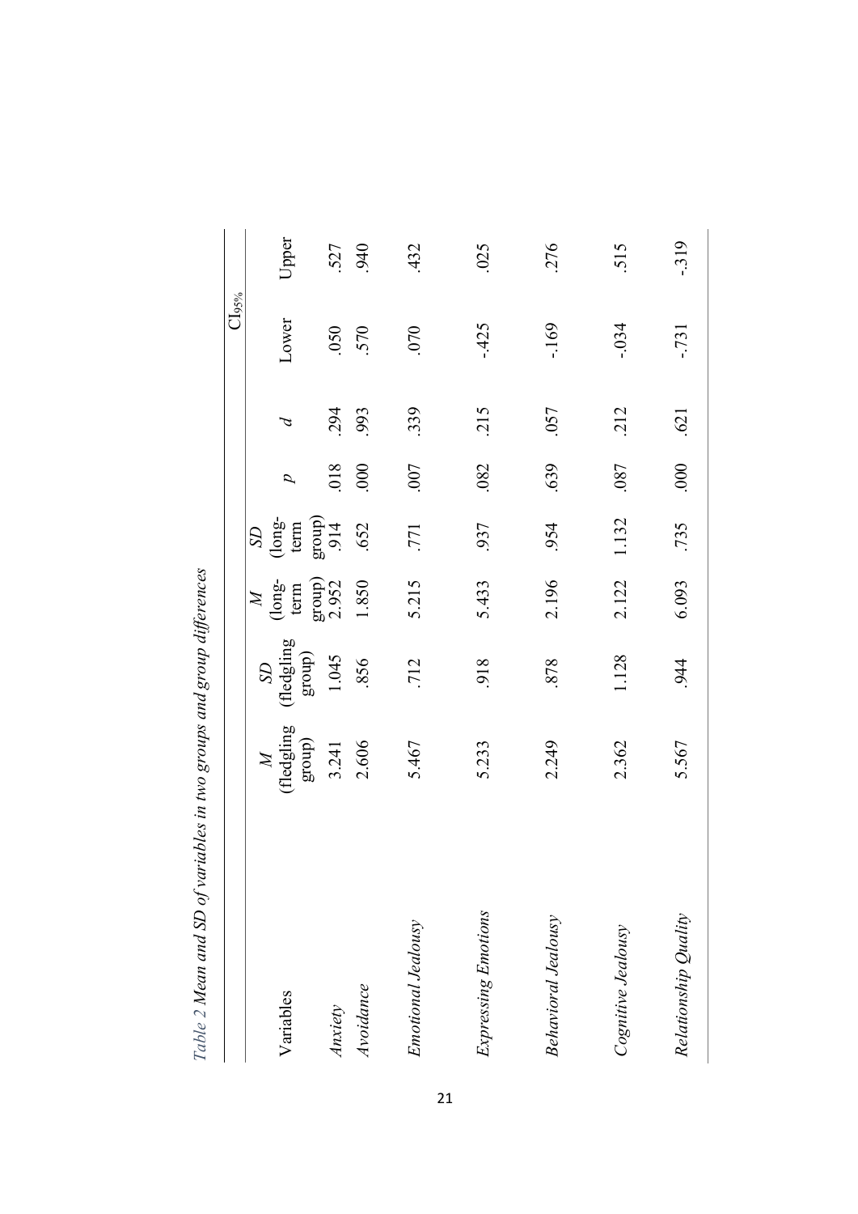*Table 2 Mean and SD of variables in two groups and group differences*

| Variables | *M* (fledgling group) | *SD* (fledgling group) | *M* (long-term group) | *SD* (long-term group) | *p* | *d* | CI$_{95\%}$ Lower | Upper |
|---|---|---|---|---|---|---|---|---|
| *Anxiety* | 3.241 | 1.045 | 2.952 | .914 | .018 | .294 | .050 | .527 |
| *Avoidance* | 2.606 | .856 | 1.850 | .652 | .000 | .993 | .570 | .940 |
| *Emotional Jealousy* | 5.467 | .712 | 5.215 | .771 | .007 | .339 | .070 | .432 |
| *Expressing Emotions* | 5.233 | .918 | 5.433 | .937 | .082 | .215 | -.425 | .025 |
| *Behavioral Jealousy* | 2.249 | .878 | 2.196 | .954 | .639 | .057 | -.169 | .276 |
| *Cognitive Jealousy* | 2.362 | 1.128 | 2.122 | 1.132 | .087 | .212 | -.034 | .515 |
| *Relationship Quality* | 5.567 | .944 | 6.093 | .735 | .000 | .621 | -.731 | -.319 |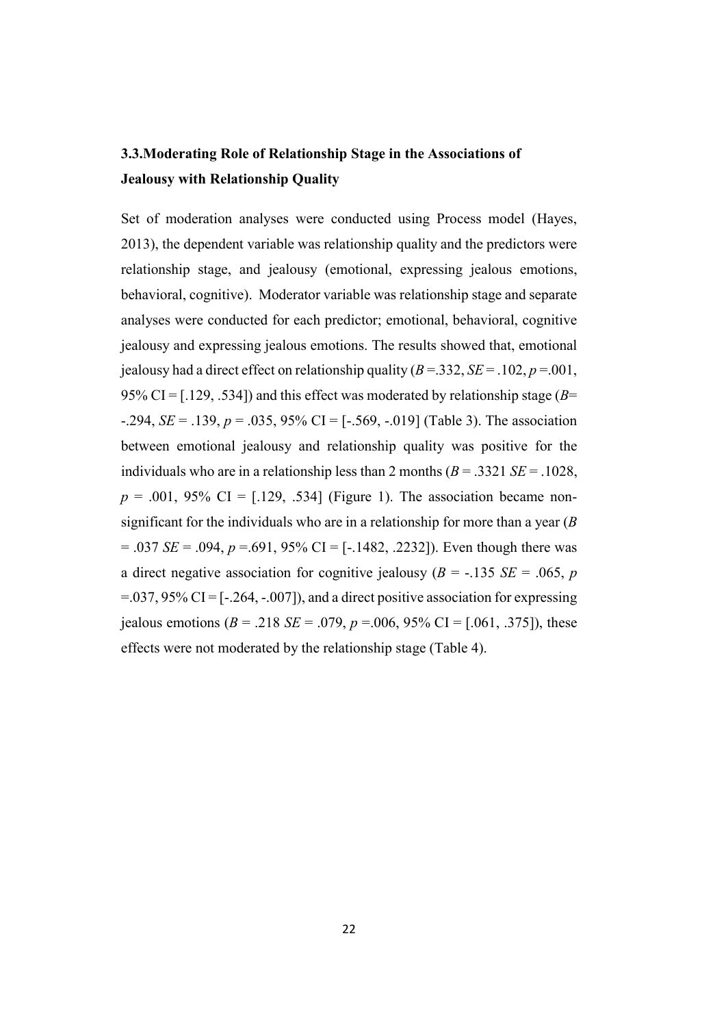### 3.3.Moderating Role of Relationship Stage in the Associations of Jealousy with Relationship Quality

Set of moderation analyses were conducted using Process model (Hayes, 2013), the dependent variable was relationship quality and the predictors were relationship stage, and jealousy (emotional, expressing jealous emotions, behavioral, cognitive). Moderator variable was relationship stage and separate analyses were conducted for each predictor; emotional, behavioral, cognitive jealousy and expressing jealous emotions. The results showed that, emotional jealousy had a direct effect on relationship quality ($B$ =.332, $SE$ = .102, $p$ =.001, 95% CI = [.129, .534]) and this effect was moderated by relationship stage ($B$= -.294, $SE$ = .139, $p$ = .035, 95% CI = [-.569, -.019] (Table 3). The association between emotional jealousy and relationship quality was positive for the individuals who are in a relationship less than 2 months ($B$ = .3321 $SE$ = .1028, $p$ = .001, 95% CI = [.129, .534] (Figure 1). The association became non-significant for the individuals who are in a relationship for more than a year ($B$ = .037 $SE$ = .094, $p$ =.691, 95% CI = [-.1482, .2232]). Even though there was a direct negative association for cognitive jealousy ($B$ = -.135 $SE$ = .065, $p$ =.037, 95% CI = [-.264, -.007]), and a direct positive association for expressing jealous emotions ($B$ = .218 $SE$ = .079, $p$ =.006, 95% CI = [.061, .375]), these effects were not moderated by the relationship stage (Table 4).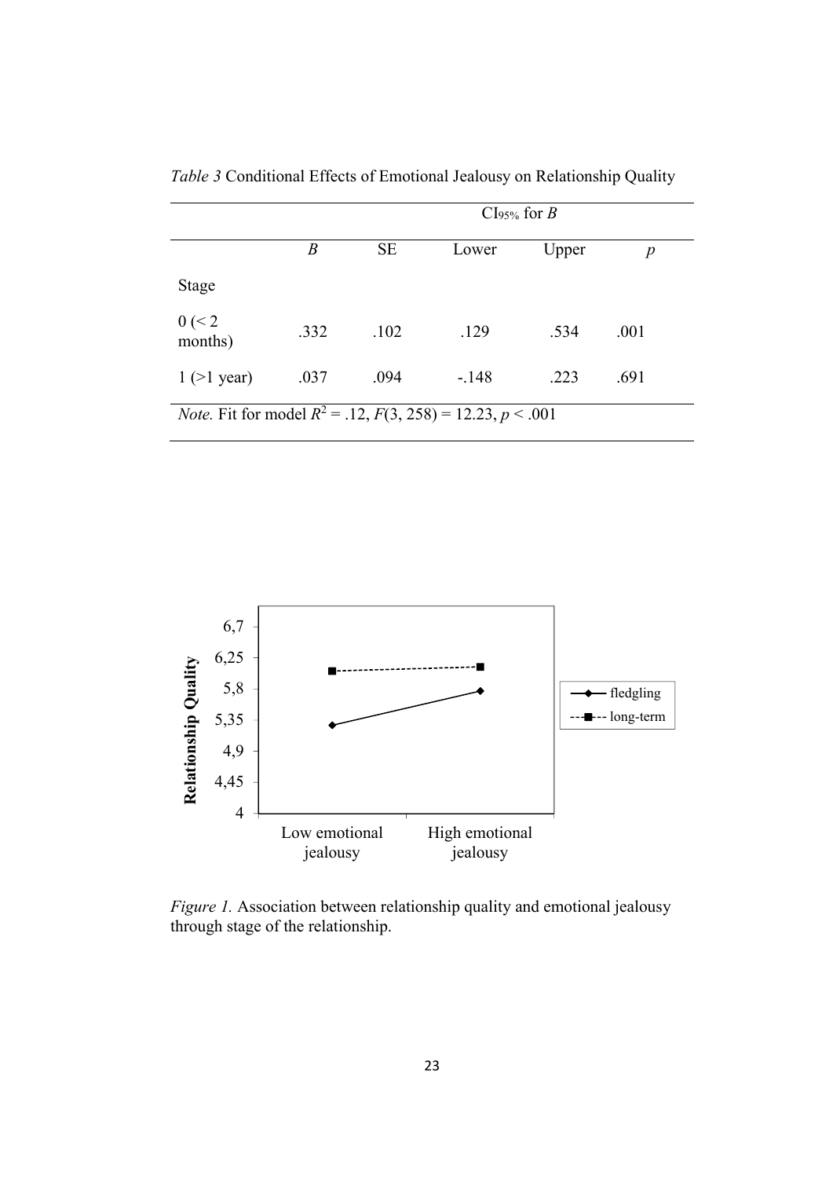*Table 3* Conditional Effects of Emotional Jealousy on Relationship Quality

| | | | $CI_{95\%}$ for *B* | | |
|---|---|---|---|---|---|
| | *B* | SE | Lower | Upper | *p* |
| Stage | | | | | |
| 0 (< 2 months) | .332 | .102 | .129 | .534 | .001 |
| 1 (>1 year) | .037 | .094 | -.148 | .223 | .691 |

*Note.* Fit for model $R^2$ = .12, $F(3, 258)$ = 12.23, $p$ < .001

*Figure 1.* Association between relationship quality and emotional jealousy through stage of the relationship.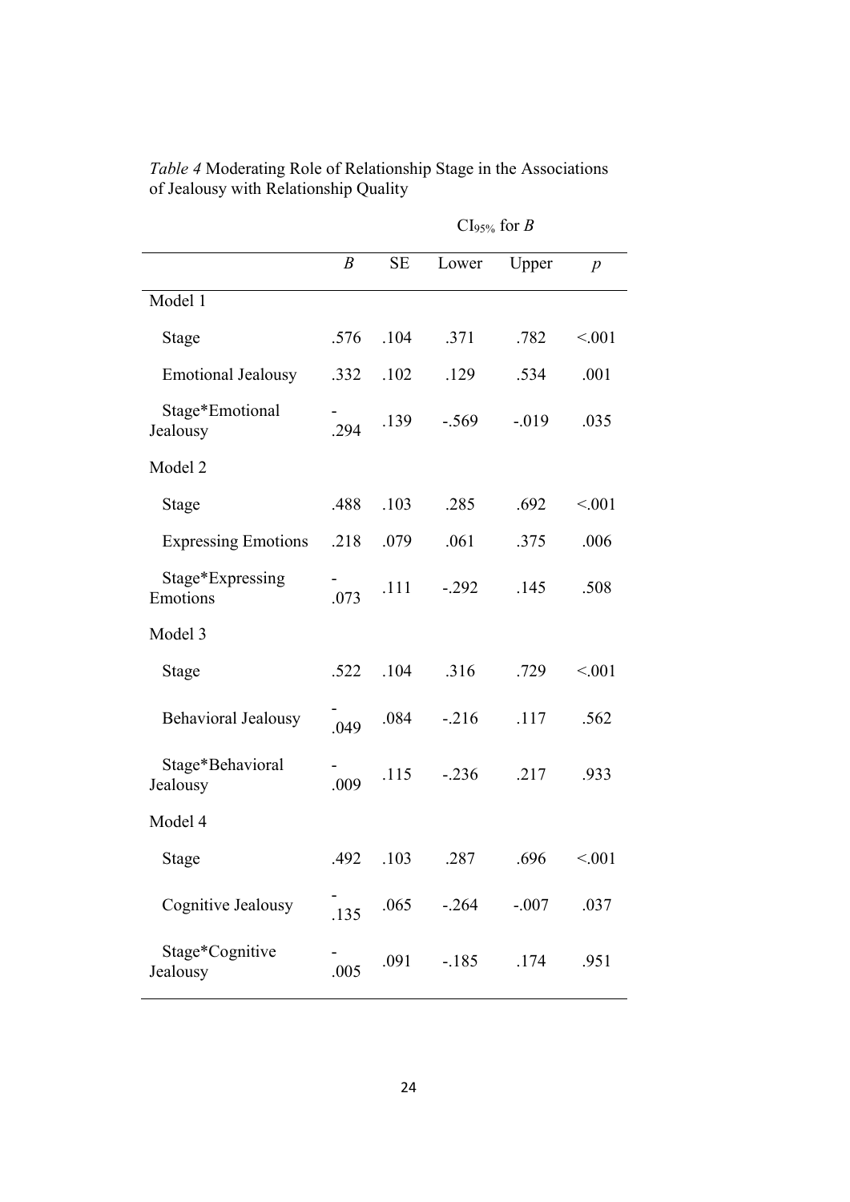*Table 4* Moderating Role of Relationship Stage in the Associations of Jealousy with Relationship Quality

| | *B* | SE | $CI_{95\%}$ for *B* Lower | Upper | *p* |
|---|---|---|---|---|---|
| Model 1 | | | | | |
| Stage | .576 | .104 | .371 | .782 | <.001 |
| Emotional Jealousy | .332 | .102 | .129 | .534 | .001 |
| Stage*Emotional Jealousy | -.294 | .139 | -.569 | -.019 | .035 |
| Model 2 | | | | | |
| Stage | .488 | .103 | .285 | .692 | <.001 |
| Expressing Emotions | .218 | .079 | .061 | .375 | .006 |
| Stage*Expressing Emotions | -.073 | .111 | -.292 | .145 | .508 |
| Model 3 | | | | | |
| Stage | .522 | .104 | .316 | .729 | <.001 |
| Behavioral Jealousy | -.049 | .084 | -.216 | .117 | .562 |
| Stage*Behavioral Jealousy | -.009 | .115 | -.236 | .217 | .933 |
| Model 4 | | | | | |
| Stage | .492 | .103 | .287 | .696 | <.001 |
| Cognitive Jealousy | -.135 | .065 | -.264 | -.007 | .037 |
| Stage*Cognitive Jealousy | -.005 | .091 | -.185 | .174 | .951 |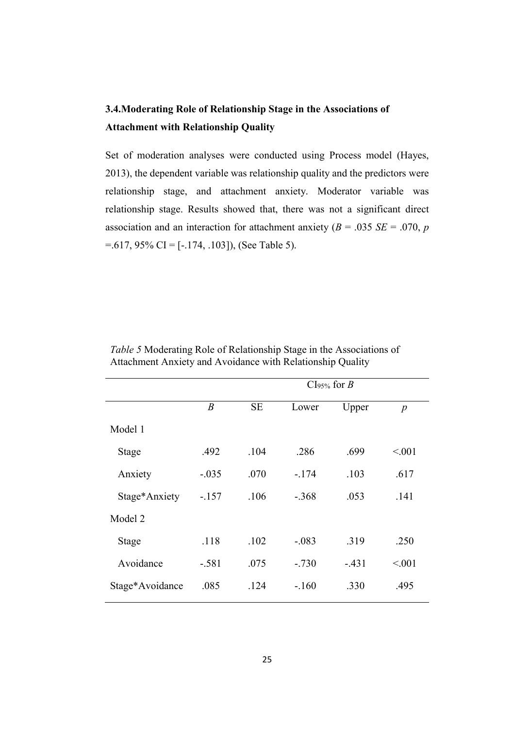### 3.4.Moderating Role of Relationship Stage in the Associations of Attachment with Relationship Quality

Set of moderation analyses were conducted using Process model (Hayes, 2013), the dependent variable was relationship quality and the predictors were relationship stage, and attachment anxiety. Moderator variable was relationship stage. Results showed that, there was not a significant direct association and an interaction for attachment anxiety ($B$ = .035 $SE$ = .070, $p$ =.617, 95% CI = [-.174, .103]), (See Table 5).

*Table 5* Moderating Role of Relationship Stage in the Associations of Attachment Anxiety and Avoidance with Relationship Quality

| | | | $CI_{95\%}$ for $B$ | | |
|---|---|---|---|---|---|
| | $B$ | SE | Lower | Upper | $p$ |
| Model 1 | | | | | |
| Stage | .492 | .104 | .286 | .699 | <.001 |
| Anxiety | -.035 | .070 | -.174 | .103 | .617 |
| Stage*Anxiety | -.157 | .106 | -.368 | .053 | .141 |
| Model 2 | | | | | |
| Stage | .118 | .102 | -.083 | .319 | .250 |
| Avoidance | -.581 | .075 | -.730 | -.431 | <.001 |
| Stage*Avoidance | .085 | .124 | -.160 | .330 | .495 |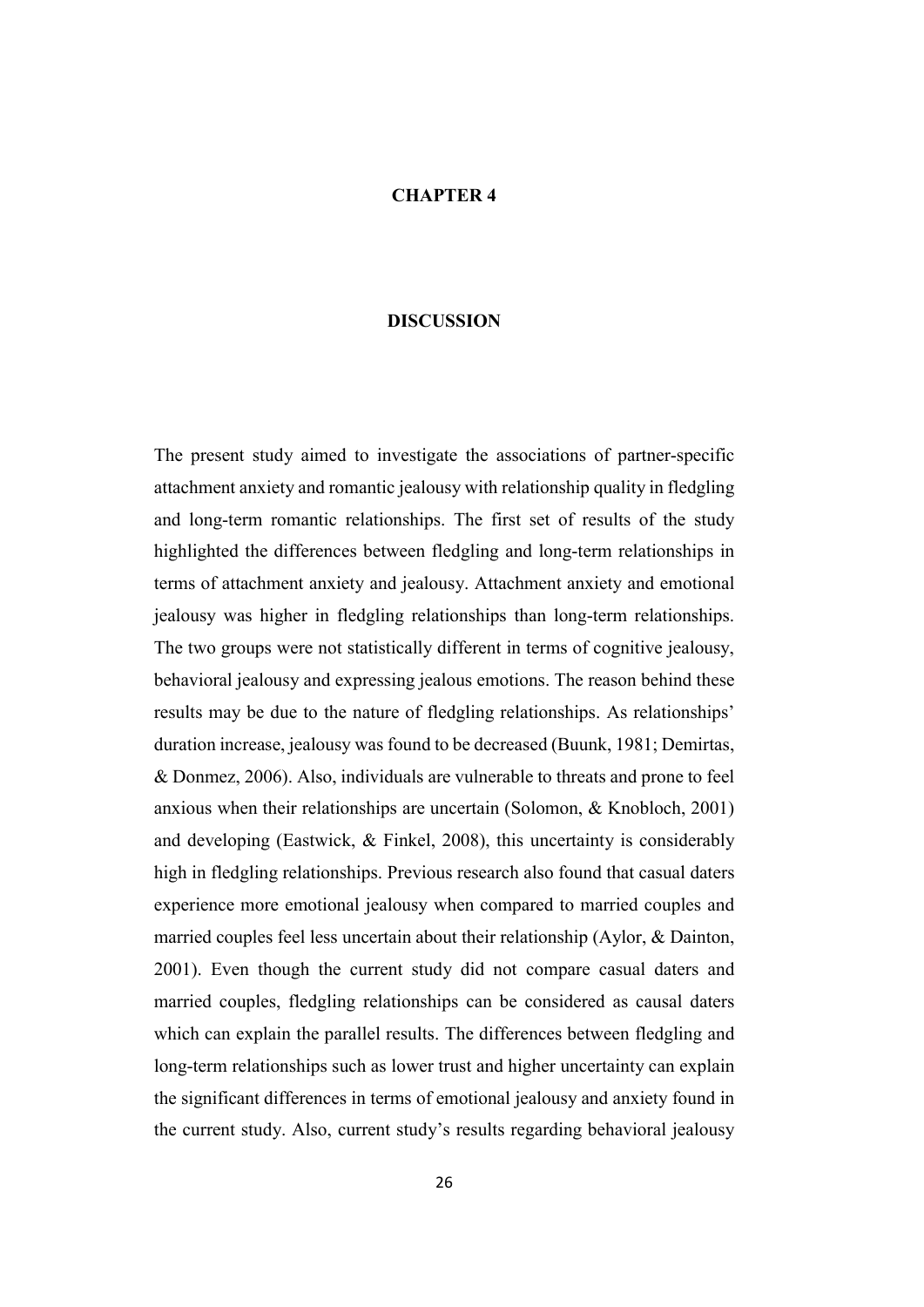# CHAPTER 4

# DISCUSSION

The present study aimed to investigate the associations of partner-specific attachment anxiety and romantic jealousy with relationship quality in fledgling and long-term romantic relationships. The first set of results of the study highlighted the differences between fledgling and long-term relationships in terms of attachment anxiety and jealousy. Attachment anxiety and emotional jealousy was higher in fledgling relationships than long-term relationships. The two groups were not statistically different in terms of cognitive jealousy, behavioral jealousy and expressing jealous emotions. The reason behind these results may be due to the nature of fledgling relationships. As relationships' duration increase, jealousy was found to be decreased (Buunk, 1981; Demirtas, & Donmez, 2006). Also, individuals are vulnerable to threats and prone to feel anxious when their relationships are uncertain (Solomon, & Knobloch, 2001) and developing (Eastwick, & Finkel, 2008), this uncertainty is considerably high in fledgling relationships. Previous research also found that casual daters experience more emotional jealousy when compared to married couples and married couples feel less uncertain about their relationship (Aylor, & Dainton, 2001). Even though the current study did not compare casual daters and married couples, fledgling relationships can be considered as causal daters which can explain the parallel results. The differences between fledgling and long-term relationships such as lower trust and higher uncertainty can explain the significant differences in terms of emotional jealousy and anxiety found in the current study. Also, current study's results regarding behavioral jealousy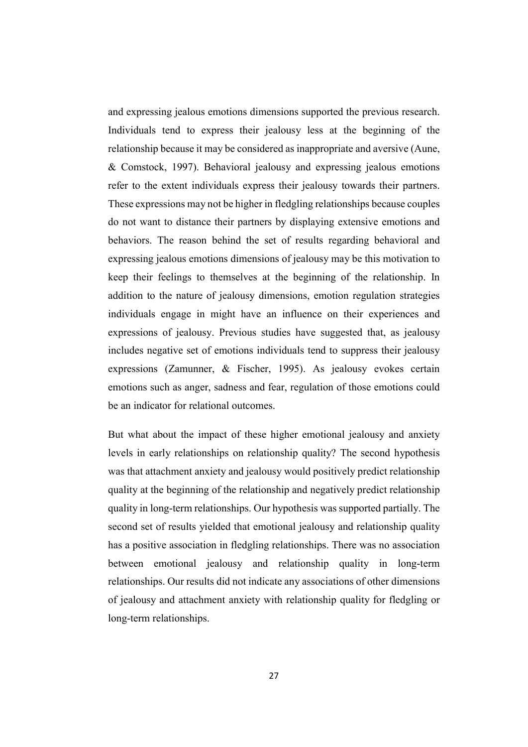and expressing jealous emotions dimensions supported the previous research. Individuals tend to express their jealousy less at the beginning of the relationship because it may be considered as inappropriate and aversive (Aune, & Comstock, 1997). Behavioral jealousy and expressing jealous emotions refer to the extent individuals express their jealousy towards their partners. These expressions may not be higher in fledgling relationships because couples do not want to distance their partners by displaying extensive emotions and behaviors. The reason behind the set of results regarding behavioral and expressing jealous emotions dimensions of jealousy may be this motivation to keep their feelings to themselves at the beginning of the relationship. In addition to the nature of jealousy dimensions, emotion regulation strategies individuals engage in might have an influence on their experiences and expressions of jealousy. Previous studies have suggested that, as jealousy includes negative set of emotions individuals tend to suppress their jealousy expressions (Zamunner, & Fischer, 1995). As jealousy evokes certain emotions such as anger, sadness and fear, regulation of those emotions could be an indicator for relational outcomes.

But what about the impact of these higher emotional jealousy and anxiety levels in early relationships on relationship quality? The second hypothesis was that attachment anxiety and jealousy would positively predict relationship quality at the beginning of the relationship and negatively predict relationship quality in long-term relationships. Our hypothesis was supported partially. The second set of results yielded that emotional jealousy and relationship quality has a positive association in fledgling relationships. There was no association between emotional jealousy and relationship quality in long-term relationships. Our results did not indicate any associations of other dimensions of jealousy and attachment anxiety with relationship quality for fledgling or long-term relationships.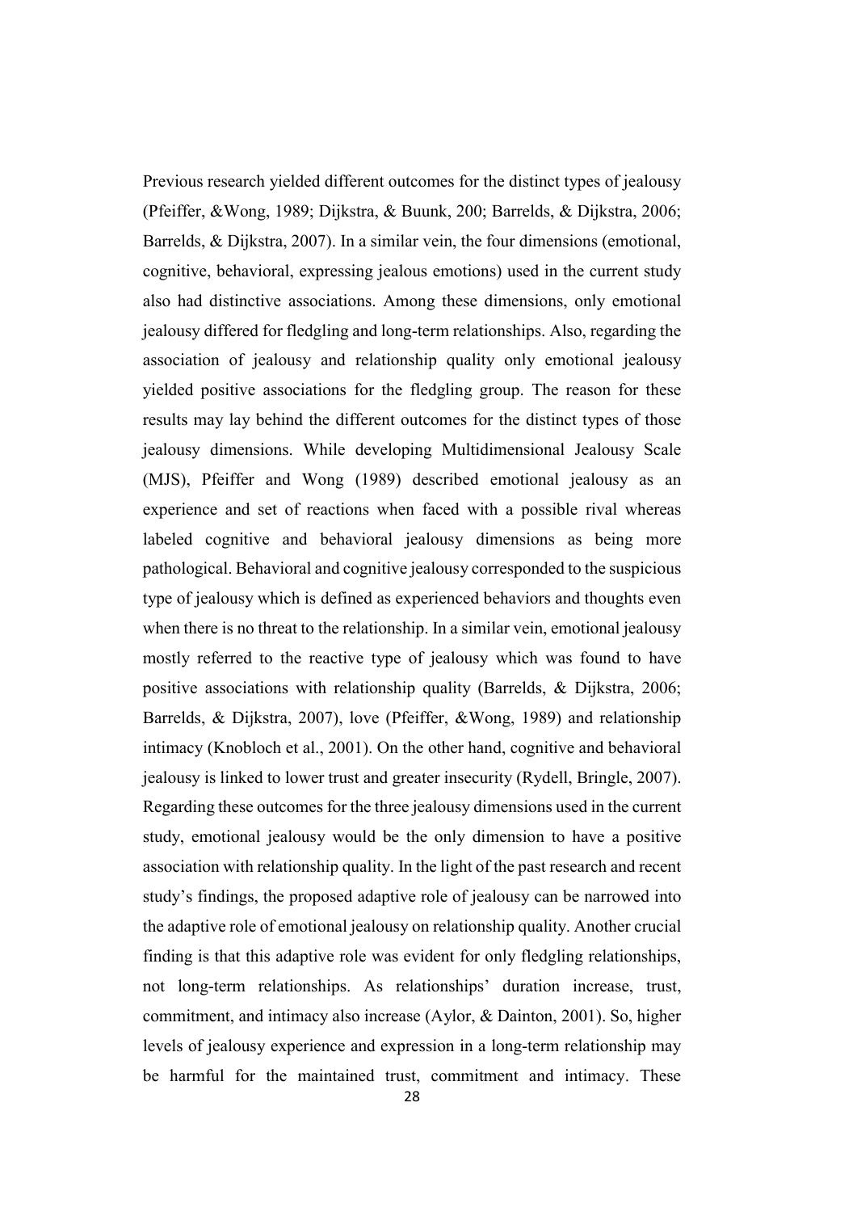Previous research yielded different outcomes for the distinct types of jealousy (Pfeiffer, &Wong, 1989; Dijkstra, & Buunk, 200; Barrelds, & Dijkstra, 2006; Barrelds, & Dijkstra, 2007). In a similar vein, the four dimensions (emotional, cognitive, behavioral, expressing jealous emotions) used in the current study also had distinctive associations. Among these dimensions, only emotional jealousy differed for fledgling and long-term relationships. Also, regarding the association of jealousy and relationship quality only emotional jealousy yielded positive associations for the fledgling group. The reason for these results may lay behind the different outcomes for the distinct types of those jealousy dimensions. While developing Multidimensional Jealousy Scale (MJS), Pfeiffer and Wong (1989) described emotional jealousy as an experience and set of reactions when faced with a possible rival whereas labeled cognitive and behavioral jealousy dimensions as being more pathological. Behavioral and cognitive jealousy corresponded to the suspicious type of jealousy which is defined as experienced behaviors and thoughts even when there is no threat to the relationship. In a similar vein, emotional jealousy mostly referred to the reactive type of jealousy which was found to have positive associations with relationship quality (Barrelds, & Dijkstra, 2006; Barrelds, & Dijkstra, 2007), love (Pfeiffer, &Wong, 1989) and relationship intimacy (Knobloch et al., 2001). On the other hand, cognitive and behavioral jealousy is linked to lower trust and greater insecurity (Rydell, Bringle, 2007). Regarding these outcomes for the three jealousy dimensions used in the current study, emotional jealousy would be the only dimension to have a positive association with relationship quality. In the light of the past research and recent study's findings, the proposed adaptive role of jealousy can be narrowed into the adaptive role of emotional jealousy on relationship quality. Another crucial finding is that this adaptive role was evident for only fledgling relationships, not long-term relationships. As relationships' duration increase, trust, commitment, and intimacy also increase (Aylor, & Dainton, 2001). So, higher levels of jealousy experience and expression in a long-term relationship may be harmful for the maintained trust, commitment and intimacy. These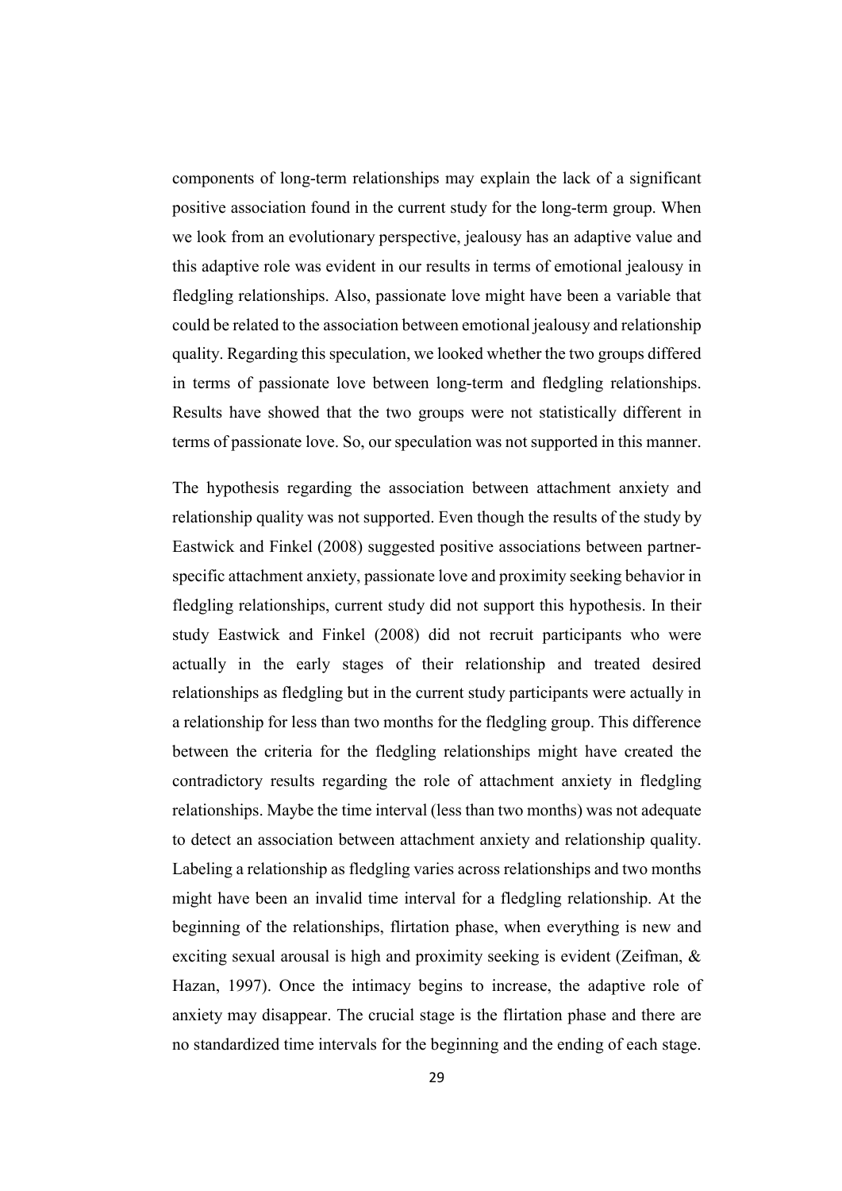components of long-term relationships may explain the lack of a significant positive association found in the current study for the long-term group. When we look from an evolutionary perspective, jealousy has an adaptive value and this adaptive role was evident in our results in terms of emotional jealousy in fledgling relationships. Also, passionate love might have been a variable that could be related to the association between emotional jealousy and relationship quality. Regarding this speculation, we looked whether the two groups differed in terms of passionate love between long-term and fledgling relationships. Results have showed that the two groups were not statistically different in terms of passionate love. So, our speculation was not supported in this manner.

The hypothesis regarding the association between attachment anxiety and relationship quality was not supported. Even though the results of the study by Eastwick and Finkel (2008) suggested positive associations between partner-specific attachment anxiety, passionate love and proximity seeking behavior in fledgling relationships, current study did not support this hypothesis. In their study Eastwick and Finkel (2008) did not recruit participants who were actually in the early stages of their relationship and treated desired relationships as fledgling but in the current study participants were actually in a relationship for less than two months for the fledgling group. This difference between the criteria for the fledgling relationships might have created the contradictory results regarding the role of attachment anxiety in fledgling relationships. Maybe the time interval (less than two months) was not adequate to detect an association between attachment anxiety and relationship quality. Labeling a relationship as fledgling varies across relationships and two months might have been an invalid time interval for a fledgling relationship. At the beginning of the relationships, flirtation phase, when everything is new and exciting sexual arousal is high and proximity seeking is evident (Zeifman, & Hazan, 1997). Once the intimacy begins to increase, the adaptive role of anxiety may disappear. The crucial stage is the flirtation phase and there are no standardized time intervals for the beginning and the ending of each stage.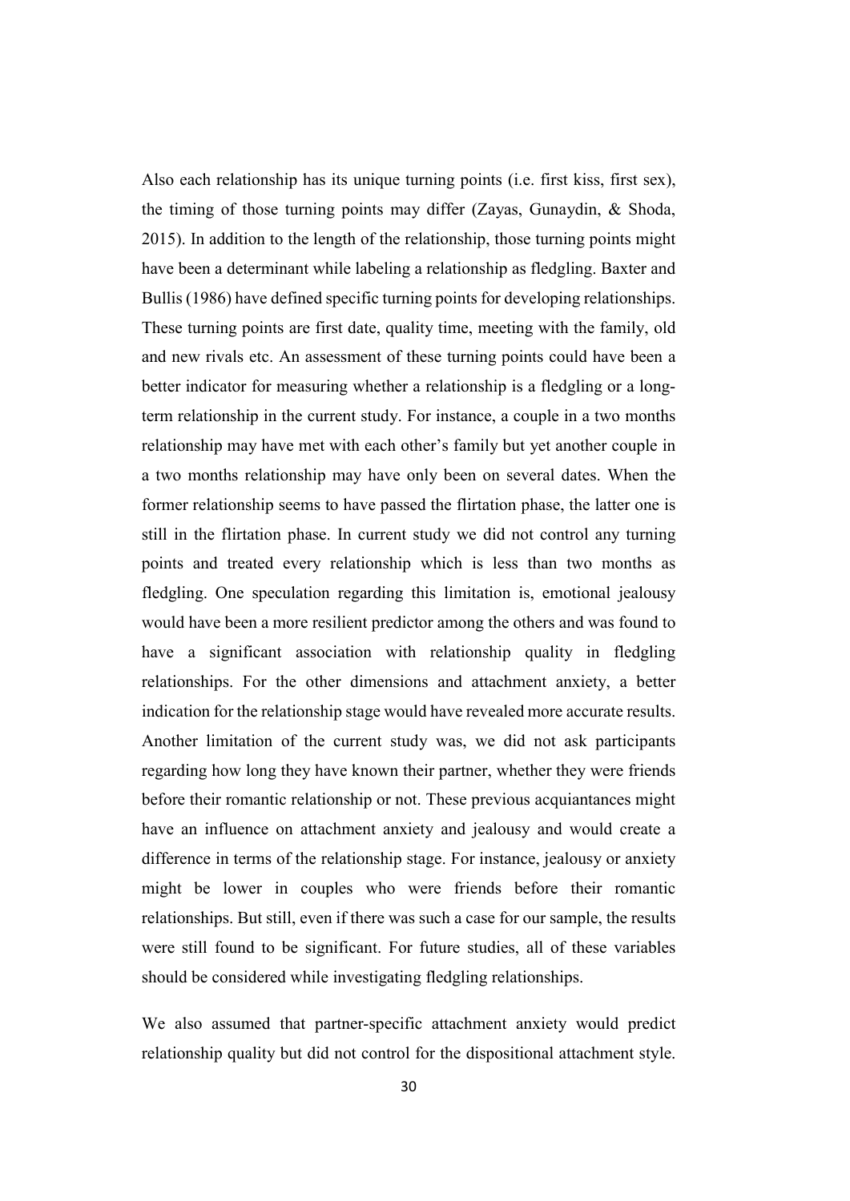Also each relationship has its unique turning points (i.e. first kiss, first sex), the timing of those turning points may differ (Zayas, Gunaydin, & Shoda, 2015). In addition to the length of the relationship, those turning points might have been a determinant while labeling a relationship as fledgling. Baxter and Bullis (1986) have defined specific turning points for developing relationships. These turning points are first date, quality time, meeting with the family, old and new rivals etc. An assessment of these turning points could have been a better indicator for measuring whether a relationship is a fledgling or a long-term relationship in the current study. For instance, a couple in a two months relationship may have met with each other's family but yet another couple in a two months relationship may have only been on several dates. When the former relationship seems to have passed the flirtation phase, the latter one is still in the flirtation phase. In current study we did not control any turning points and treated every relationship which is less than two months as fledgling. One speculation regarding this limitation is, emotional jealousy would have been a more resilient predictor among the others and was found to have a significant association with relationship quality in fledgling relationships. For the other dimensions and attachment anxiety, a better indication for the relationship stage would have revealed more accurate results. Another limitation of the current study was, we did not ask participants regarding how long they have known their partner, whether they were friends before their romantic relationship or not. These previous acquiantances might have an influence on attachment anxiety and jealousy and would create a difference in terms of the relationship stage. For instance, jealousy or anxiety might be lower in couples who were friends before their romantic relationships. But still, even if there was such a case for our sample, the results were still found to be significant. For future studies, all of these variables should be considered while investigating fledgling relationships.

We also assumed that partner-specific attachment anxiety would predict relationship quality but did not control for the dispositional attachment style.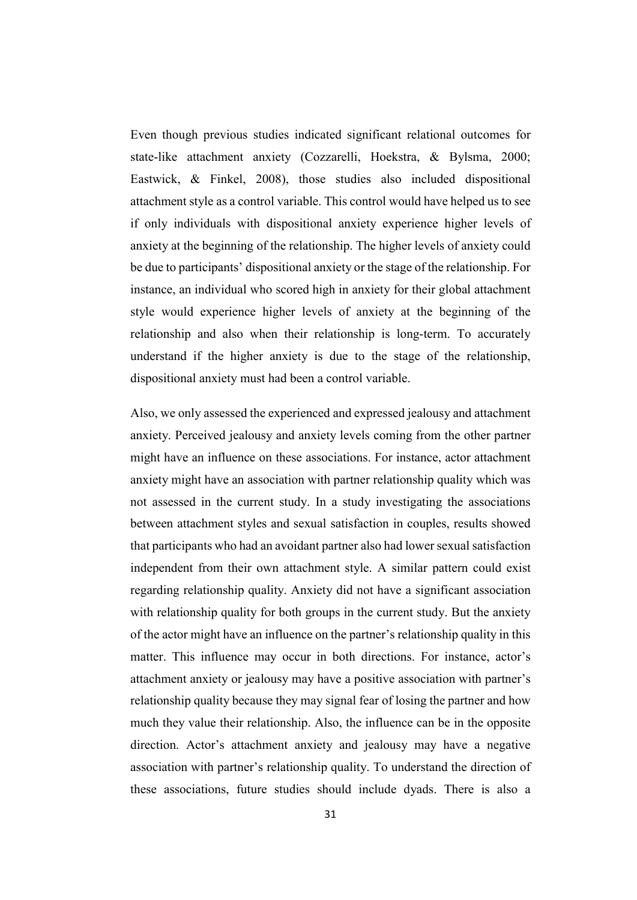Even though previous studies indicated significant relational outcomes for state-like attachment anxiety (Cozzarelli, Hoekstra, & Bylsma, 2000; Eastwick, & Finkel, 2008), those studies also included dispositional attachment style as a control variable. This control would have helped us to see if only individuals with dispositional anxiety experience higher levels of anxiety at the beginning of the relationship. The higher levels of anxiety could be due to participants' dispositional anxiety or the stage of the relationship. For instance, an individual who scored high in anxiety for their global attachment style would experience higher levels of anxiety at the beginning of the relationship and also when their relationship is long-term. To accurately understand if the higher anxiety is due to the stage of the relationship, dispositional anxiety must had been a control variable.

Also, we only assessed the experienced and expressed jealousy and attachment anxiety. Perceived jealousy and anxiety levels coming from the other partner might have an influence on these associations. For instance, actor attachment anxiety might have an association with partner relationship quality which was not assessed in the current study. In a study investigating the associations between attachment styles and sexual satisfaction in couples, results showed that participants who had an avoidant partner also had lower sexual satisfaction independent from their own attachment style. A similar pattern could exist regarding relationship quality. Anxiety did not have a significant association with relationship quality for both groups in the current study. But the anxiety of the actor might have an influence on the partner's relationship quality in this matter. This influence may occur in both directions. For instance, actor's attachment anxiety or jealousy may have a positive association with partner's relationship quality because they may signal fear of losing the partner and how much they value their relationship. Also, the influence can be in the opposite direction. Actor's attachment anxiety and jealousy may have a negative association with partner's relationship quality. To understand the direction of these associations, future studies should include dyads. There is also a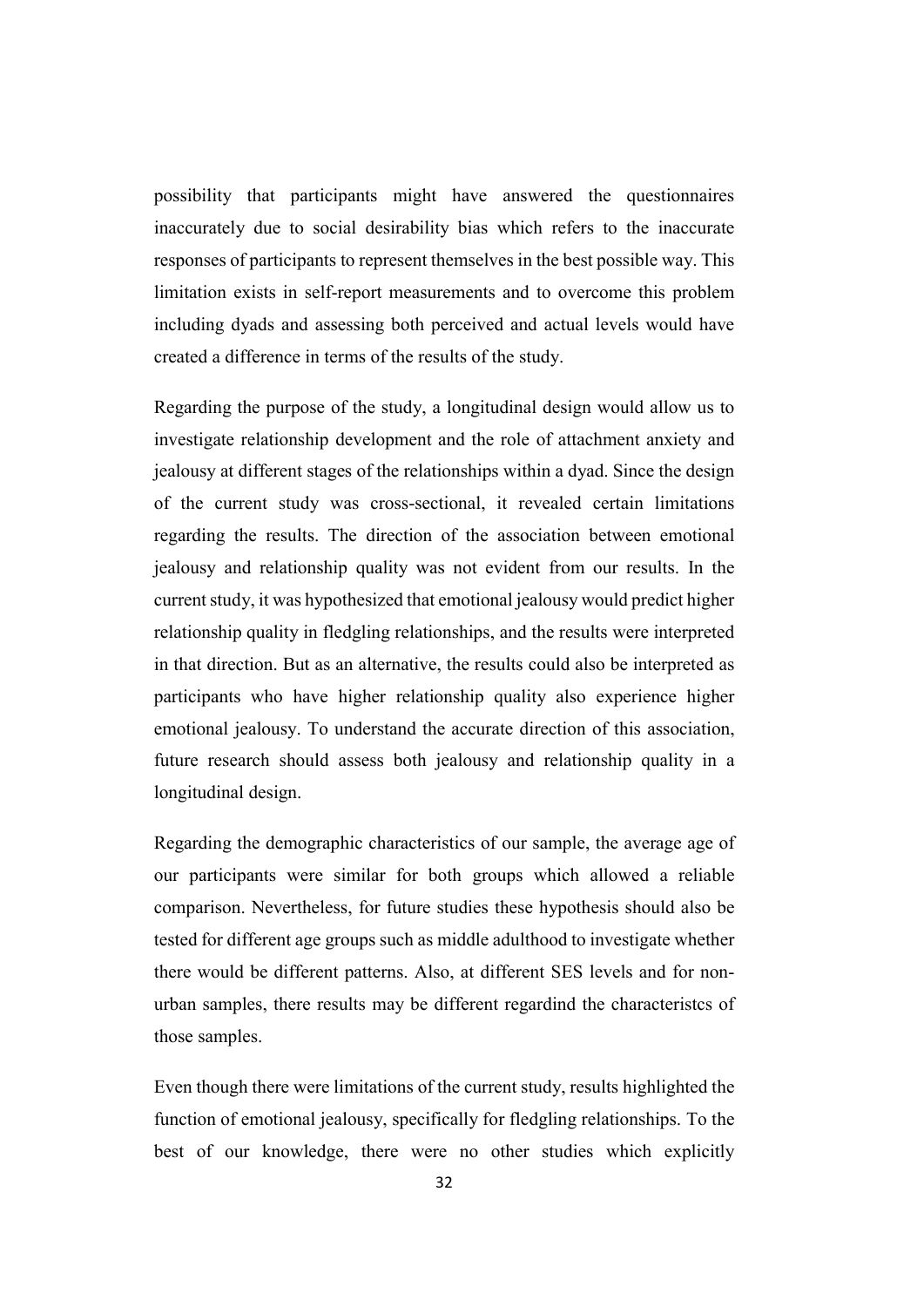possibility that participants might have answered the questionnaires inaccurately due to social desirability bias which refers to the inaccurate responses of participants to represent themselves in the best possible way. This limitation exists in self-report measurements and to overcome this problem including dyads and assessing both perceived and actual levels would have created a difference in terms of the results of the study.

Regarding the purpose of the study, a longitudinal design would allow us to investigate relationship development and the role of attachment anxiety and jealousy at different stages of the relationships within a dyad. Since the design of the current study was cross-sectional, it revealed certain limitations regarding the results. The direction of the association between emotional jealousy and relationship quality was not evident from our results. In the current study, it was hypothesized that emotional jealousy would predict higher relationship quality in fledgling relationships, and the results were interpreted in that direction. But as an alternative, the results could also be interpreted as participants who have higher relationship quality also experience higher emotional jealousy. To understand the accurate direction of this association, future research should assess both jealousy and relationship quality in a longitudinal design.

Regarding the demographic characteristics of our sample, the average age of our participants were similar for both groups which allowed a reliable comparison. Nevertheless, for future studies these hypothesis should also be tested for different age groups such as middle adulthood to investigate whether there would be different patterns. Also, at different SES levels and for non-urban samples, there results may be different regardind the characteristcs of those samples.

Even though there were limitations of the current study, results highlighted the function of emotional jealousy, specifically for fledgling relationships. To the best of our knowledge, there were no other studies which explicitly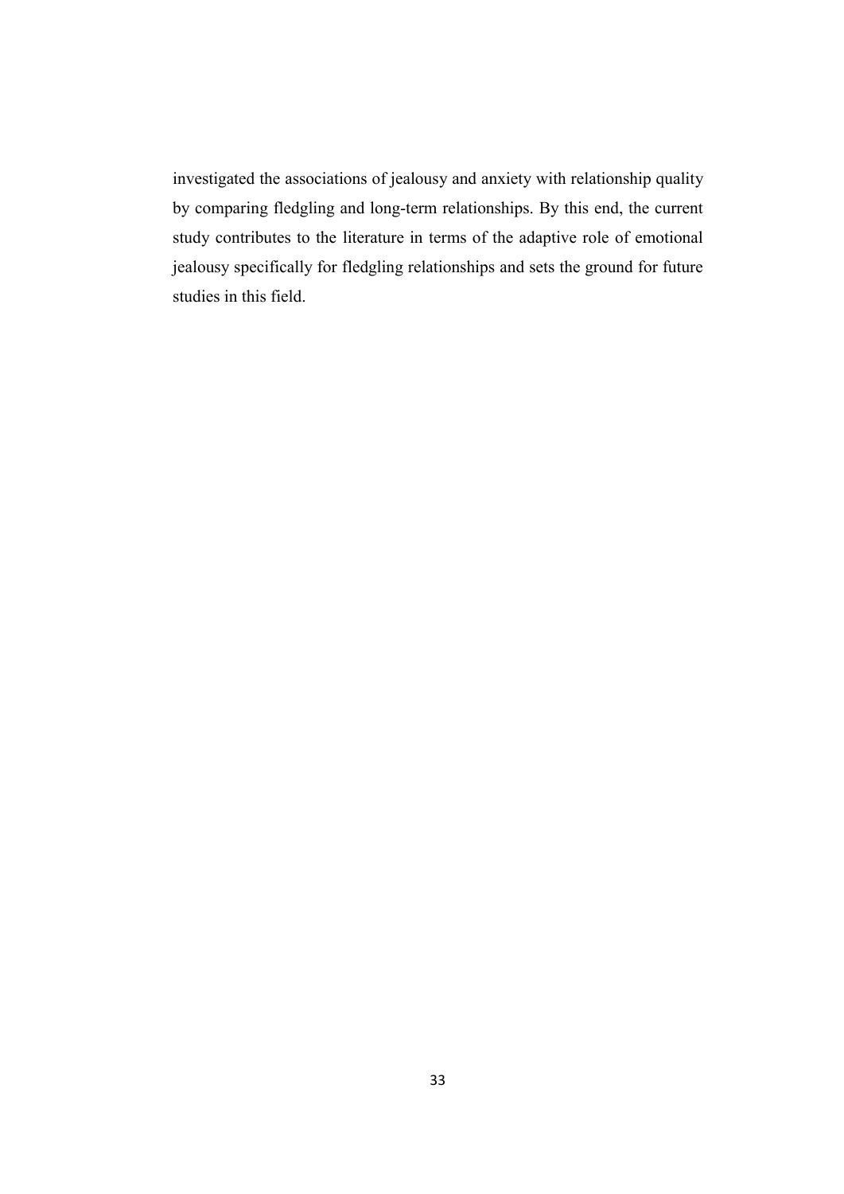investigated the associations of jealousy and anxiety with relationship quality by comparing fledgling and long-term relationships. By this end, the current study contributes to the literature in terms of the adaptive role of emotional jealousy specifically for fledgling relationships and sets the ground for future studies in this field.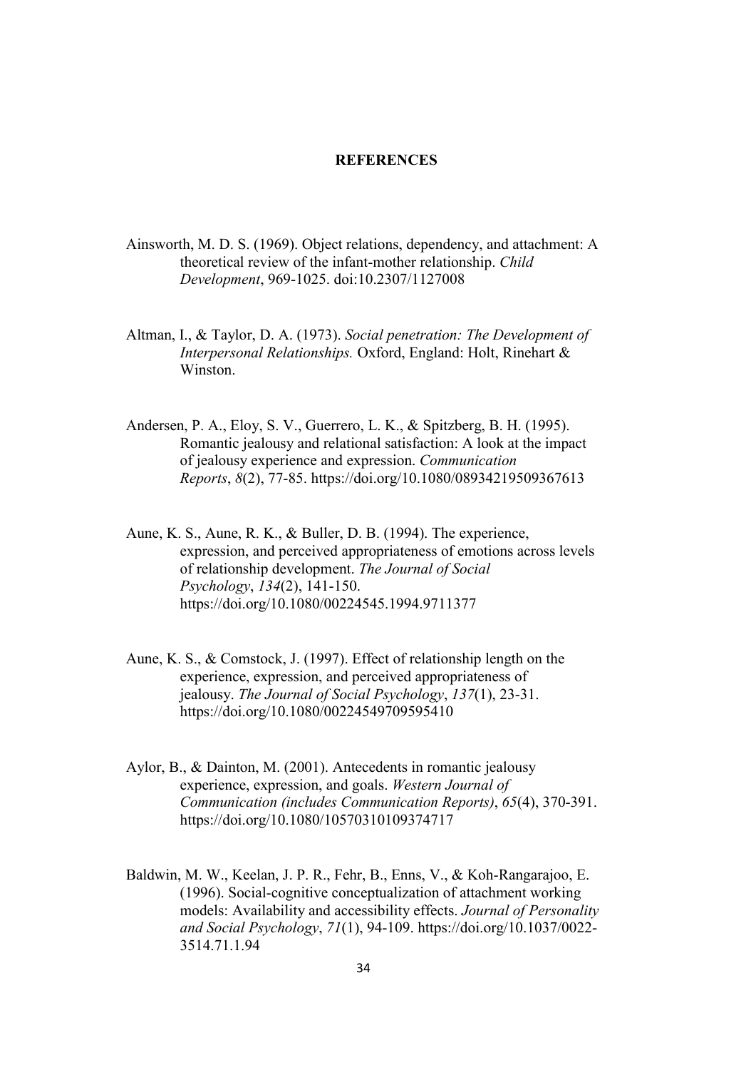# REFERENCES

Ainsworth, M. D. S. (1969). Object relations, dependency, and attachment: A theoretical review of the infant-mother relationship. *Child Development*, 969-1025. doi:10.2307/1127008

Altman, I., & Taylor, D. A. (1973). *Social penetration: The Development of Interpersonal Relationships.* Oxford, England: Holt, Rinehart & Winston.

Andersen, P. A., Eloy, S. V., Guerrero, L. K., & Spitzberg, B. H. (1995). Romantic jealousy and relational satisfaction: A look at the impact of jealousy experience and expression. *Communication Reports*, *8*(2), 77-85. https://doi.org/10.1080/08934219509367613

Aune, K. S., Aune, R. K., & Buller, D. B. (1994). The experience, expression, and perceived appropriateness of emotions across levels of relationship development. *The Journal of Social Psychology*, *134*(2), 141-150. https://doi.org/10.1080/00224545.1994.9711377

Aune, K. S., & Comstock, J. (1997). Effect of relationship length on the experience, expression, and perceived appropriateness of jealousy. *The Journal of Social Psychology*, *137*(1), 23-31. https://doi.org/10.1080/00224549709595410

Aylor, B., & Dainton, M. (2001). Antecedents in romantic jealousy experience, expression, and goals. *Western Journal of Communication (includes Communication Reports)*, *65*(4), 370-391. https://doi.org/10.1080/10570310109374717

Baldwin, M. W., Keelan, J. P. R., Fehr, B., Enns, V., & Koh-Rangarajoo, E. (1996). Social-cognitive conceptualization of attachment working models: Availability and accessibility effects. *Journal of Personality and Social Psychology*, *71*(1), 94-109. https://doi.org/10.1037/0022-3514.71.1.94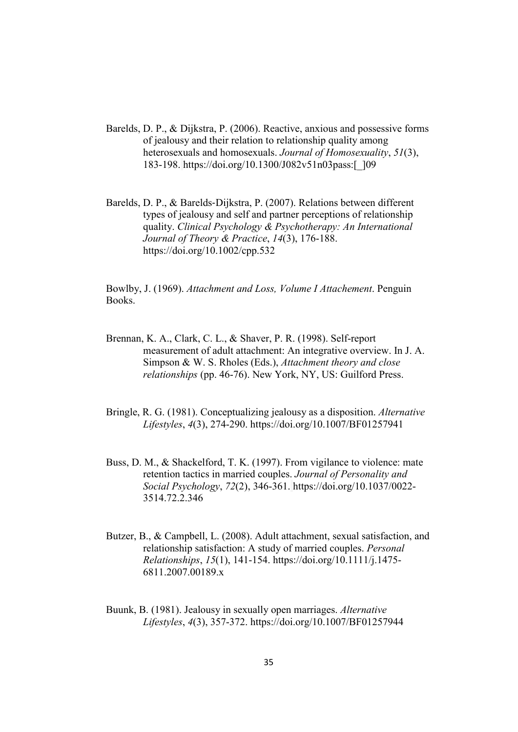Barelds, D. P., & Dijkstra, P. (2006). Reactive, anxious and possessive forms of jealousy and their relation to relationship quality among heterosexuals and homosexuals. *Journal of Homosexuality*, *51*(3), 183-198. https://doi.org/10.1300/J082v51n03pass:[_]09

Barelds, D. P., & Barelds‐Dijkstra, P. (2007). Relations between different types of jealousy and self and partner perceptions of relationship quality. *Clinical Psychology & Psychotherapy: An International Journal of Theory & Practice*, *14*(3), 176-188. https://doi.org/10.1002/cpp.532

Bowlby, J. (1969). *Attachment and Loss, Volume I Attachement*. Penguin Books.

Brennan, K. A., Clark, C. L., & Shaver, P. R. (1998). Self-report measurement of adult attachment: An integrative overview. In J. A. Simpson & W. S. Rholes (Eds.), *Attachment theory and close relationships* (pp. 46-76). New York, NY, US: Guilford Press.

Bringle, R. G. (1981). Conceptualizing jealousy as a disposition. *Alternative Lifestyles*, *4*(3), 274-290. https://doi.org/10.1007/BF01257941

Buss, D. M., & Shackelford, T. K. (1997). From vigilance to violence: mate retention tactics in married couples. *Journal of Personality and Social Psychology*, *72*(2), 346-361. https://doi.org/10.1037/0022-3514.72.2.346

Butzer, B., & Campbell, L. (2008). Adult attachment, sexual satisfaction, and relationship satisfaction: A study of married couples. *Personal Relationships*, *15*(1), 141-154. https://doi.org/10.1111/j.1475-6811.2007.00189.x

Buunk, B. (1981). Jealousy in sexually open marriages. *Alternative Lifestyles*, *4*(3), 357-372. https://doi.org/10.1007/BF01257944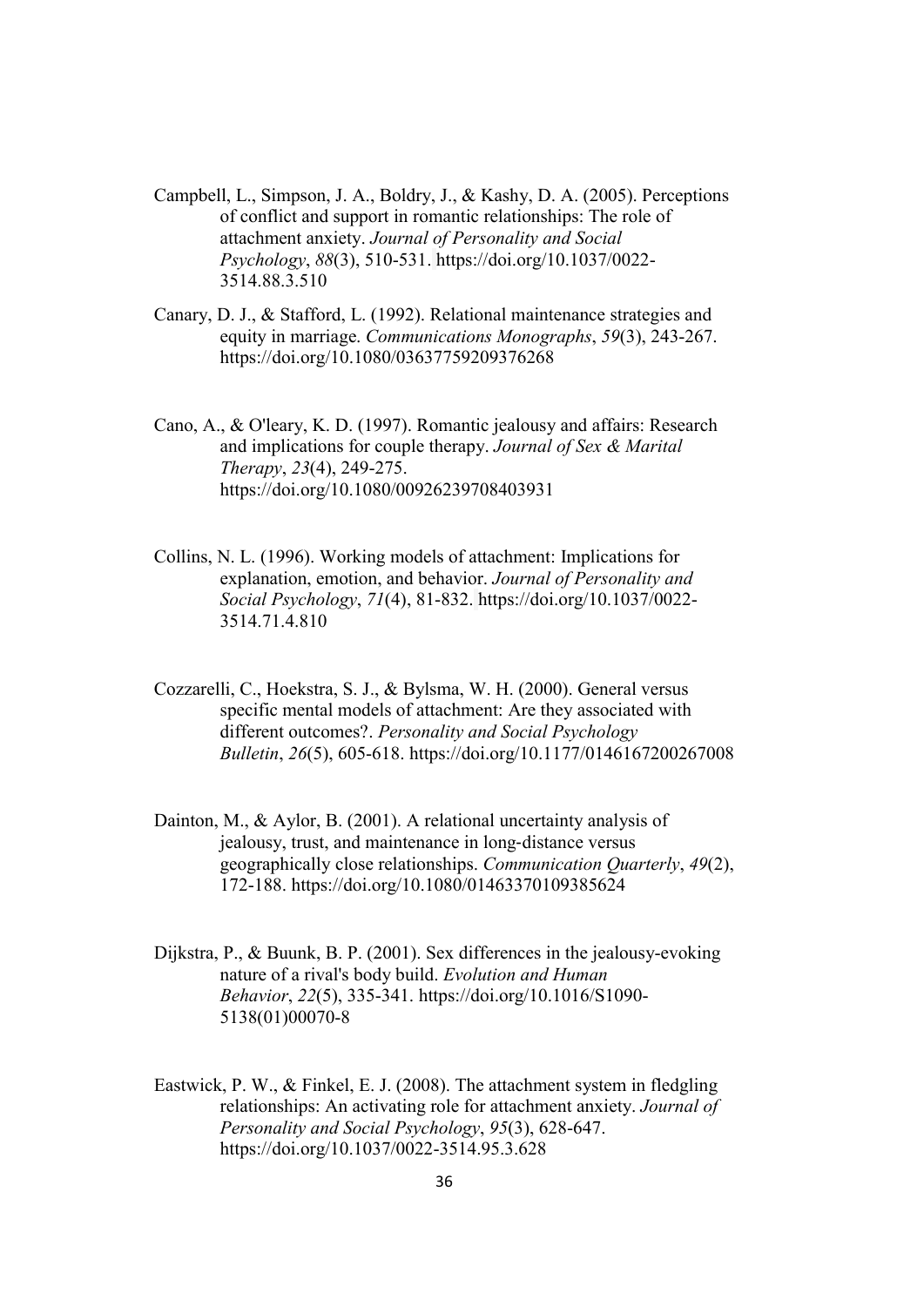Campbell, L., Simpson, J. A., Boldry, J., & Kashy, D. A. (2005). Perceptions of conflict and support in romantic relationships: The role of attachment anxiety. *Journal of Personality and Social Psychology*, *88*(3), 510-531. https://doi.org/10.1037/0022-3514.88.3.510

Canary, D. J., & Stafford, L. (1992). Relational maintenance strategies and equity in marriage. *Communications Monographs*, *59*(3), 243-267. https://doi.org/10.1080/03637759209376268

Cano, A., & O'leary, K. D. (1997). Romantic jealousy and affairs: Research and implications for couple therapy. *Journal of Sex & Marital Therapy*, *23*(4), 249-275. https://doi.org/10.1080/00926239708403931

Collins, N. L. (1996). Working models of attachment: Implications for explanation, emotion, and behavior. *Journal of Personality and Social Psychology*, *71*(4), 81-832. https://doi.org/10.1037/0022-3514.71.4.810

Cozzarelli, C., Hoekstra, S. J., & Bylsma, W. H. (2000). General versus specific mental models of attachment: Are they associated with different outcomes?. *Personality and Social Psychology Bulletin*, *26*(5), 605-618. https://doi.org/10.1177/0146167200267008

Dainton, M., & Aylor, B. (2001). A relational uncertainty analysis of jealousy, trust, and maintenance in long-distance versus geographically close relationships. *Communication Quarterly*, *49*(2), 172-188. https://doi.org/10.1080/01463370109385624

Dijkstra, P., & Buunk, B. P. (2001). Sex differences in the jealousy-evoking nature of a rival's body build. *Evolution and Human Behavior*, *22*(5), 335-341. https://doi.org/10.1016/S1090-5138(01)00070-8

Eastwick, P. W., & Finkel, E. J. (2008). The attachment system in fledgling relationships: An activating role for attachment anxiety. *Journal of Personality and Social Psychology*, *95*(3), 628-647. https://doi.org/10.1037/0022-3514.95.3.628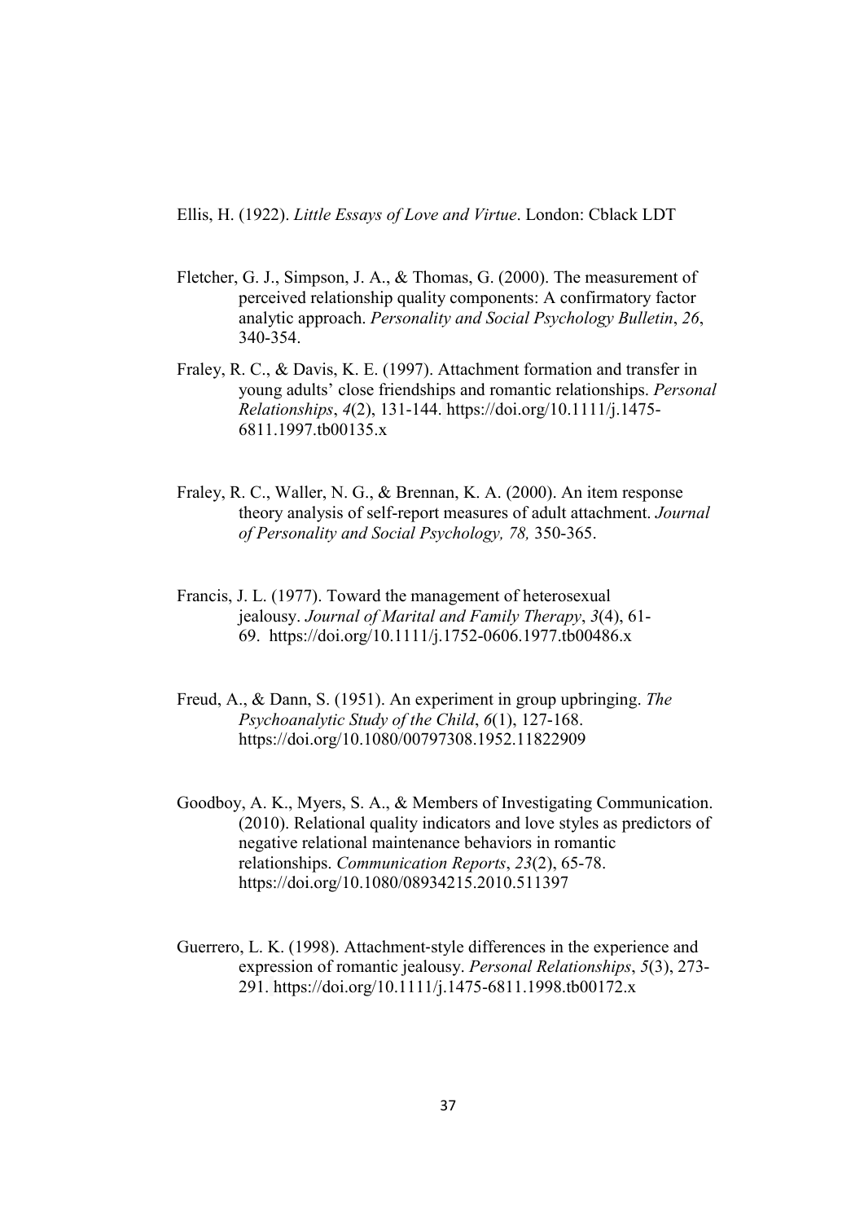Ellis, H. (1922). *Little Essays of Love and Virtue*. London: Cblack LDT

Fletcher, G. J., Simpson, J. A., & Thomas, G. (2000). The measurement of perceived relationship quality components: A confirmatory factor analytic approach. *Personality and Social Psychology Bulletin*, *26*, 340-354.

Fraley, R. C., & Davis, K. E. (1997). Attachment formation and transfer in young adults' close friendships and romantic relationships. *Personal Relationships*, *4*(2), 131-144. https://doi.org/10.1111/j.1475-6811.1997.tb00135.x

Fraley, R. C., Waller, N. G., & Brennan, K. A. (2000). An item response theory analysis of self-report measures of adult attachment. *Journal of Personality and Social Psychology, 78,* 350-365.

Francis, J. L. (1977). Toward the management of heterosexual jealousy. *Journal of Marital and Family Therapy*, *3*(4), 61-69. https://doi.org/10.1111/j.1752-0606.1977.tb00486.x

Freud, A., & Dann, S. (1951). An experiment in group upbringing. *The Psychoanalytic Study of the Child*, *6*(1), 127-168. https://doi.org/10.1080/00797308.1952.11822909

Goodboy, A. K., Myers, S. A., & Members of Investigating Communication. (2010). Relational quality indicators and love styles as predictors of negative relational maintenance behaviors in romantic relationships. *Communication Reports*, *23*(2), 65-78. https://doi.org/10.1080/08934215.2010.511397

Guerrero, L. K. (1998). Attachment-style differences in the experience and expression of romantic jealousy. *Personal Relationships*, *5*(3), 273-291. https://doi.org/10.1111/j.1475-6811.1998.tb00172.x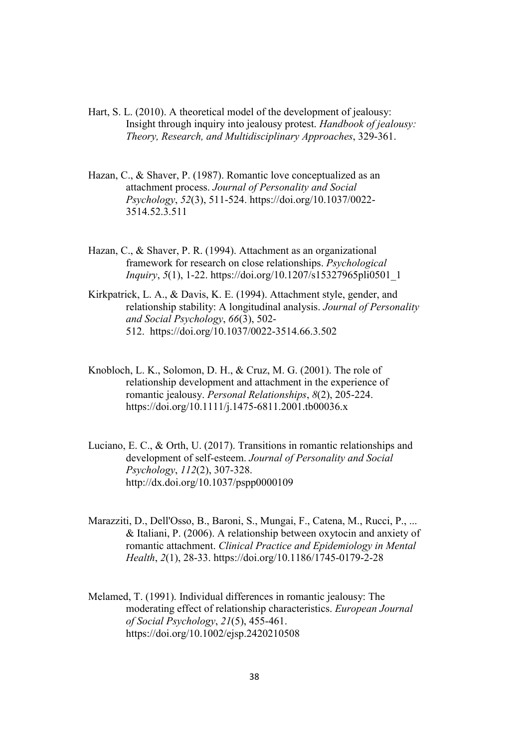Hart, S. L. (2010). A theoretical model of the development of jealousy: Insight through inquiry into jealousy protest. *Handbook of jealousy: Theory, Research, and Multidisciplinary Approaches*, 329-361.

Hazan, C., & Shaver, P. (1987). Romantic love conceptualized as an attachment process. *Journal of Personality and Social Psychology*, *52*(3), 511-524. https://doi.org/10.1037/0022-3514.52.3.511

Hazan, C., & Shaver, P. R. (1994). Attachment as an organizational framework for research on close relationships. *Psychological Inquiry*, *5*(1), 1-22. https://doi.org/10.1207/s15327965pli0501_1

Kirkpatrick, L. A., & Davis, K. E. (1994). Attachment style, gender, and relationship stability: A longitudinal analysis. *Journal of Personality and Social Psychology*, *66*(3), 502-512. https://doi.org/10.1037/0022-3514.66.3.502

Knobloch, L. K., Solomon, D. H., & Cruz, M. G. (2001). The role of relationship development and attachment in the experience of romantic jealousy. *Personal Relationships*, *8*(2), 205-224. https://doi.org/10.1111/j.1475-6811.2001.tb00036.x

Luciano, E. C., & Orth, U. (2017). Transitions in romantic relationships and development of self-esteem. *Journal of Personality and Social Psychology*, *112*(2), 307-328. http://dx.doi.org/10.1037/pspp0000109

Marazziti, D., Dell'Osso, B., Baroni, S., Mungai, F., Catena, M., Rucci, P., ... & Italiani, P. (2006). A relationship between oxytocin and anxiety of romantic attachment. *Clinical Practice and Epidemiology in Mental Health*, *2*(1), 28-33. https://doi.org/10.1186/1745-0179-2-28

Melamed, T. (1991). Individual differences in romantic jealousy: The moderating effect of relationship characteristics. *European Journal of Social Psychology*, *21*(5), 455-461. https://doi.org/10.1002/ejsp.2420210508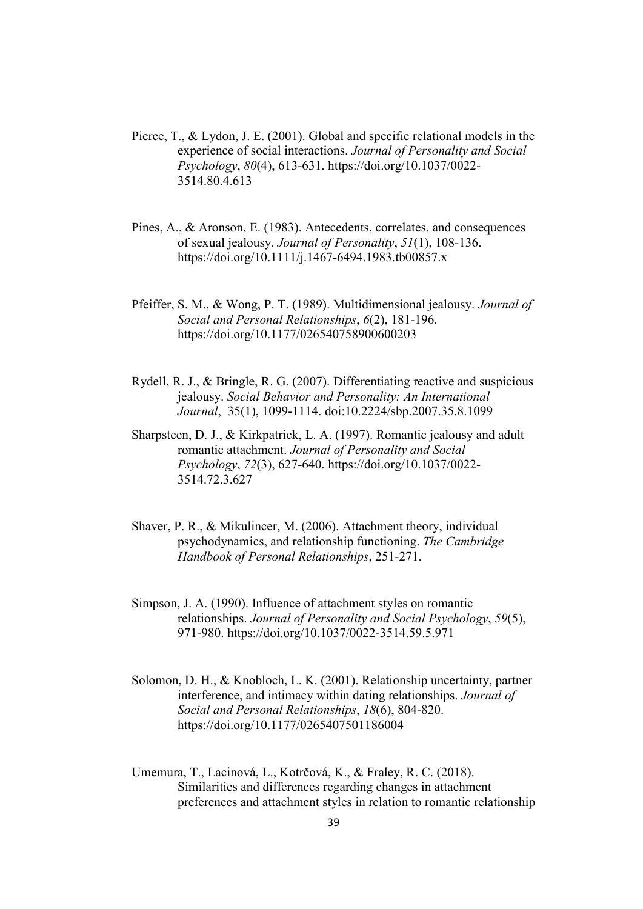Pierce, T., & Lydon, J. E. (2001). Global and specific relational models in the experience of social interactions. *Journal of Personality and Social Psychology*, *80*(4), 613-631. https://doi.org/10.1037/0022-3514.80.4.613

Pines, A., & Aronson, E. (1983). Antecedents, correlates, and consequences of sexual jealousy. *Journal of Personality*, *51*(1), 108-136. https://doi.org/10.1111/j.1467-6494.1983.tb00857.x

Pfeiffer, S. M., & Wong, P. T. (1989). Multidimensional jealousy. *Journal of Social and Personal Relationships*, *6*(2), 181-196. https://doi.org/10.1177/026540758900600203

Rydell, R. J., & Bringle, R. G. (2007). Differentiating reactive and suspicious jealousy. *Social Behavior and Personality: An International Journal*, 35(1), 1099-1114. doi:10.2224/sbp.2007.35.8.1099

Sharpsteen, D. J., & Kirkpatrick, L. A. (1997). Romantic jealousy and adult romantic attachment. *Journal of Personality and Social Psychology*, *72*(3), 627-640. https://doi.org/10.1037/0022-3514.72.3.627

Shaver, P. R., & Mikulincer, M. (2006). Attachment theory, individual psychodynamics, and relationship functioning. *The Cambridge Handbook of Personal Relationships*, 251-271.

Simpson, J. A. (1990). Influence of attachment styles on romantic relationships. *Journal of Personality and Social Psychology*, *59*(5), 971-980. https://doi.org/10.1037/0022-3514.59.5.971

Solomon, D. H., & Knobloch, L. K. (2001). Relationship uncertainty, partner interference, and intimacy within dating relationships. *Journal of Social and Personal Relationships*, *18*(6), 804-820. https://doi.org/10.1177/0265407501186004

Umemura, T., Lacinová, L., Kotrčová, K., & Fraley, R. C. (2018). Similarities and differences regarding changes in attachment preferences and attachment styles in relation to romantic relationship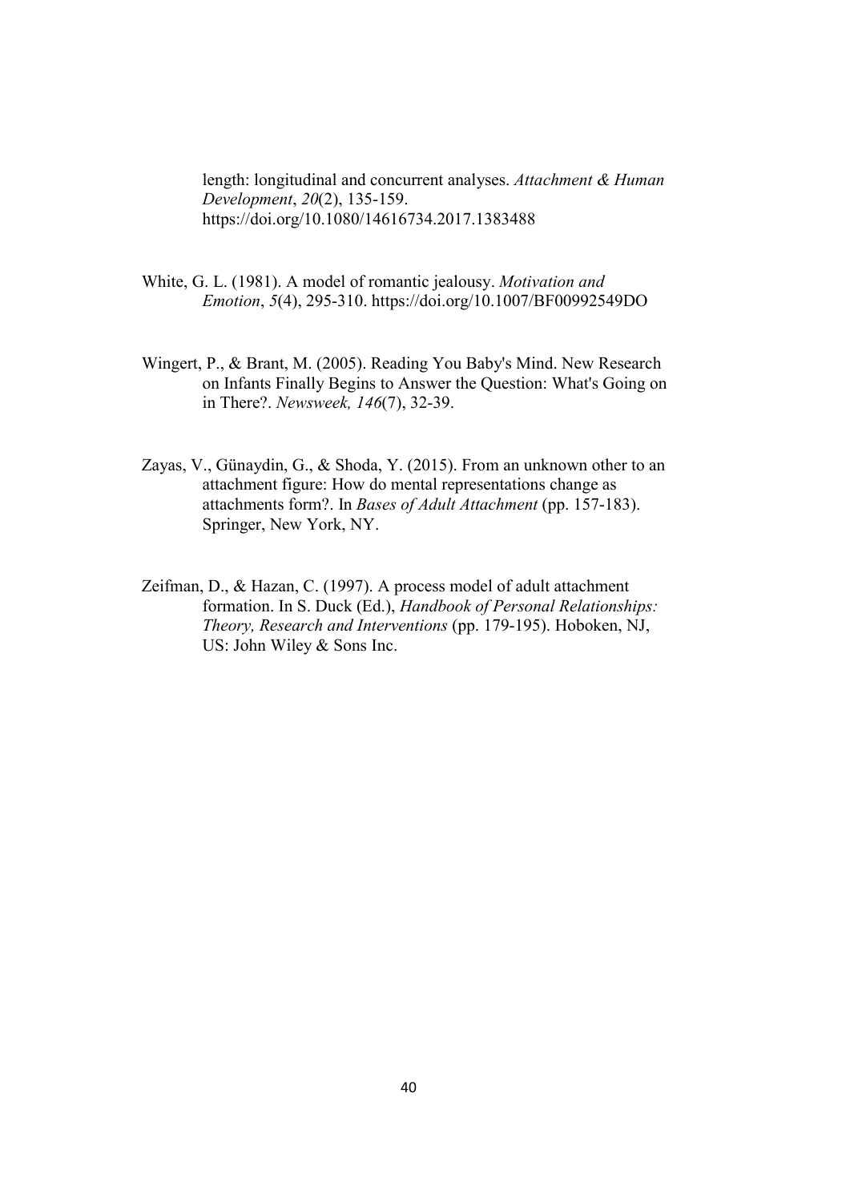length: longitudinal and concurrent analyses. *Attachment & Human Development*, *20*(2), 135-159. https://doi.org/10.1080/14616734.2017.1383488

White, G. L. (1981). A model of romantic jealousy. *Motivation and Emotion*, *5*(4), 295-310. https://doi.org/10.1007/BF00992549DO

Wingert, P., & Brant, M. (2005). Reading You Baby's Mind. New Research on Infants Finally Begins to Answer the Question: What's Going on in There?. *Newsweek, 146*(7), 32-39.

Zayas, V., Günaydin, G., & Shoda, Y. (2015). From an unknown other to an attachment figure: How do mental representations change as attachments form?. In *Bases of Adult Attachment* (pp. 157-183). Springer, New York, NY.

Zeifman, D., & Hazan, C. (1997). A process model of adult attachment formation. In S. Duck (Ed.), *Handbook of Personal Relationships: Theory, Research and Interventions* (pp. 179-195). Hoboken, NJ, US: John Wiley & Sons Inc.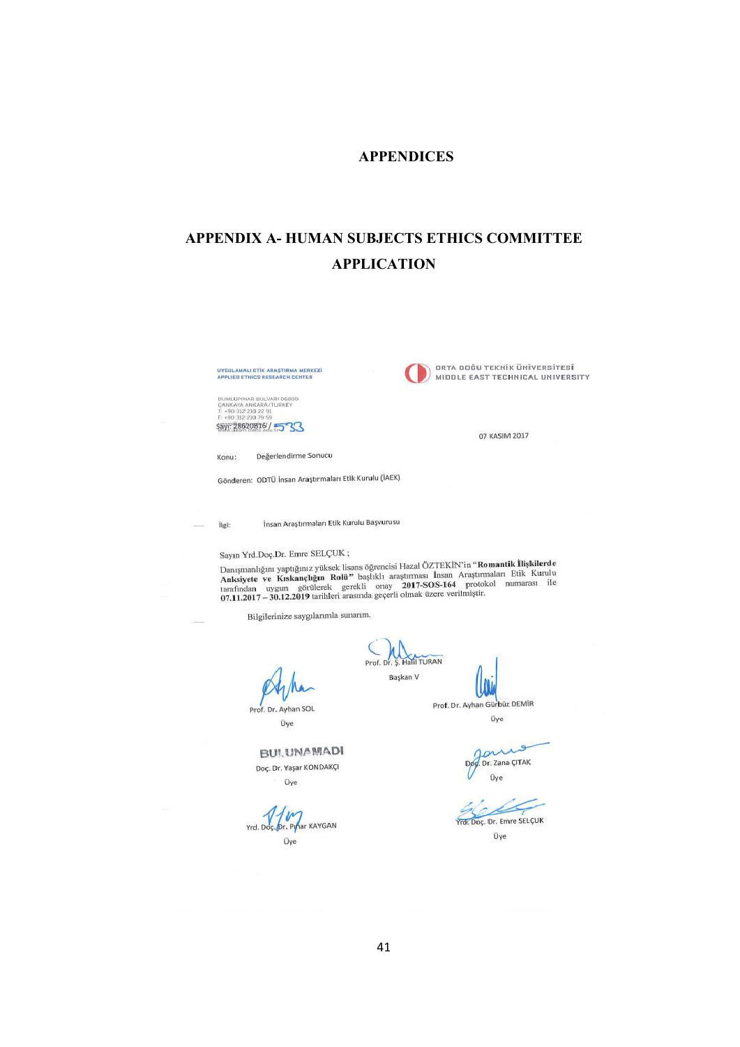# APPENDICES

## APPENDIX A- HUMAN SUBJECTS ETHICS COMMITTEE APPLICATION

UYGULAMALI ETİK ARAŞTIRMA MERKEZİ
APPLIED ETHICS RESEARCH CENTER

ORTA DOĞU TEKNİK ÜNİVERSİTESİ
MIDDLE EAST TECHNICAL UNIVERSITY

DUMLUPINAR BULVARI 06800
ÇANKAYA ANKARA/TURKEY
T: +90 312 210 22 91
F: +90 312 210 79 59
www.ueam.metu.edu.tr

Sayı: 28620816 / 533

07 KASIM 2017

Konu: Değerlendirme Sonucu

Gönderen: ODTÜ İnsan Araştırmaları Etik Kurulu (İAEK)

İlgi: İnsan Araştırmaları Etik Kurulu Başvurusu

Sayın Yrd.Doç.Dr. Emre SELÇUK ;

Danışmanlığını yaptığınız yüksek lisans öğrencisi Hazal ÖZTEKİN'in "**Romantik İlişkilerde Anksiyete ve Kıskançlığın Rolü**" başlıklı araştırması İnsan Araştırmaları Etik Kurulu tarafından uygun görülerek gerekli onay **2017-SOS-164** protokol numarası ile **07.11.2017 – 30.12.2019** tarihleri arasında geçerli olmak üzere verilmiştir.

Bilgilerinize saygılarımla sunarım.

Prof. Dr. Ş. Halil TURAN
Başkan V

Prof. Dr. Ayhan SOL
Üye

Prof. Dr. Ayhan Gürbüz DEMİR
Üye

BULUNAMADI
Doç. Dr. Yaşar KONDAKÇI
Üye

Doç. Dr. Zana ÇITAK
Üye

Yrd. Doç. Dr. Pınar KAYGAN
Üye

Yrd. Doç. Dr. Emre SELÇUK
Üye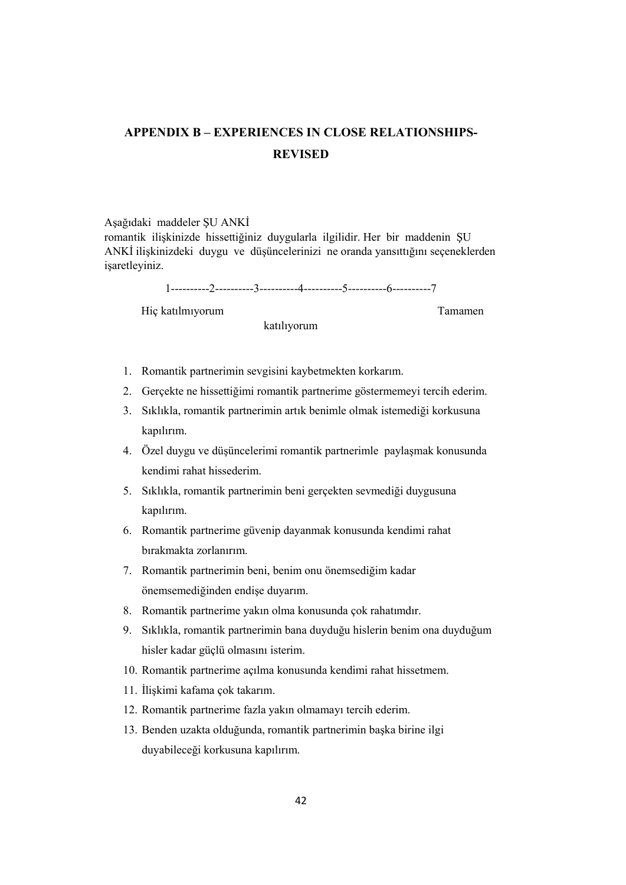# APPENDIX B – EXPERIENCES IN CLOSE RELATIONSHIPS-REVISED

Aşağıdaki maddeler ŞU ANKİ romantik ilişkinizde hissettiğiniz duygularla ilgilidir. Her bir maddenin ŞU ANKİ ilişkinizdeki duygu ve düşüncelerinizi ne oranda yansıttığını seçeneklerden işaretleyiniz.

1----------2----------3----------4----------5----------6----------7

Hiç katılmıyorum                                                                                    Tamamen katılıyorum

1. Romantik partnerimin sevgisini kaybetmekten korkarım.
2. Gerçekte ne hissettiğimi romantik partnerime göstermemeyi tercih ederim.
3. Sıklıkla, romantik partnerimin artık benimle olmak istemediği korkusuna kapılırım.
4. Özel duygu ve düşüncelerimi romantik partnerimle paylaşmak konusunda kendimi rahat hissederim.
5. Sıklıkla, romantik partnerimin beni gerçekten sevmediği duygusuna kapılırım.
6. Romantik partnerime güvenip dayanmak konusunda kendimi rahat bırakmakta zorlanırım.
7. Romantik partnerimin beni, benim onu önemsediğim kadar önemsemediğinden endişe duyarım.
8. Romantik partnerime yakın olma konusunda çok rahatımdır.
9. Sıklıkla, romantik partnerimin bana duyduğu hislerin benim ona duyduğum hisler kadar güçlü olmasını isterim.
10. Romantik partnerime açılma konusunda kendimi rahat hissetmem.
11. İlişkimi kafama çok takarım.
12. Romantik partnerime fazla yakın olmamayı tercih ederim.
13. Benden uzakta olduğunda, romantik partnerimin başka birine ilgi duyabileceği korkusuna kapılırım.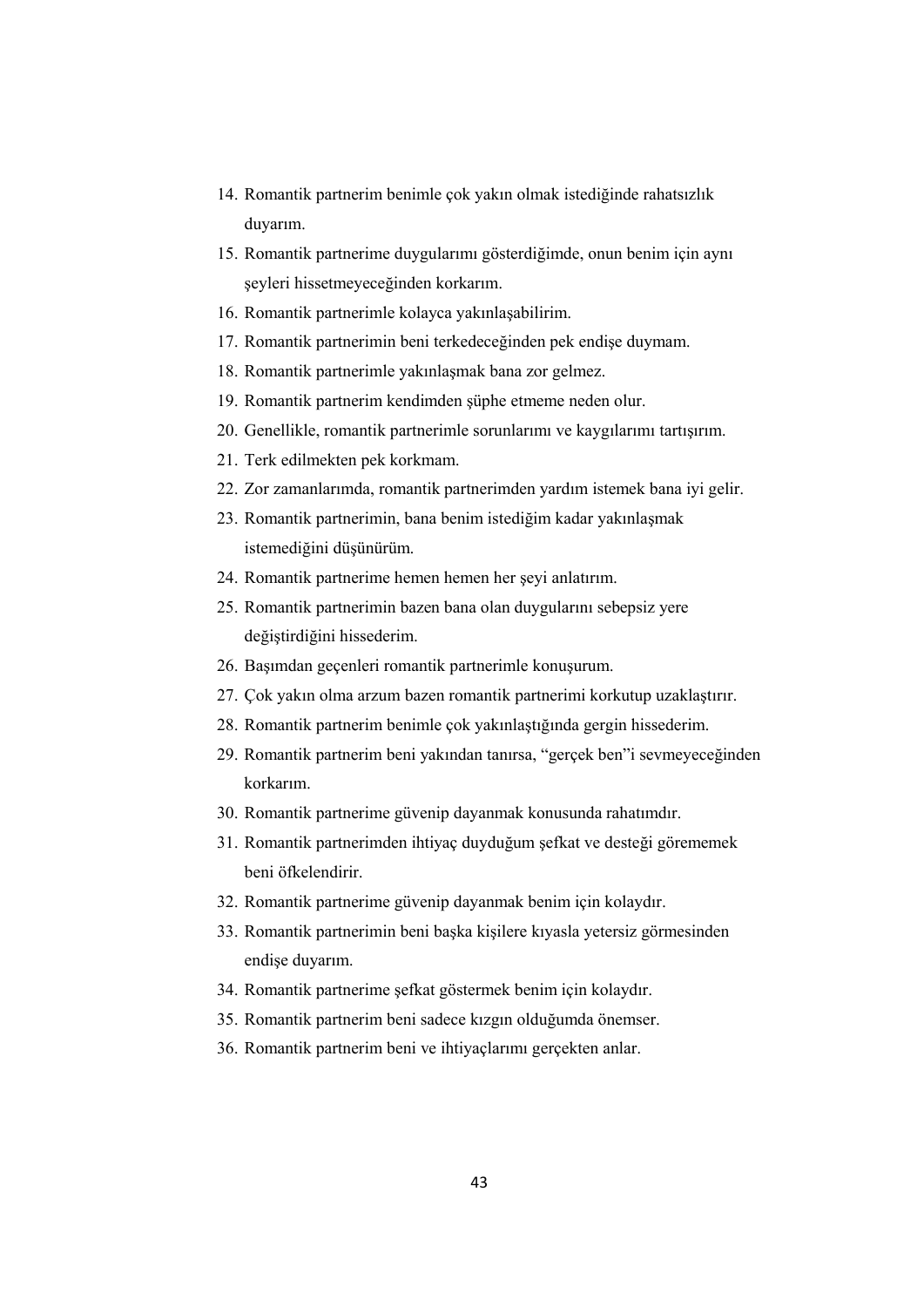14. Romantik partnerim benimle çok yakın olmak istediğinde rahatsızlık duyarım.
15. Romantik partnerime duygularımı gösterdiğimde, onun benim için aynı şeyleri hissetmeyeceğinden korkarım.
16. Romantik partnerimle kolayca yakınlaşabilirim.
17. Romantik partnerimin beni terkedeceğinden pek endişe duymam.
18. Romantik partnerimle yakınlaşmak bana zor gelmez.
19. Romantik partnerim kendimden şüphe etmeme neden olur.
20. Genellikle, romantik partnerimle sorunlarımı ve kaygılarımı tartışırım.
21. Terk edilmekten pek korkmam.
22. Zor zamanlarımda, romantik partnerimden yardım istemek bana iyi gelir.
23. Romantik partnerimin, bana benim istediğim kadar yakınlaşmak istemediğini düşünürüm.
24. Romantik partnerime hemen hemen her şeyi anlatırım.
25. Romantik partnerimin bazen bana olan duygularını sebepsiz yere değiştirdiğini hissederim.
26. Başımdan geçenleri romantik partnerimle konuşurum.
27. Çok yakın olma arzum bazen romantik partnerimi korkutup uzaklaştırır.
28. Romantik partnerim benimle çok yakınlaştığında gergin hissederim.
29. Romantik partnerim beni yakından tanırsa, "gerçek ben"i sevmeyeceğinden korkarım.
30. Romantik partnerime güvenip dayanmak konusunda rahatımdır.
31. Romantik partnerimden ihtiyaç duyduğum şefkat ve desteği görememek beni öfkelendirir.
32. Romantik partnerime güvenip dayanmak benim için kolaydır.
33. Romantik partnerimin beni başka kişilere kıyasla yetersiz görmesinden endişe duyarım.
34. Romantik partnerime şefkat göstermek benim için kolaydır.
35. Romantik partnerim beni sadece kızgın olduğumda önemser.
36. Romantik partnerim beni ve ihtiyaçlarımı gerçekten anlar.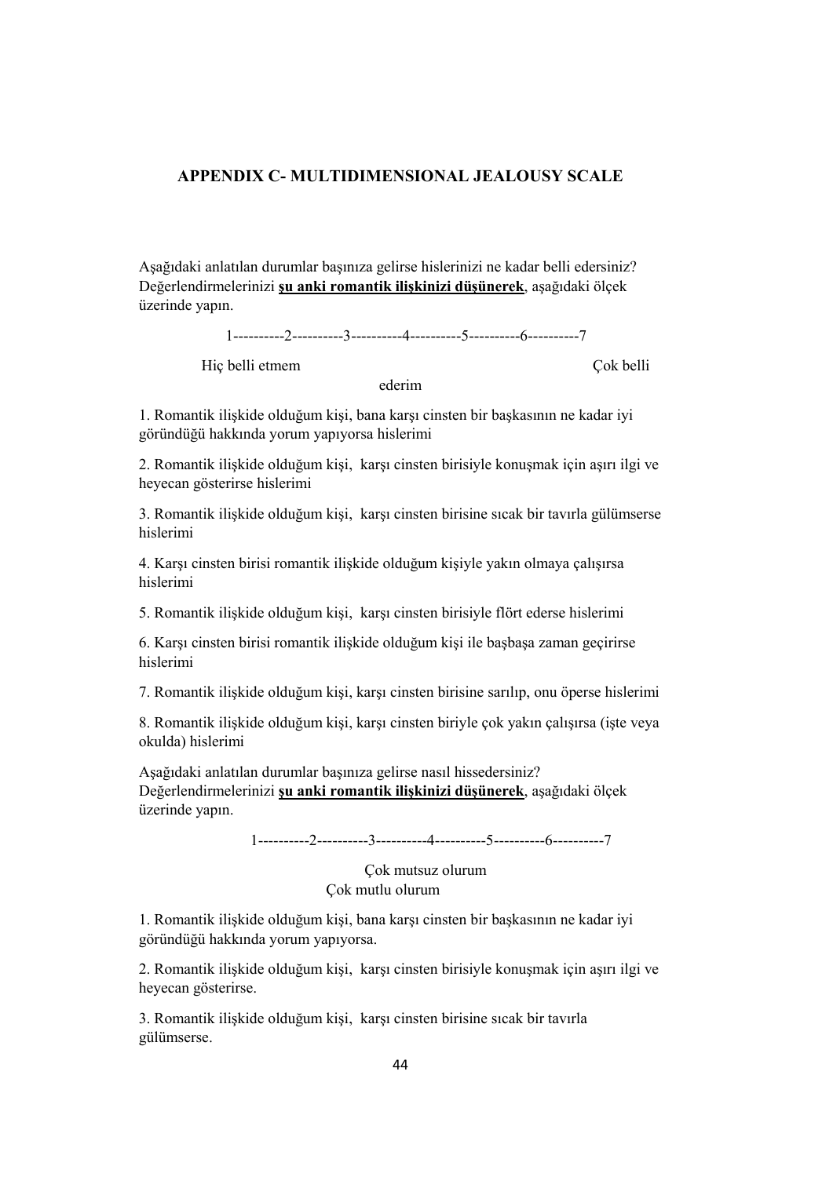## APPENDIX C- MULTIDIMENSIONAL JEALOUSY SCALE

Aşağıdaki anlatılan durumlar başınıza gelirse hislerinizi ne kadar belli edersiniz? Değerlendirmelerinizi **şu anki romantik ilişkinizi düşünerek**, aşağıdaki ölçek üzerinde yapın.

1----------2----------3----------4----------5----------6----------7

Hiç belli etmem Çok belli ederim

1. Romantik ilişkide olduğum kişi, bana karşı cinsten bir başkasının ne kadar iyi göründüğü hakkında yorum yapıyorsa hislerimi

2. Romantik ilişkide olduğum kişi, karşı cinsten birisiyle konuşmak için aşırı ilgi ve heyecan gösterirse hislerimi

3. Romantik ilişkide olduğum kişi, karşı cinsten birisine sıcak bir tavırla gülümserse hislerimi

4. Karşı cinsten birisi romantik ilişkide olduğum kişiyle yakın olmaya çalışırsa hislerimi

5. Romantik ilişkide olduğum kişi, karşı cinsten birisiyle flört ederse hislerimi

6. Karşı cinsten birisi romantik ilişkide olduğum kişi ile başbaşa zaman geçirirse hislerimi

7. Romantik ilişkide olduğum kişi, karşı cinsten birisine sarılıp, onu öperse hislerimi

8. Romantik ilişkide olduğum kişi, karşı cinsten biriyle çok yakın çalışırsa (işte veya okulda) hislerimi

Aşağıdaki anlatılan durumlar başınıza gelirse nasıl hissedersiniz? Değerlendirmelerinizi **şu anki romantik ilişkinizi düşünerek**, aşağıdaki ölçek üzerinde yapın.

1----------2----------3----------4----------5----------6----------7

Çok mutsuz olurum Çok mutlu olurum

1. Romantik ilişkide olduğum kişi, bana karşı cinsten bir başkasının ne kadar iyi göründüğü hakkında yorum yapıyorsa.

2. Romantik ilişkide olduğum kişi, karşı cinsten birisiyle konuşmak için aşırı ilgi ve heyecan gösterirse.

3. Romantik ilişkide olduğum kişi, karşı cinsten birisine sıcak bir tavırla gülümserse.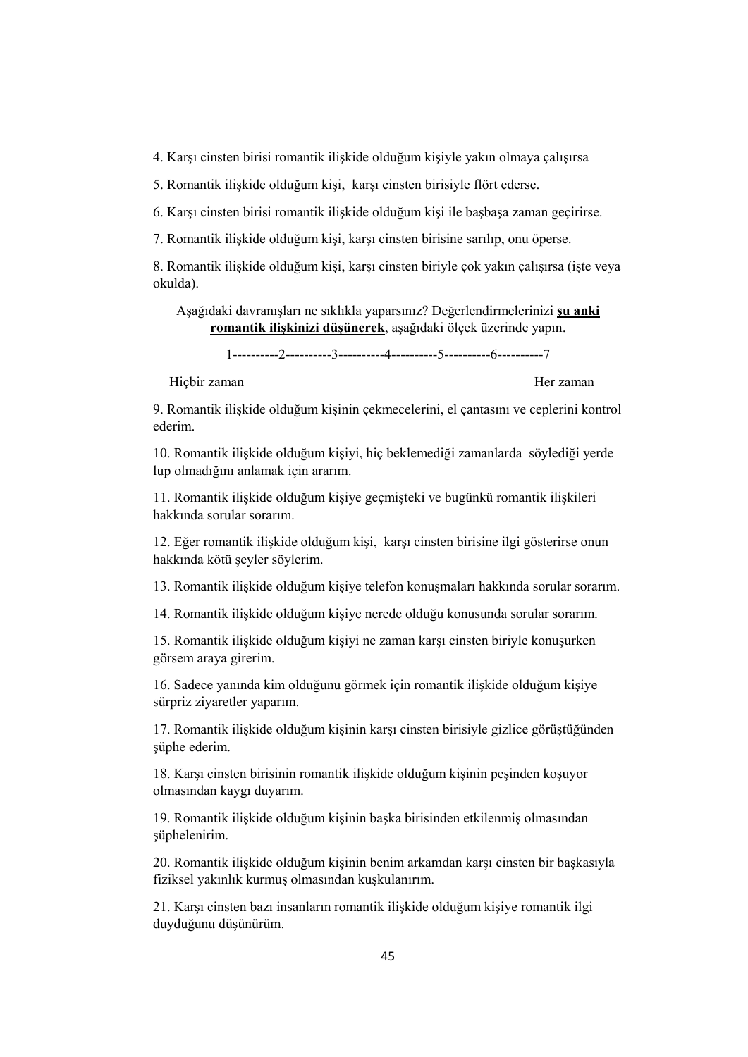4. Karşı cinsten birisi romantik ilişkide olduğum kişiyle yakın olmaya çalışırsa

5. Romantik ilişkide olduğum kişi,  karşı cinsten birisiyle flört ederse.

6. Karşı cinsten birisi romantik ilişkide olduğum kişi ile başbaşa zaman geçirirse.

7. Romantik ilişkide olduğum kişi, karşı cinsten birisine sarılıp, onu öperse.

8. Romantik ilişkide olduğum kişi, karşı cinsten biriyle çok yakın çalışırsa (işte veya okulda).

Aşağıdaki davranışları ne sıklıkla yaparsınız? Değerlendirmelerinizi **<u>şu anki romantik ilişkinizi düşünerek</u>**, aşağıdaki ölçek üzerinde yapın.

1----------2----------3----------4----------5----------6----------7

Hiçbir zaman                                                                                    Her zaman

9. Romantik ilişkide olduğum kişinin çekmecelerini, el çantasını ve ceplerini kontrol ederim.

10. Romantik ilişkide olduğum kişiyi, hiç beklemediği zamanlarda  söylediği yerde lup olmadığını anlamak için ararım.

11. Romantik ilişkide olduğum kişiye geçmişteki ve bugünkü romantik ilişkileri hakkında sorular sorarım.

12. Eğer romantik ilişkide olduğum kişi,  karşı cinsten birisine ilgi gösterirse onun hakkında kötü şeyler söylerim.

13. Romantik ilişkide olduğum kişiye telefon konuşmaları hakkında sorular sorarım.

14. Romantik ilişkide olduğum kişiye nerede olduğu konusunda sorular sorarım.

15. Romantik ilişkide olduğum kişiyi ne zaman karşı cinsten biriyle konuşurken görsem araya girerim.

16. Sadece yanında kim olduğunu görmek için romantik ilişkide olduğum kişiye sürpriz ziyaretler yaparım.

17. Romantik ilişkide olduğum kişinin karşı cinsten birisiyle gizlice görüştüğünden şüphe ederim.

18. Karşı cinsten birisinin romantik ilişkide olduğum kişinin peşinden koşuyor olmasından kaygı duyarım.

19. Romantik ilişkide olduğum kişinin başka birisinden etkilenmiş olmasından şüphelenirim.

20. Romantik ilişkide olduğum kişinin benim arkamdan karşı cinsten bir başkasıyla fiziksel yakınlık kurmuş olmasından kuşkulanırım.

21. Karşı cinsten bazı insanların romantik ilişkide olduğum kişiye romantik ilgi duyduğunu düşünürüm.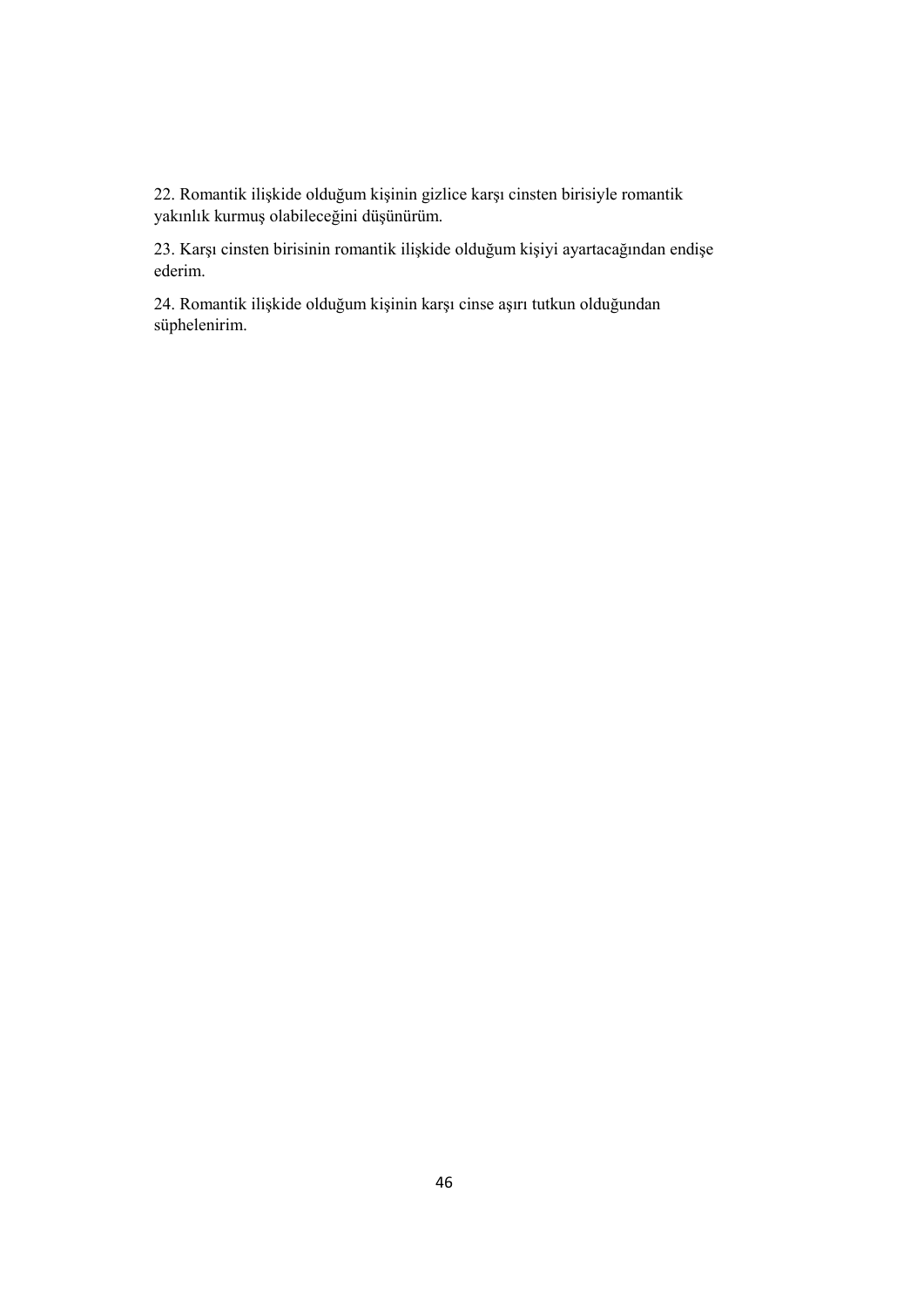22. Romantik ilişkide olduğum kişinin gizlice karşı cinsten birisiyle romantik yakınlık kurmuş olabileceğini düşünürüm.

23. Karşı cinsten birisinin romantik ilişkide olduğum kişiyi ayartacağından endişe ederim.

24. Romantik ilişkide olduğum kişinin karşı cinse aşırı tutkun olduğundan süphelenirim.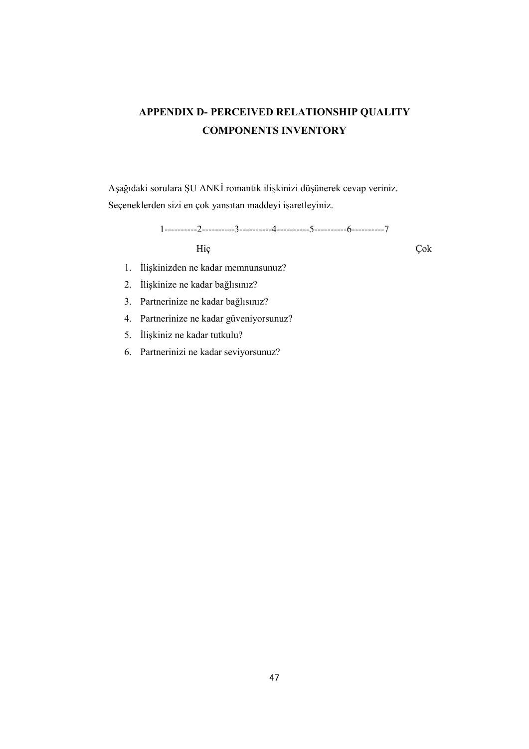# APPENDIX D- PERCEIVED RELATIONSHIP QUALITY COMPONENTS INVENTORY

Aşağıdaki sorulara ŞU ANKİ romantik ilişkinizi düşünerek cevap veriniz. Seçeneklerden sizi en çok yansıtan maddeyi işaretleyiniz.

1----------2----------3----------4----------5----------6----------7

Hiç Çok

1. İlişkinizden ne kadar memnunsunuz?
2. İlişkinize ne kadar bağlısınız?
3. Partnerinize ne kadar bağlısınız?
4. Partnerinize ne kadar güveniyorsunuz?
5. İlişkiniz ne kadar tutkulu?
6. Partnerinizi ne kadar seviyorsunuz?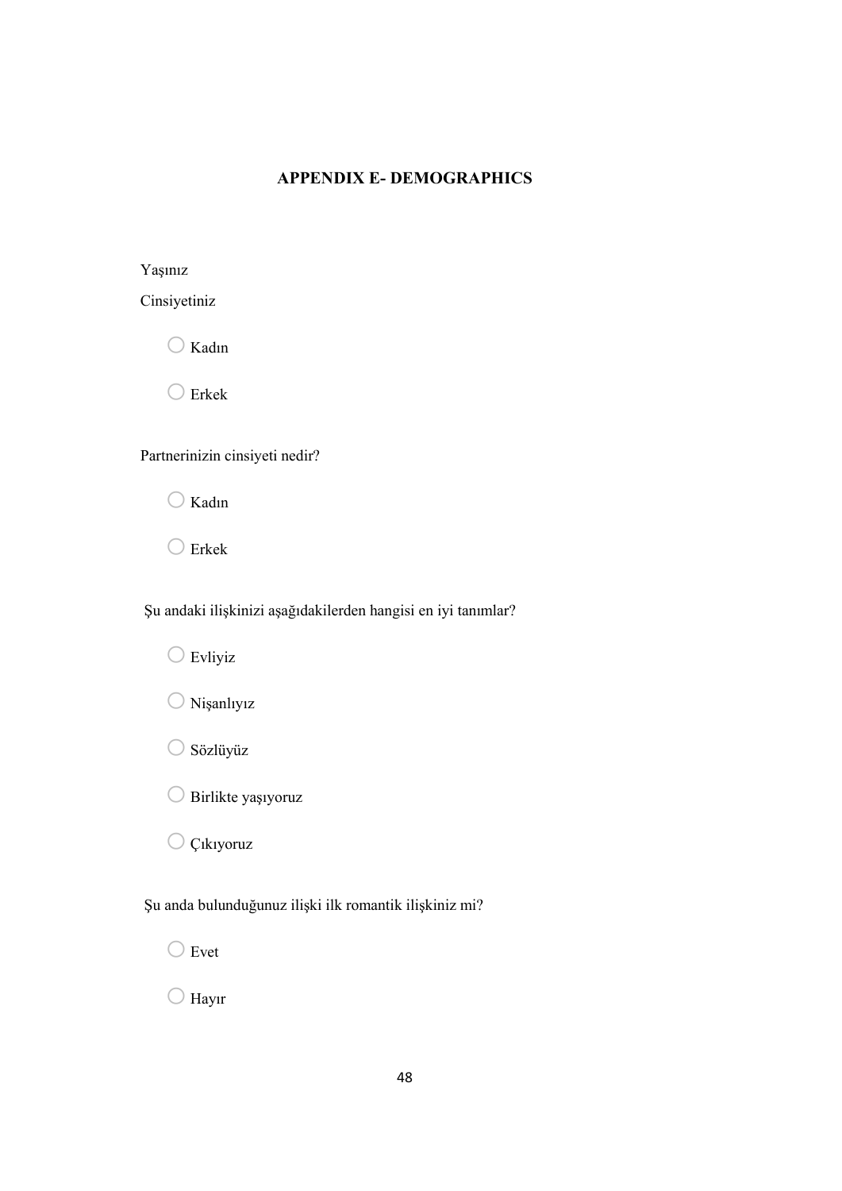## APPENDIX E- DEMOGRAPHICS

Yaşınız

Cinsiyetiniz

- ○ Kadın
- ○ Erkek

Partnerinizin cinsiyeti nedir?

- ○ Kadın
- ○ Erkek

Şu andaki ilişkinizi aşağıdakilerden hangisi en iyi tanımlar?

- ○ Evliyiz
- ○ Nişanlıyız
- ○ Sözlüyüz
- ○ Birlikte yaşıyoruz
- ○ Çıkıyoruz

Şu anda bulunduğunuz ilişki ilk romantik ilişkiniz mi?

- ○ Evet
- ○ Hayır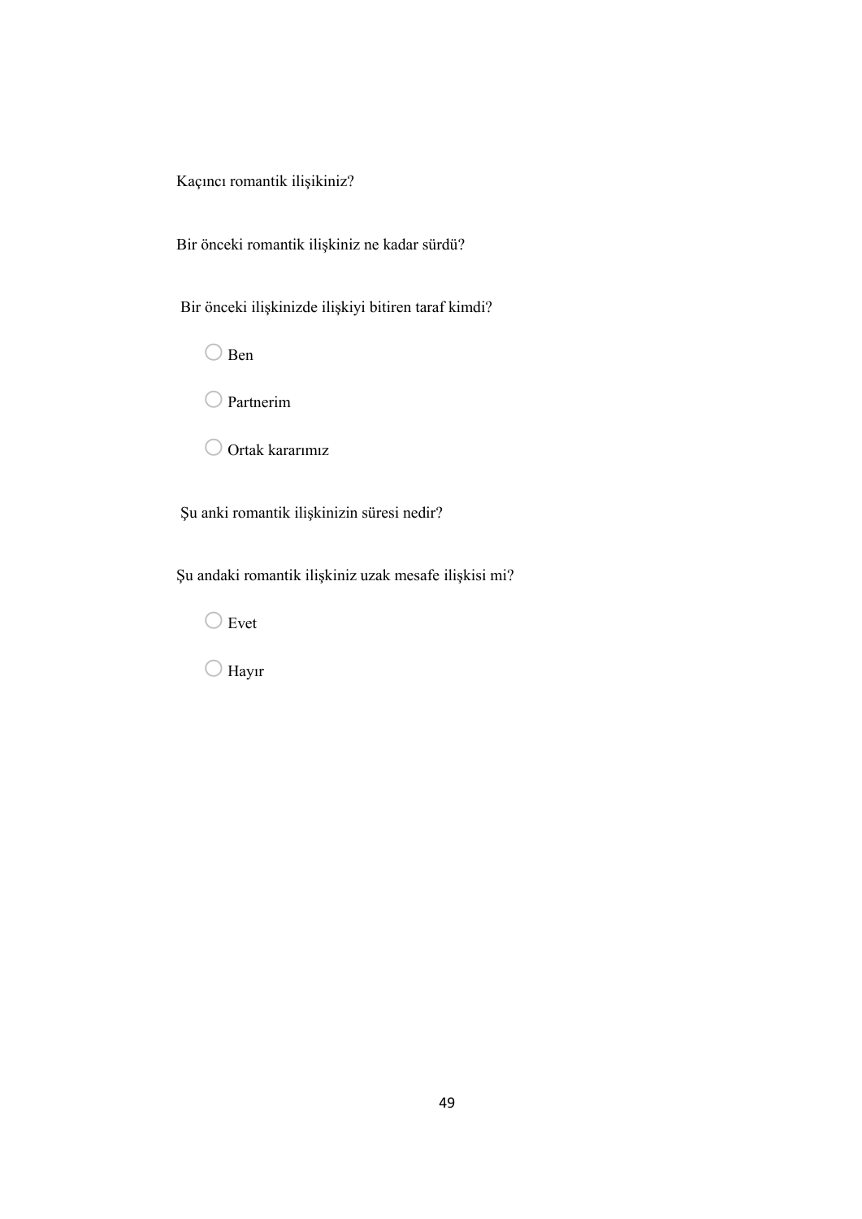Kaçıncı romantik ilişikiniz?

Bir önceki romantik ilişkiniz ne kadar sürdü?

Bir önceki ilişkinizde ilişkiyi bitiren taraf kimdi?

- ◯ Ben
- ◯ Partnerim
- ◯ Ortak kararımız

Şu anki romantik ilişkinizin süresi nedir?

Şu andaki romantik ilişkiniz uzak mesafe ilişkisi mi?

- ◯ Evet
- ◯ Hayır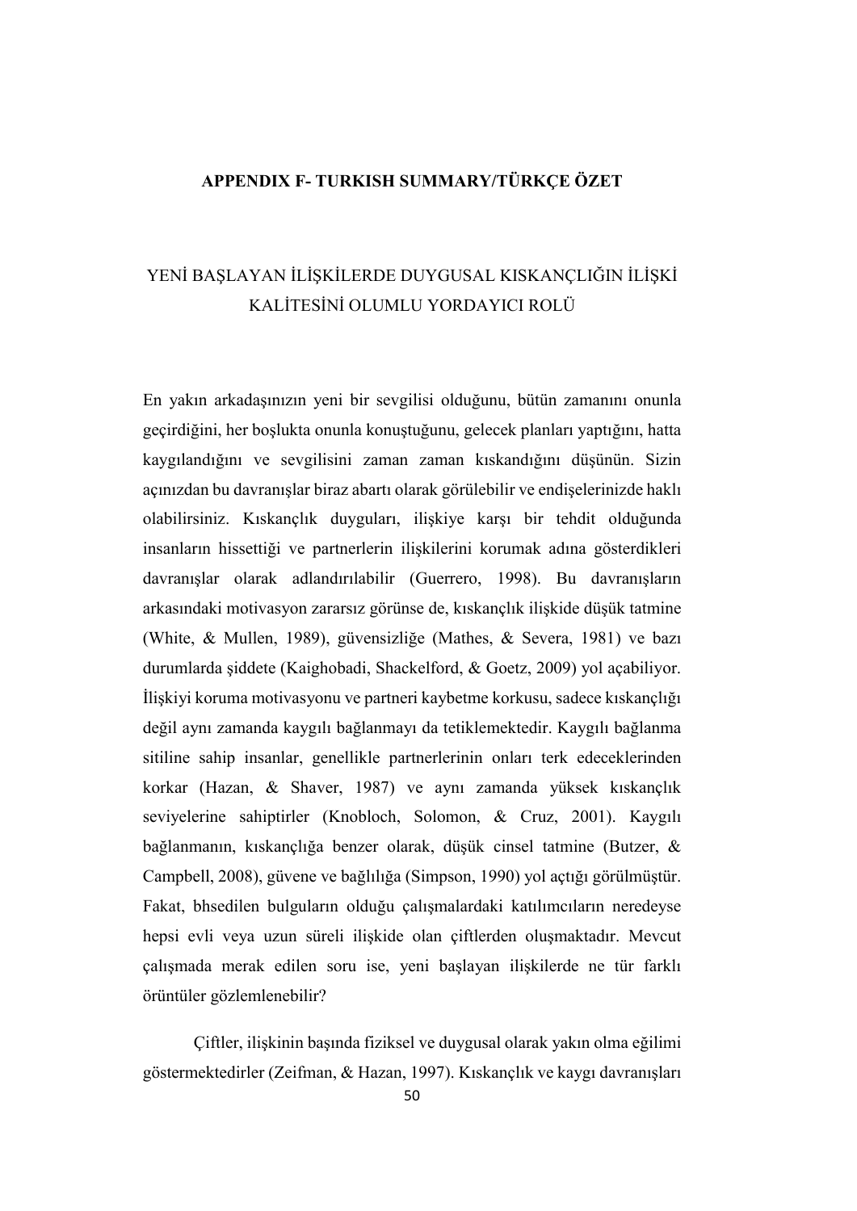# APPENDIX F- TURKISH SUMMARY/TÜRKÇE ÖZET

## YENİ BAŞLAYAN İLİŞKİLERDE DUYGUSAL KISKANÇLIĞIN İLİŞKİ KALİTESİNİ OLUMLU YORDAYICI ROLÜ

En yakın arkadaşınızın yeni bir sevgilisi olduğunu, bütün zamanını onunla geçirdiğini, her boşlukta onunla konuştuğunu, gelecek planları yaptığını, hatta kaygılandığını ve sevgilisini zaman zaman kıskandığını düşünün. Sizin açınızdan bu davranışlar biraz abartı olarak görülebilir ve endişelerinizde haklı olabilirsiniz. Kıskançlık duyguları, ilişkiye karşı bir tehdit olduğunda insanların hissettiği ve partnerlerin ilişkilerini korumak adına gösterdikleri davranışlar olarak adlandırılabilir (Guerrero, 1998). Bu davranışların arkasındaki motivasyon zararsız görünse de, kıskançlık ilişkide düşük tatmine (White, & Mullen, 1989), güvensizliğe (Mathes, & Severa, 1981) ve bazı durumlarda şiddete (Kaighobadi, Shackelford, & Goetz, 2009) yol açabiliyor. İlişkiyi koruma motivasyonu ve partneri kaybetme korkusu, sadece kıskançlığı değil aynı zamanda kaygılı bağlanmayı da tetiklemektedir. Kaygılı bağlanma sitiline sahip insanlar, genellikle partnerlerinin onları terk edeceklerinden korkar (Hazan, & Shaver, 1987) ve aynı zamanda yüksek kıskançlık seviyelerine sahiptirler (Knobloch, Solomon, & Cruz, 2001). Kaygılı bağlanmanın, kıskançlığa benzer olarak, düşük cinsel tatmine (Butzer, & Campbell, 2008), güvene ve bağlılığa (Simpson, 1990) yol açtığı görülmüştür. Fakat, bhsedilen bulguların olduğu çalışmalardaki katılımcıların neredeyse hepsi evli veya uzun süreli ilişkide olan çiftlerden oluşmaktadır. Mevcut çalışmada merak edilen soru ise, yeni başlayan ilişkilerde ne tür farklı örüntüler gözlemlenebilir?

Çiftler, ilişkinin başında fiziksel ve duygusal olarak yakın olma eğilimi göstermektedirler (Zeifman, & Hazan, 1997). Kıskançlık ve kaygı davranışları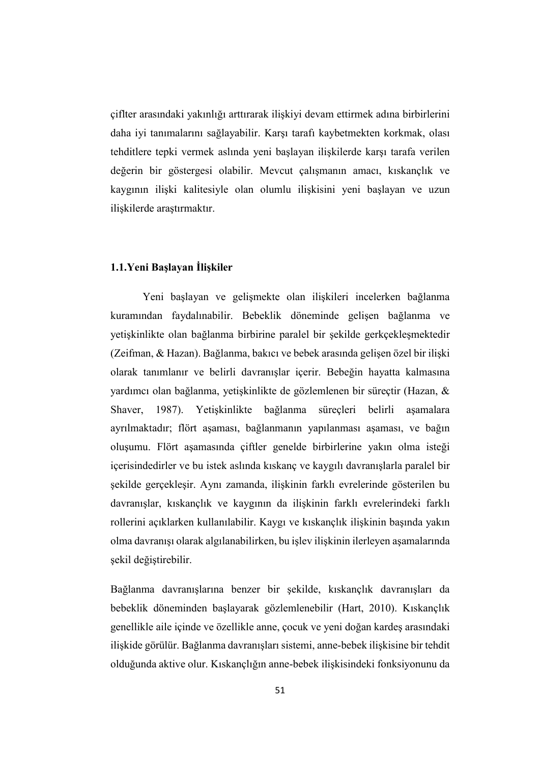çiflter arasındaki yakınlığı arttırarak ilişkiyi devam ettirmek adına birbirlerini daha iyi tanımalarını sağlayabilir. Karşı tarafı kaybetmekten korkmak, olası tehditlere tepki vermek aslında yeni başlayan ilişkilerde karşı tarafa verilen değerin bir göstergesi olabilir. Mevcut çalışmanın amacı, kıskançlık ve kaygının ilişki kalitesiyle olan olumlu ilişkisini yeni başlayan ve uzun ilişkilerde araştırmaktır.

## 1.1.Yeni Başlayan İlişkiler

Yeni başlayan ve gelişmekte olan ilişkileri incelerken bağlanma kuramından faydalınabilir. Bebeklik döneminde gelişen bağlanma ve yetişkinlikte olan bağlanma birbirine paralel bir şekilde gerkçekleşmektedir (Zeifman, & Hazan). Bağlanma, bakıcı ve bebek arasında gelişen özel bir ilişki olarak tanımlanır ve belirli davranışlar içerir. Bebeğin hayatta kalmasına yardımcı olan bağlanma, yetişkinlikte de gözlemlenen bir süreçtir (Hazan, & Shaver, 1987). Yetişkinlikte bağlanma süreçleri belirli aşamalara ayrılmaktadır; flört aşaması, bağlanmanın yapılanması aşaması, ve bağın oluşumu. Flört aşamasında çiftler genelde birbirlerine yakın olma isteği içerisindedirler ve bu istek aslında kıskanç ve kaygılı davranışlarla paralel bir şekilde gerçekleşir. Aynı zamanda, ilişkinin farklı evrelerinde gösterilen bu davranışlar, kıskançlık ve kaygının da ilişkinin farklı evrelerindeki farklı rollerini açıklarken kullanılabilir. Kaygı ve kıskançlık ilişkinin başında yakın olma davranışı olarak algılanabilirken, bu işlev ilişkinin ilerleyen aşamalarında şekil değiştirebilir.

Bağlanma davranışlarına benzer bir şekilde, kıskançlık davranışları da bebeklik döneminden başlayarak gözlemlenebilir (Hart, 2010). Kıskançlık genellikle aile içinde ve özellikle anne, çocuk ve yeni doğan kardeş arasındaki ilişkide görülür. Bağlanma davranışları sistemi, anne-bebek ilişkisine bir tehdit olduğunda aktive olur. Kıskançlığın anne-bebek ilişkisindeki fonksiyonunu da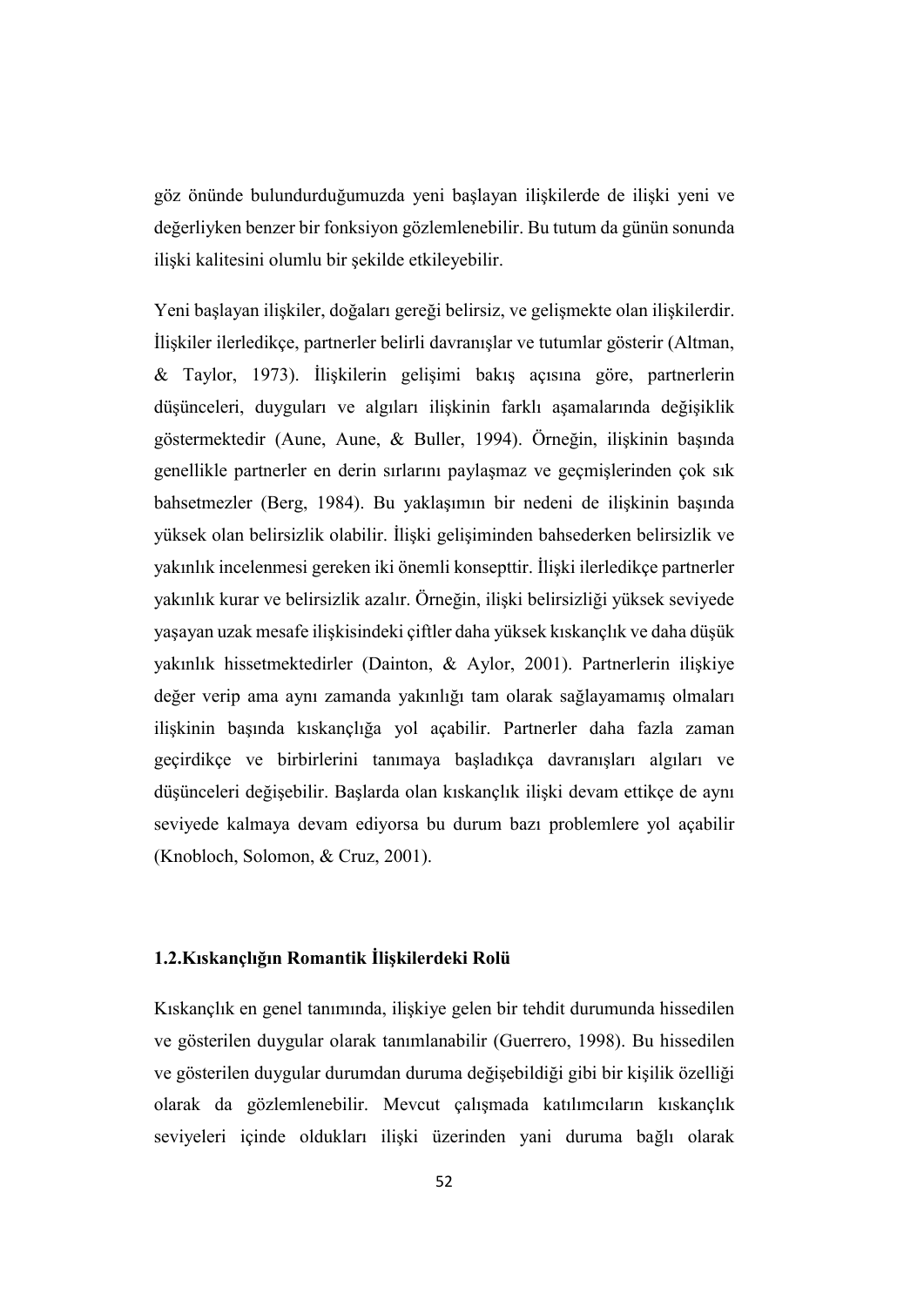göz önünde bulundurduğumuzda yeni başlayan ilişkilerde de ilişki yeni ve değerliyken benzer bir fonksiyon gözlemlenebilir. Bu tutum da günün sonunda ilişki kalitesini olumlu bir şekilde etkileyebilir.

Yeni başlayan ilişkiler, doğaları gereği belirsiz, ve gelişmekte olan ilişkilerdir. İlişkiler ilerledikçe, partnerler belirli davranışlar ve tutumlar gösterir (Altman, & Taylor, 1973). İlişkilerin gelişimi bakış açısına göre, partnerlerin düşünceleri, duyguları ve algıları ilişkinin farklı aşamalarında değişiklik göstermektedir (Aune, Aune, & Buller, 1994). Örneğin, ilişkinin başında genellikle partnerler en derin sırlarını paylaşmaz ve geçmişlerinden çok sık bahsetmezler (Berg, 1984). Bu yaklaşımın bir nedeni de ilişkinin başında yüksek olan belirsizlik olabilir. İlişki gelişiminden bahsederken belirsizlik ve yakınlık incelenmesi gereken iki önemli konsepttir. İlişki ilerledikçe partnerler yakınlık kurar ve belirsizlik azalır. Örneğin, ilişki belirsizliği yüksek seviyede yaşayan uzak mesafe ilişkisindeki çiftler daha yüksek kıskançlık ve daha düşük yakınlık hissetmektedirler (Dainton, & Aylor, 2001). Partnerlerin ilişkiye değer verip ama aynı zamanda yakınlığı tam olarak sağlayamamış olmaları ilişkinin başında kıskançlığa yol açabilir. Partnerler daha fazla zaman geçirdikçe ve birbirlerini tanımaya başladıkça davranışları algıları ve düşünceleri değişebilir. Başlarda olan kıskançlık ilişki devam ettikçe de aynı seviyede kalmaya devam ediyorsa bu durum bazı problemlere yol açabilir (Knobloch, Solomon, & Cruz, 2001).

## 1.2.Kıskançlığın Romantik İlişkilerdeki Rolü

Kıskançlık en genel tanımında, ilişkiye gelen bir tehdit durumunda hissedilen ve gösterilen duygular olarak tanımlanabilir (Guerrero, 1998). Bu hissedilen ve gösterilen duygular durumdan duruma değişebildiği gibi bir kişilik özelliği olarak da gözlemlenebilir. Mevcut çalışmada katılımcıların kıskançlık seviyeleri içinde oldukları ilişki üzerinden yani duruma bağlı olarak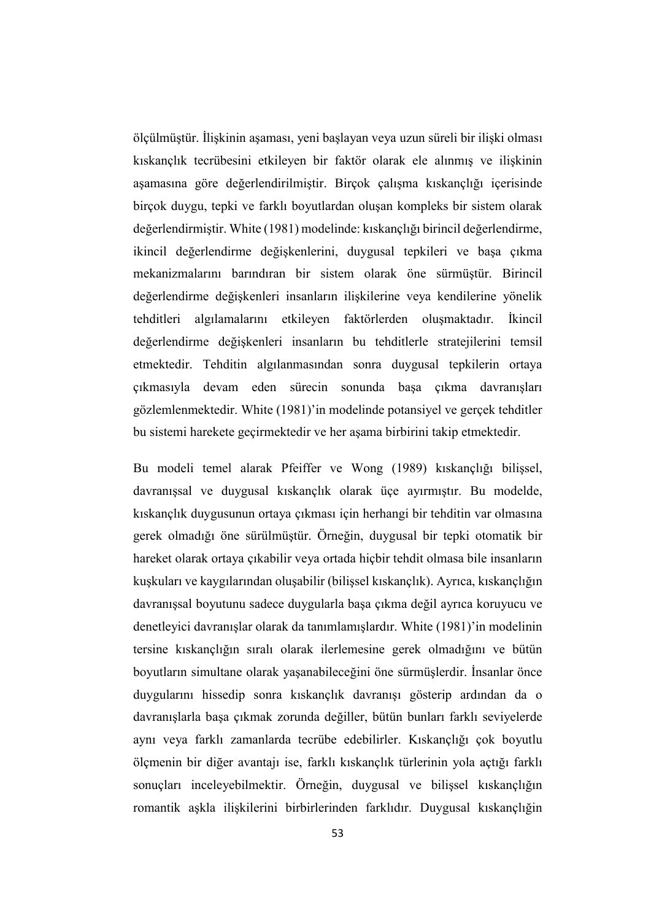ölçülmüştür. İlişkinin aşaması, yeni başlayan veya uzun süreli bir ilişki olması kıskançlık tecrübesini etkileyen bir faktör olarak ele alınmış ve ilişkinin aşamasına göre değerlendirilmiştir. Birçok çalışma kıskançlığı içerisinde birçok duygu, tepki ve farklı boyutlardan oluşan kompleks bir sistem olarak değerlendirmiştir. White (1981) modelinde: kıskançlığı birincil değerlendirme, ikincil değerlendirme değişkenlerini, duygusal tepkileri ve başa çıkma mekanizmalarını barındıran bir sistem olarak öne sürmüştür. Birincil değerlendirme değişkenleri insanların ilişkilerine veya kendilerine yönelik tehditleri algılamalarını etkileyen faktörlerden oluşmaktadır. İkincil değerlendirme değişkenleri insanların bu tehditlerle stratejilerini temsil etmektedir. Tehditin algılanmasından sonra duygusal tepkilerin ortaya çıkmasıyla devam eden sürecin sonunda başa çıkma davranışları gözlemlenmektedir. White (1981)'in modelinde potansiyel ve gerçek tehditler bu sistemi harekete geçirmektedir ve her aşama birbirini takip etmektedir.

Bu modeli temel alarak Pfeiffer ve Wong (1989) kıskançlığı bilişsel, davranışsal ve duygusal kıskançlık olarak üçe ayırmıştır. Bu modelde, kıskançlık duygusunun ortaya çıkması için herhangi bir tehditin var olmasına gerek olmadığı öne sürülmüştür. Örneğin, duygusal bir tepki otomatik bir hareket olarak ortaya çıkabilir veya ortada hiçbir tehdit olmasa bile insanların kuşkuları ve kaygılarından oluşabilir (bilişsel kıskançlık). Ayrıca, kıskançlığın davranışsal boyutunu sadece duygularla başa çıkma değil ayrıca koruyucu ve denetleyici davranışlar olarak da tanımlamışlardır. White (1981)'in modelinin tersine kıskançlığın sıralı olarak ilerlemesine gerek olmadığını ve bütün boyutların simultane olarak yaşanabileceğini öne sürmüşlerdir. İnsanlar önce duygularını hissedip sonra kıskançlık davranışı gösterip ardından da o davranışlarla başa çıkmak zorunda değiller, bütün bunları farklı seviyelerde aynı veya farklı zamanlarda tecrübe edebilirler. Kıskançlığı çok boyutlu ölçmenin bir diğer avantajı ise, farklı kıskançlık türlerinin yola açtığı farklı sonuçları inceleyebilmektir. Örneğin, duygusal ve bilişsel kıskançlığın romantik aşkla ilişkilerini birbirlerinden farklıdır. Duygusal kıskançlığın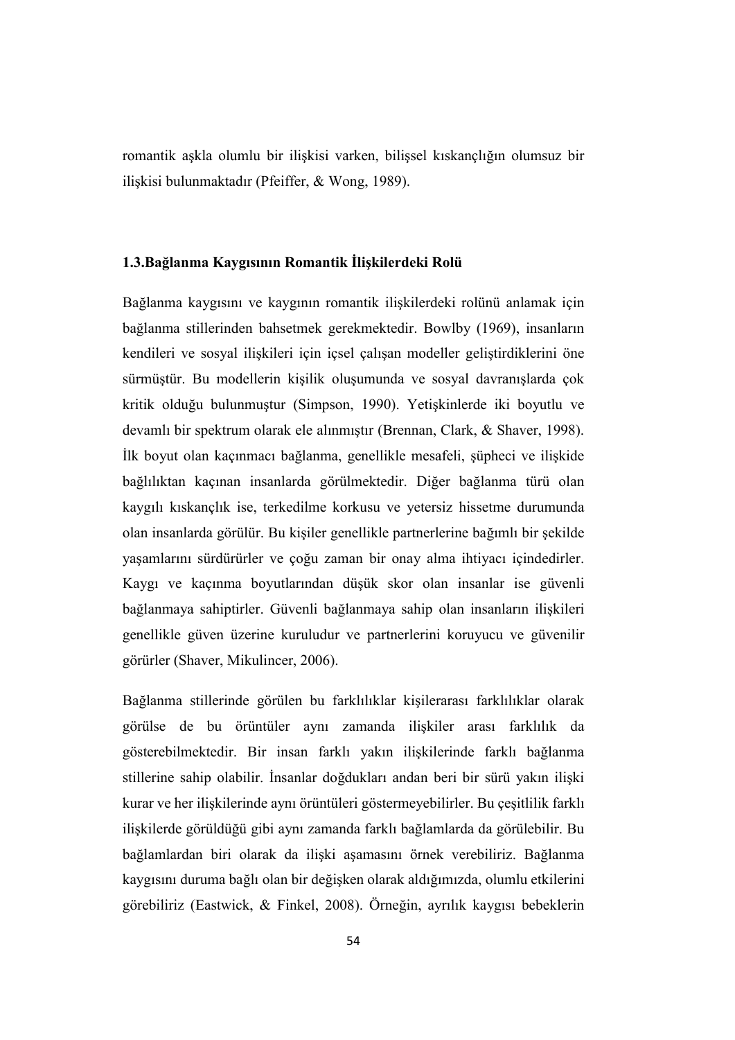romantik aşkla olumlu bir ilişkisi varken, bilişsel kıskançlığın olumsuz bir ilişkisi bulunmaktadır (Pfeiffer, & Wong, 1989).

### 1.3.Bağlanma Kaygısının Romantik İlişkilerdeki Rolü

Bağlanma kaygısını ve kaygının romantik ilişkilerdeki rolünü anlamak için bağlanma stillerinden bahsetmek gerekmektedir. Bowlby (1969), insanların kendileri ve sosyal ilişkileri için içsel çalışan modeller geliştirdiklerini öne sürmüştür. Bu modellerin kişilik oluşumunda ve sosyal davranışlarda çok kritik olduğu bulunmuştur (Simpson, 1990). Yetişkinlerde iki boyutlu ve devamlı bir spektrum olarak ele alınmıştır (Brennan, Clark, & Shaver, 1998). İlk boyut olan kaçınmacı bağlanma, genellikle mesafeli, şüpheci ve ilişkide bağlılıktan kaçınan insanlarda görülmektedir. Diğer bağlanma türü olan kaygılı kıskançlık ise, terkedilme korkusu ve yetersiz hissetme durumunda olan insanlarda görülür. Bu kişiler genellikle partnerlerine bağımlı bir şekilde yaşamlarını sürdürürler ve çoğu zaman bir onay alma ihtiyacı içindedirler. Kaygı ve kaçınma boyutlarından düşük skor olan insanlar ise güvenli bağlanmaya sahiptirler. Güvenli bağlanmaya sahip olan insanların ilişkileri genellikle güven üzerine kuruludur ve partnerlerini koruyucu ve güvenilir görürler (Shaver, Mikulincer, 2006).

Bağlanma stillerinde görülen bu farklılıklar kişilerarası farklılıklar olarak görülse de bu örüntüler aynı zamanda ilişkiler arası farklılık da gösterebilmektedir. Bir insan farklı yakın ilişkilerinde farklı bağlanma stillerine sahip olabilir. İnsanlar doğdukları andan beri bir sürü yakın ilişki kurar ve her ilişkilerinde aynı örüntüleri göstermeyebilirler. Bu çeşitlilik farklı ilişkilerde görüldüğü gibi aynı zamanda farklı bağlamlarda da görülebilir. Bu bağlamlardan biri olarak da ilişki aşamasını örnek verebiliriz. Bağlanma kaygısını duruma bağlı olan bir değişken olarak aldığımızda, olumlu etkilerini görebiliriz (Eastwick, & Finkel, 2008). Örneğin, ayrılık kaygısı bebeklerin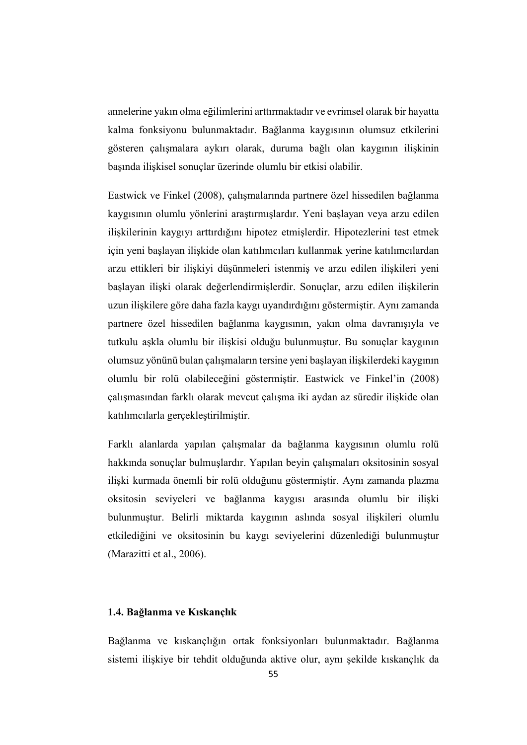annelerine yakın olma eğilimlerini arttırmaktadır ve evrimsel olarak bir hayatta kalma fonksiyonu bulunmaktadır. Bağlanma kaygısının olumsuz etkilerini gösteren çalışmalara aykırı olarak, duruma bağlı olan kaygının ilişkinin başında ilişkisel sonuçlar üzerinde olumlu bir etkisi olabilir.

Eastwick ve Finkel (2008), çalışmalarında partnere özel hissedilen bağlanma kaygısının olumlu yönlerini araştırmışlardır. Yeni başlayan veya arzu edilen ilişkilerinin kaygıyı arttırdığını hipotez etmişlerdir. Hipotezlerini test etmek için yeni başlayan ilişkide olan katılımcıları kullanmak yerine katılımcılardan arzu ettikleri bir ilişkiyi düşünmeleri istenmiş ve arzu edilen ilişkileri yeni başlayan ilişki olarak değerlendirmişlerdir. Sonuçlar, arzu edilen ilişkilerin uzun ilişkilere göre daha fazla kaygı uyandırdığını göstermiştir. Aynı zamanda partnere özel hissedilen bağlanma kaygısının, yakın olma davranışıyla ve tutkulu aşkla olumlu bir ilişkisi olduğu bulunmuştur. Bu sonuçlar kaygının olumsuz yönünü bulan çalışmaların tersine yeni başlayan ilişkilerdeki kaygının olumlu bir rolü olabileceğini göstermiştir. Eastwick ve Finkel'in (2008) çalışmasından farklı olarak mevcut çalışma iki aydan az süredir ilişkide olan katılımcılarla gerçekleştirilmiştir.

Farklı alanlarda yapılan çalışmalar da bağlanma kaygısının olumlu rolü hakkında sonuçlar bulmuşlardır. Yapılan beyin çalışmaları oksitosinin sosyal ilişki kurmada önemli bir rolü olduğunu göstermiştir. Aynı zamanda plazma oksitosin seviyeleri ve bağlanma kaygısı arasında olumlu bir ilişki bulunmuştur. Belirli miktarda kaygının aslında sosyal ilişkileri olumlu etkilediğini ve oksitosinin bu kaygı seviyelerini düzenlediği bulunmuştur (Marazitti et al., 2006).

### 1.4. Bağlanma ve Kıskançlık

Bağlanma ve kıskançlığın ortak fonksiyonları bulunmaktadır. Bağlanma sistemi ilişkiye bir tehdit olduğunda aktive olur, aynı şekilde kıskançlık da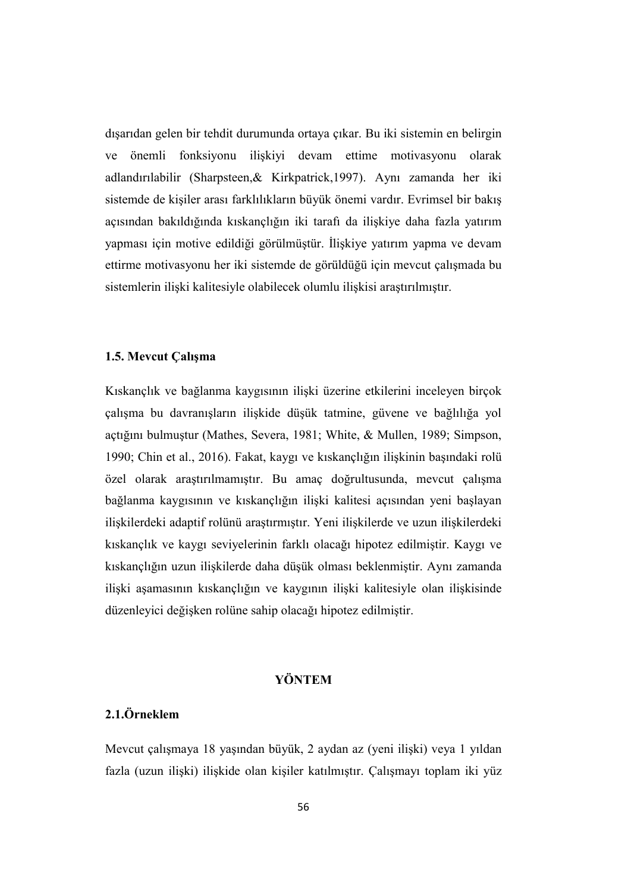dışarıdan gelen bir tehdit durumunda ortaya çıkar. Bu iki sistemin en belirgin ve önemli fonksiyonu ilişkiyi devam ettime motivasyonu olarak adlandırılabilir (Sharpsteen,& Kirkpatrick,1997). Aynı zamanda her iki sistemde de kişiler arası farklılıkların büyük önemi vardır. Evrimsel bir bakış açısından bakıldığında kıskançlığın iki tarafı da ilişkiye daha fazla yatırım yapması için motive edildiği görülmüştür. İlişkiye yatırım yapma ve devam ettirme motivasyonu her iki sistemde de görüldüğü için mevcut çalışmada bu sistemlerin ilişki kalitesiyle olabilecek olumlu ilişkisi araştırılmıştır.

### 1.5. Mevcut Çalışma

Kıskançlık ve bağlanma kaygısının ilişki üzerine etkilerini inceleyen birçok çalışma bu davranışların ilişkide düşük tatmine, güvene ve bağlılığa yol açtığını bulmuştur (Mathes, Severa, 1981; White, & Mullen, 1989; Simpson, 1990; Chin et al., 2016). Fakat, kaygı ve kıskançlığın ilişkinin başındaki rolü özel olarak araştırılmamıştır. Bu amaç doğrultusunda, mevcut çalışma bağlanma kaygısının ve kıskançlığın ilişki kalitesi açısından yeni başlayan ilişkilerdeki adaptif rolünü araştırmıştır. Yeni ilişkilerde ve uzun ilişkilerdeki kıskançlık ve kaygı seviyelerinin farklı olacağı hipotez edilmiştir. Kaygı ve kıskançlığın uzun ilişkilerde daha düşük olması beklenmiştir. Aynı zamanda ilişki aşamasının kıskançlığın ve kaygının ilişki kalitesiyle olan ilişkisinde düzenleyici değişken rolüne sahip olacağı hipotez edilmiştir.

## YÖNTEM

### 2.1.Örneklem

Mevcut çalışmaya 18 yaşından büyük, 2 aydan az (yeni ilişki) veya 1 yıldan fazla (uzun ilişki) ilişkide olan kişiler katılmıştır. Çalışmayı toplam iki yüz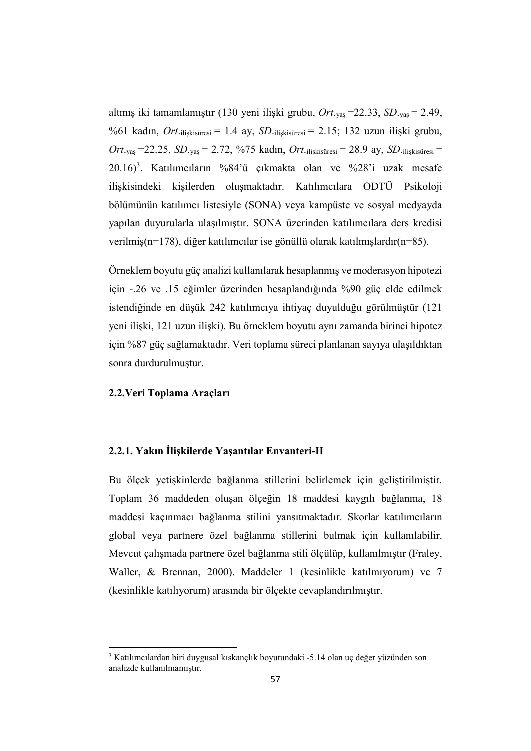altmış iki tamamlamıştır (130 yeni ilişki grubu, $Ort._{yaş}$ =22.33, $SD._{yaş}$ = 2.49, %61 kadın, $Ort._{ilişkisüresi}$ = 1.4 ay, $SD._{ilişkisüresi}$ = 2.15; 132 uzun ilişki grubu, $Ort._{yaş}$ =22.25, $SD._{yaş}$ = 2.72, %75 kadın, $Ort._{ilişkisüresi}$ = 28.9 ay, $SD._{ilişkisüresi}$ = 20.16)[3]. Katılımcıların %84'ü çıkmakta olan ve %28'i uzak mesafe ilişkisindeki kişilerden oluşmaktadır. Katılımcılara ODTÜ Psikoloji bölümünün katılımcı listesiyle (SONA) veya kampüste ve sosyal medyayda yapılan duyurularla ulaşılmıştır. SONA üzerinden katılımcılara ders kredisi verilmiş(n=178), diğer katılımcılar ise gönüllü olarak katılmışlardır(n=85).

Örneklem boyutu güç analizi kullanılarak hesaplanmış ve moderasyon hipotezi için -.26 ve .15 eğimler üzerinden hesaplandığında %90 güç elde edilmek istendiğinde en düşük 242 katılımcıya ihtiyaç duyulduğu görülmüştür (121 yeni ilişki, 121 uzun ilişki). Bu örneklem boyutu aynı zamanda birinci hipotez için %87 güç sağlamaktadır. Veri toplama süreci planlanan sayıya ulaşıldıktan sonra durdurulmuştur.

### 2.2.Veri Toplama Araçları

#### 2.2.1. Yakın İlişkilerde Yaşantılar Envanteri-II

Bu ölçek yetişkinlerde bağlanma stillerini belirlemek için geliştirilmiştir. Toplam 36 maddeden oluşan ölçeğin 18 maddesi kaygılı bağlanma, 18 maddesi kaçınmacı bağlanma stilini yansıtmaktadır. Skorlar katılımcıların global veya partnere özel bağlanma stillerini bulmak için kullanılabilir. Mevcut çalışmada partnere özel bağlanma stili ölçülüp, kullanılmıştır (Fraley, Waller, & Brennan, 2000). Maddeler 1 (kesinlikle katılmıyorum) ve 7 (kesinlikle katılıyorum) arasında bir ölçekte cevaplandırılmıştır.

[3] Katılımcılardan biri duygusal kıskançlık boyutundaki -5.14 olan uç değer yüzünden son analizde kullanılmamıştır.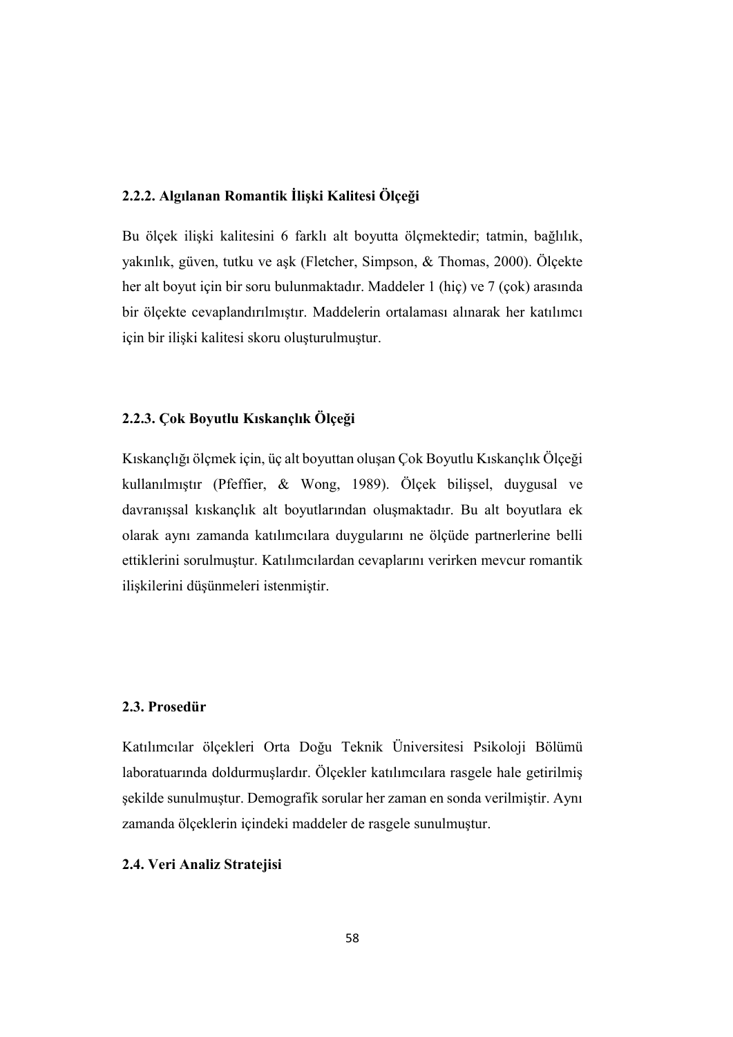### 2.2.2. Algılanan Romantik İlişki Kalitesi Ölçeği

Bu ölçek ilişki kalitesini 6 farklı alt boyutta ölçmektedir; tatmin, bağlılık, yakınlık, güven, tutku ve aşk (Fletcher, Simpson, & Thomas, 2000). Ölçekte her alt boyut için bir soru bulunmaktadır. Maddeler 1 (hiç) ve 7 (çok) arasında bir ölçekte cevaplandırılmıştır. Maddelerin ortalaması alınarak her katılımcı için bir ilişki kalitesi skoru oluşturulmuştur.

### 2.2.3. Çok Boyutlu Kıskançlık Ölçeği

Kıskançlığı ölçmek için, üç alt boyuttan oluşan Çok Boyutlu Kıskançlık Ölçeği kullanılmıştır (Pfeffier, & Wong, 1989). Ölçek bilişsel, duygusal ve davranışsal kıskançlık alt boyutlarından oluşmaktadır. Bu alt boyutlara ek olarak aynı zamanda katılımcılara duygularını ne ölçüde partnerlerine belli ettiklerini sorulmuştur. Katılımcılardan cevaplarını verirken mevcur romantik ilişkilerini düşünmeleri istenmiştir.

## 2.3. Prosedür

Katılımcılar ölçekleri Orta Doğu Teknik Üniversitesi Psikoloji Bölümü laboratuarında doldurmuşlardır. Ölçekler katılımcılara rasgele hale getirilmiş şekilde sunulmuştur. Demografik sorular her zaman en sonda verilmiştir. Aynı zamanda ölçeklerin içindeki maddeler de rasgele sunulmuştur.

## 2.4. Veri Analiz Stratejisi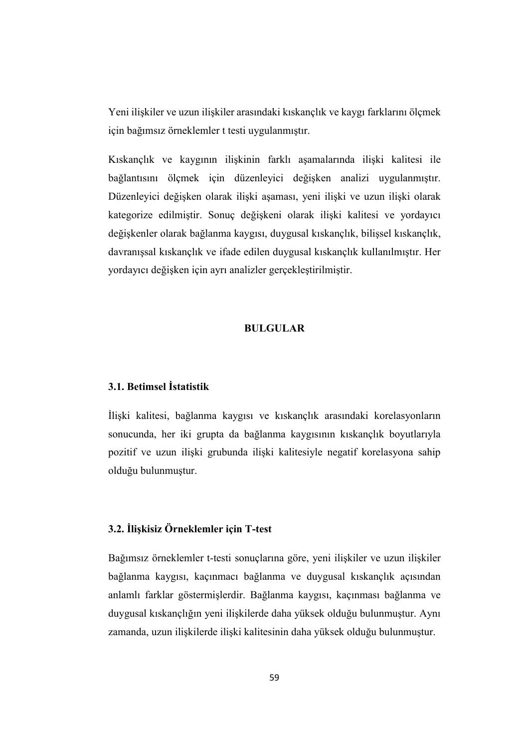Yeni ilişkiler ve uzun ilişkiler arasındaki kıskançlık ve kaygı farklarını ölçmek için bağımsız örneklemler t testi uygulanmıştır.

Kıskançlık ve kaygının ilişkinin farklı aşamalarında ilişki kalitesi ile bağlantısını ölçmek için düzenleyici değişken analizi uygulanmıştır. Düzenleyici değişken olarak ilişki aşaması, yeni ilişki ve uzun ilişki olarak kategorize edilmiştir. Sonuç değişkeni olarak ilişki kalitesi ve yordayıcı değişkenler olarak bağlanma kaygısı, duygusal kıskançlık, bilişsel kıskançlık, davranışsal kıskançlık ve ifade edilen duygusal kıskançlık kullanılmıştır. Her yordayıcı değişken için ayrı analizler gerçekleştirilmiştir.

# BULGULAR

## 3.1. Betimsel İstatistik

İlişki kalitesi, bağlanma kaygısı ve kıskançlık arasındaki korelasyonların sonucunda, her iki grupta da bağlanma kaygısının kıskançlık boyutlarıyla pozitif ve uzun ilişki grubunda ilişki kalitesiyle negatif korelasyona sahip olduğu bulunmuştur.

## 3.2. İlişkisiz Örneklemler için T-test

Bağımsız örneklemler t-testi sonuçlarına göre, yeni ilişkiler ve uzun ilişkiler bağlanma kaygısı, kaçınmacı bağlanma ve duygusal kıskançlık açısından anlamlı farklar göstermişlerdir. Bağlanma kaygısı, kaçınması bağlanma ve duygusal kıskançlığın yeni ilişkilerde daha yüksek olduğu bulunmuştur. Aynı zamanda, uzun ilişkilerde ilişki kalitesinin daha yüksek olduğu bulunmuştur.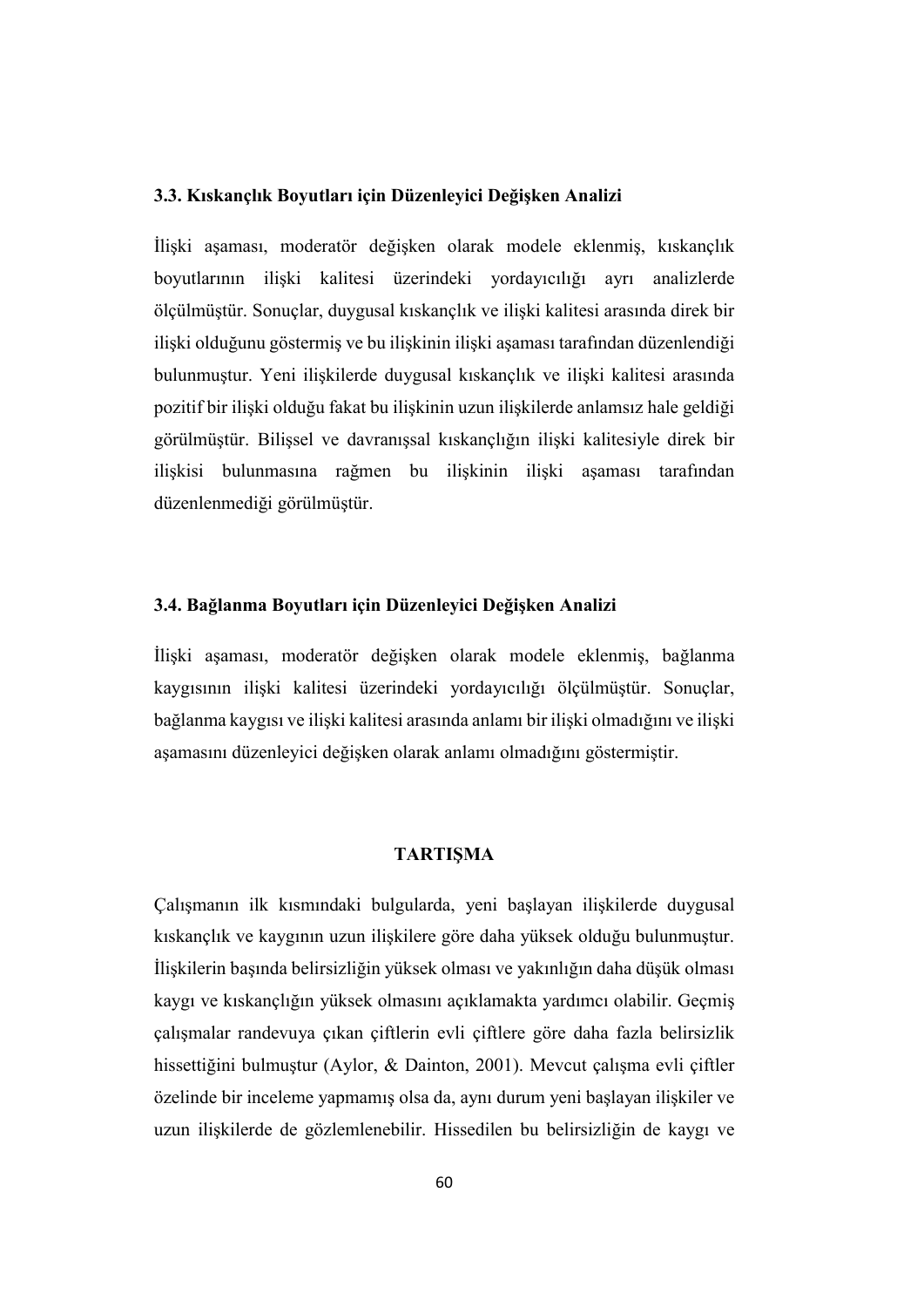### 3.3. Kıskançlık Boyutları için Düzenleyici Değişken Analizi

İlişki aşaması, moderatör değişken olarak modele eklenmiş, kıskançlık boyutlarının ilişki kalitesi üzerindeki yordayıcılığı ayrı analizlerde ölçülmüştür. Sonuçlar, duygusal kıskançlık ve ilişki kalitesi arasında direk bir ilişki olduğunu göstermiş ve bu ilişkinin ilişki aşaması tarafından düzenlendiği bulunmuştur. Yeni ilişkilerde duygusal kıskançlık ve ilişki kalitesi arasında pozitif bir ilişki olduğu fakat bu ilişkinin uzun ilişkilerde anlamsız hale geldiği görülmüştür. Bilişsel ve davranışsal kıskançlığın ilişki kalitesiyle direk bir ilişkisi bulunmasına rağmen bu ilişkinin ilişki aşaması tarafından düzenlenmediği görülmüştür.

### 3.4. Bağlanma Boyutları için Düzenleyici Değişken Analizi

İlişki aşaması, moderatör değişken olarak modele eklenmiş, bağlanma kaygısının ilişki kalitesi üzerindeki yordayıcılığı ölçülmüştür. Sonuçlar, bağlanma kaygısı ve ilişki kalitesi arasında anlamı bir ilişki olmadığını ve ilişki aşamasını düzenleyici değişken olarak anlamı olmadığını göstermiştir.

## TARTIŞMA

Çalışmanın ilk kısmındaki bulgularda, yeni başlayan ilişkilerde duygusal kıskançlık ve kaygının uzun ilişkilere göre daha yüksek olduğu bulunmuştur. İlişkilerin başında belirsizliğin yüksek olması ve yakınlığın daha düşük olması kaygı ve kıskançlığın yüksek olmasını açıklamakta yardımcı olabilir. Geçmiş çalışmalar randevuya çıkan çiftlerin evli çiftlere göre daha fazla belirsizlik hissettiğini bulmuştur (Aylor, & Dainton, 2001). Mevcut çalışma evli çiftler özelinde bir inceleme yapmamış olsa da, aynı durum yeni başlayan ilişkiler ve uzun ilişkilerde de gözlemlenebilir. Hissedilen bu belirsizliğin de kaygı ve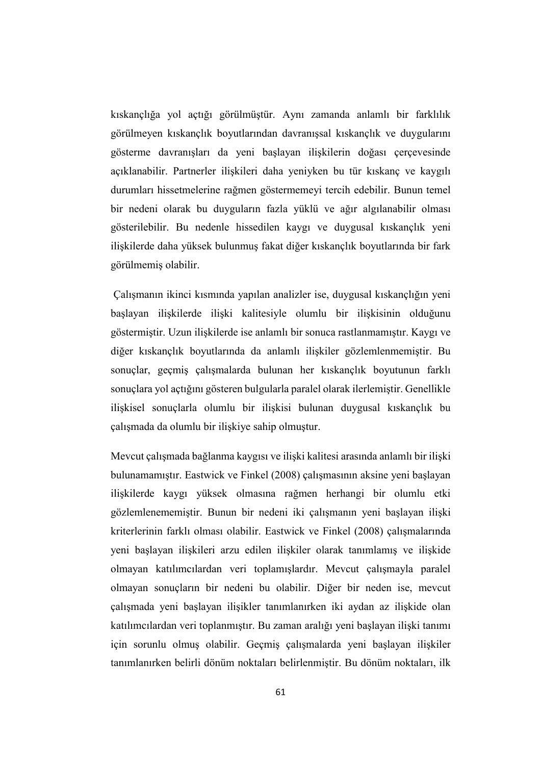kıskançlığa yol açtığı görülmüştür. Aynı zamanda anlamlı bir farklılık görülmeyen kıskançlık boyutlarından davranışsal kıskançlık ve duygularını gösterme davranışları da yeni başlayan ilişkilerin doğası çerçevesinde açıklanabilir. Partnerler ilişkileri daha yeniyken bu tür kıskanç ve kaygılı durumları hissetmelerine rağmen göstermemeyi tercih edebilir. Bunun temel bir nedeni olarak bu duyguların fazla yüklü ve ağır algılanabilir olması gösterilebilir. Bu nedenle hissedilen kaygı ve duygusal kıskançlık yeni ilişkilerde daha yüksek bulunmuş fakat diğer kıskançlık boyutlarında bir fark görülmemiş olabilir.

Çalışmanın ikinci kısmında yapılan analizler ise, duygusal kıskançlığın yeni başlayan ilişkilerde ilişki kalitesiyle olumlu bir ilişkisinin olduğunu göstermiştir. Uzun ilişkilerde ise anlamlı bir sonuca rastlanmamıştır. Kaygı ve diğer kıskançlık boyutlarında da anlamlı ilişkiler gözlemlenmemiştir. Bu sonuçlar, geçmiş çalışmalarda bulunan her kıskançlık boyutunun farklı sonuçlara yol açtığını gösteren bulgularla paralel olarak ilerlemiştir. Genellikle ilişkisel sonuçlarla olumlu bir ilişkisi bulunan duygusal kıskançlık bu çalışmada da olumlu bir ilişkiye sahip olmuştur.

Mevcut çalışmada bağlanma kaygısı ve ilişki kalitesi arasında anlamlı bir ilişki bulunamamıştır. Eastwick ve Finkel (2008) çalışmasının aksine yeni başlayan ilişkilerde kaygı yüksek olmasına rağmen herhangi bir olumlu etki gözlemlenememiştir. Bunun bir nedeni iki çalışmanın yeni başlayan ilişki kriterlerinin farklı olması olabilir. Eastwick ve Finkel (2008) çalışmalarında yeni başlayan ilişkileri arzu edilen ilişkiler olarak tanımlamış ve ilişkide olmayan katılımcılardan veri toplamışlardır. Mevcut çalışmayla paralel olmayan sonuçların bir nedeni bu olabilir. Diğer bir neden ise, mevcut çalışmada yeni başlayan ilişkiler tanımlanırken iki aydan az ilişkide olan katılımcılardan veri toplanmıştır. Bu zaman aralığı yeni başlayan ilişki tanımı için sorunlu olmuş olabilir. Geçmiş çalışmalarda yeni başlayan ilişkiler tanımlanırken belirli dönüm noktaları belirlenmiştir. Bu dönüm noktaları, ilk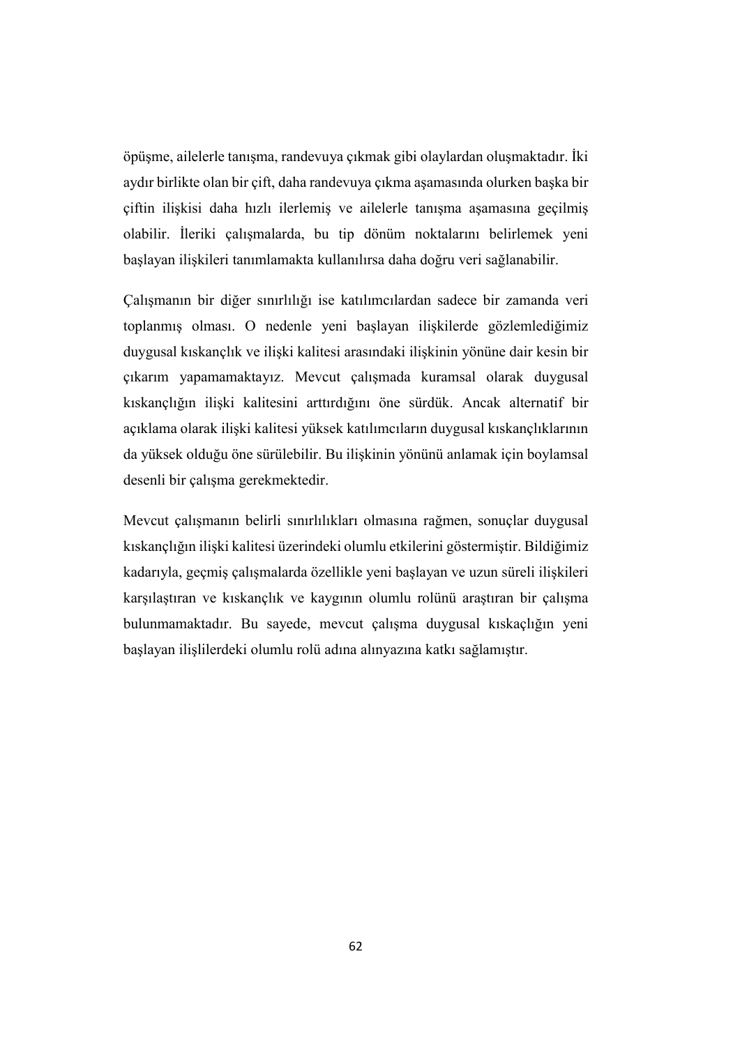öpüşme, ailelerle tanışma, randevuya çıkmak gibi olaylardan oluşmaktadır. İki aydır birlikte olan bir çift, daha randevuya çıkma aşamasında olurken başka bir çiftin ilişkisi daha hızlı ilerlemiş ve ailelerle tanışma aşamasına geçilmiş olabilir. İleriki çalışmalarda, bu tip dönüm noktalarını belirlemek yeni başlayan ilişkileri tanımlamakta kullanılırsa daha doğru veri sağlanabilir.

Çalışmanın bir diğer sınırlılığı ise katılımcılardan sadece bir zamanda veri toplanmış olması. O nedenle yeni başlayan ilişkilerde gözlemlediğimiz duygusal kıskançlık ve ilişki kalitesi arasındaki ilişkinin yönüne dair kesin bir çıkarım yapamamaktayız. Mevcut çalışmada kuramsal olarak duygusal kıskançlığın ilişki kalitesini arttırdığını öne sürdük. Ancak alternatif bir açıklama olarak ilişki kalitesi yüksek katılımcıların duygusal kıskançlıklarının da yüksek olduğu öne sürülebilir. Bu ilişkinin yönünü anlamak için boylamsal desenli bir çalışma gerekmektedir.

Mevcut çalışmanın belirli sınırlılıkları olmasına rağmen, sonuçlar duygusal kıskançlığın ilişki kalitesi üzerindeki olumlu etkilerini göstermiştir. Bildiğimiz kadarıyla, geçmiş çalışmalarda özellikle yeni başlayan ve uzun süreli ilişkileri karşılaştıran ve kıskançlık ve kaygının olumlu rolünü araştıran bir çalışma bulunmamaktadır. Bu sayede, mevcut çalışma duygusal kıskaçlığın yeni başlayan ilişlilerdeki olumlu rolü adına alınyazına katkı sağlamıştır.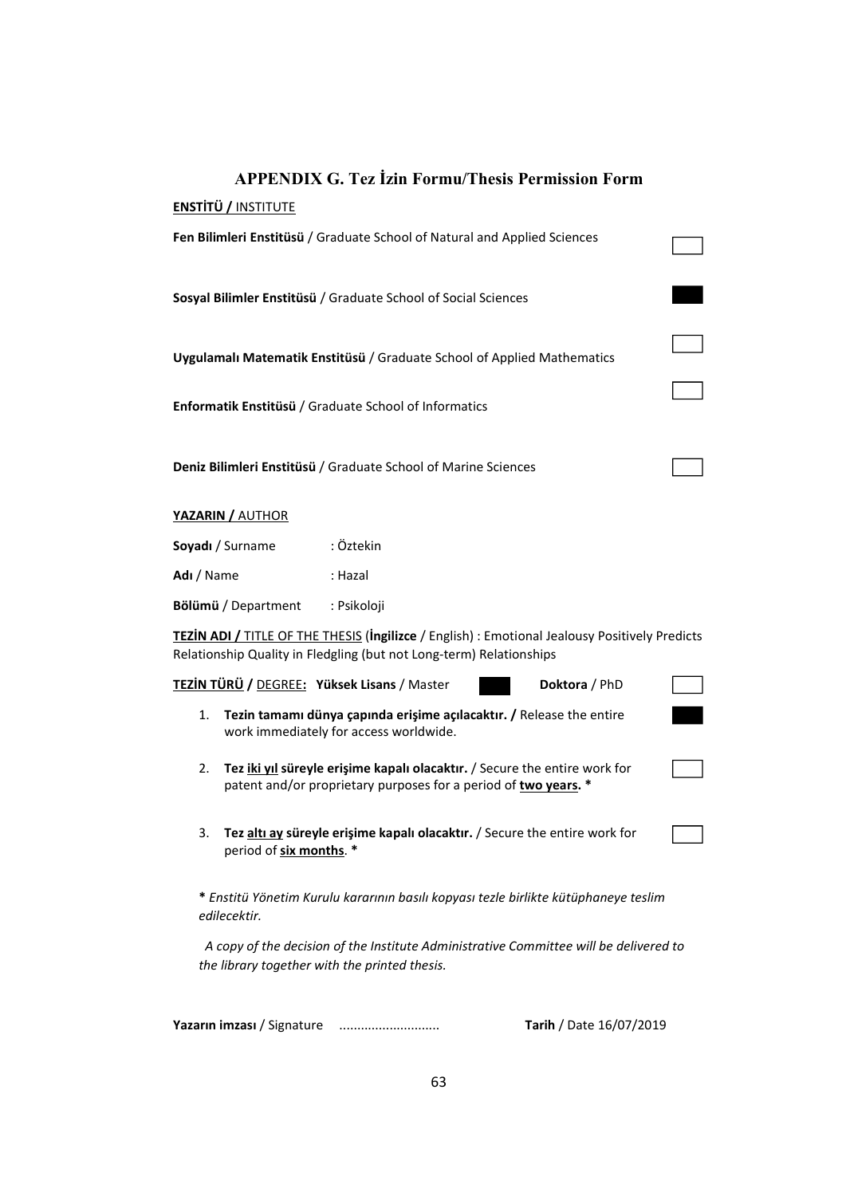# APPENDIX G. Tez İzin Formu/Thesis Permission Form

**ENSTİTÜ /** INSTITUTE

**Fen Bilimleri Enstitüsü** / Graduate School of Natural and Applied Sciences ☐

**Sosyal Bilimler Enstitüsü** / Graduate School of Social Sciences ■

**Uygulamalı Matematik Enstitüsü** / Graduate School of Applied Mathematics ☐

**Enformatik Enstitüsü** / Graduate School of Informatics ☐

**Deniz Bilimleri Enstitüsü** / Graduate School of Marine Sciences ☐

**YAZARIN /** AUTHOR

**Soyadı** / Surname : Öztekin

**Adı** / Name : Hazal

**Bölümü** / Department : Psikoloji

**TEZİN ADI /** TITLE OF THE THESIS (**İngilizce** / English) : Emotional Jealousy Positively Predicts Relationship Quality in Fledgling (but not Long-term) Relationships

**TEZİN TÜRÜ /** DEGREE**: Yüksek Lisans** / Master ■ **Doktora** / PhD ☐

1. **Tezin tamamı dünya çapında erişime açılacaktır. /** Release the entire work immediately for access worldwide. ■
2. **Tez iki yıl süreyle erişime kapalı olacaktır.** / Secure the entire work for patent and/or proprietary purposes for a period of **two years. *** ☐
3. **Tez altı ay süreyle erişime kapalı olacaktır.** / Secure the entire work for period of **six months**. * ☐

**\*** *Enstitü Yönetim Kurulu kararının basılı kopyası tezle birlikte kütüphaneye teslim edilecektir.*

*A copy of the decision of the Institute Administrative Committee will be delivered to the library together with the printed thesis.*

**Yazarın imzası** / Signature ............................ **Tarih** / Date 16/07/2019